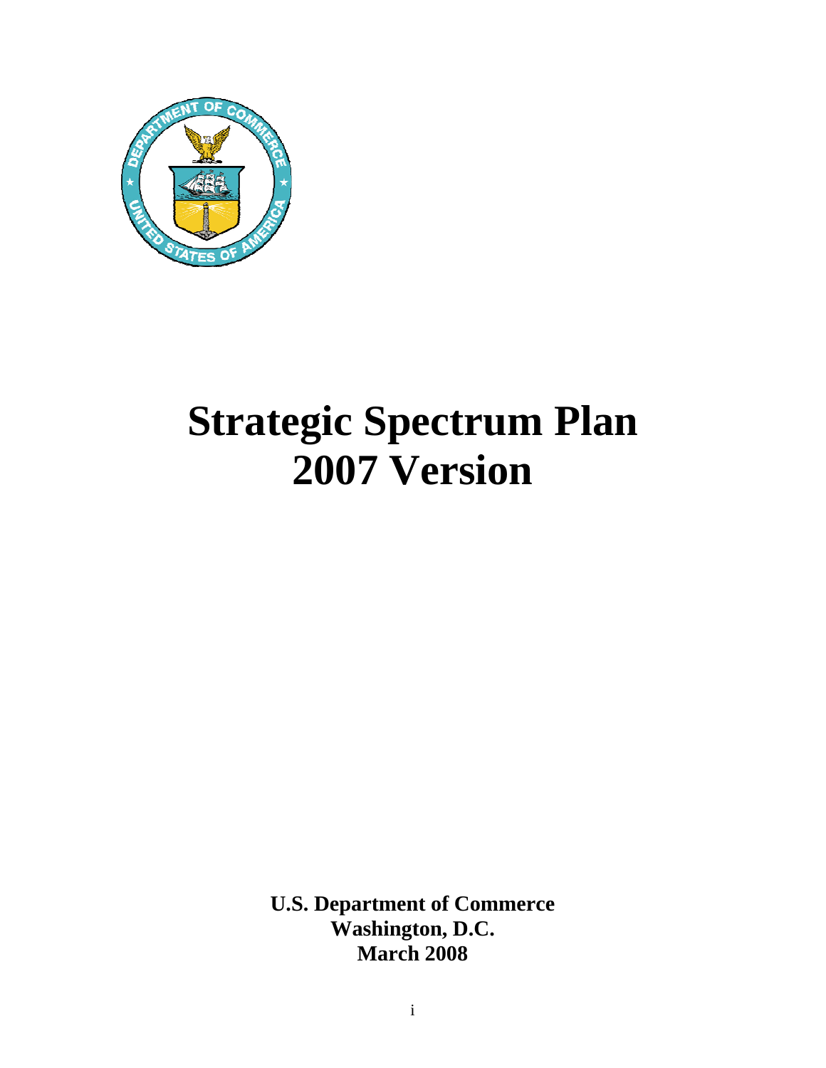# Strategic Spectrum Plan
# 2007 Version

**U.S. Department of Commerce**
**Washington, D.C.**
**March 2008**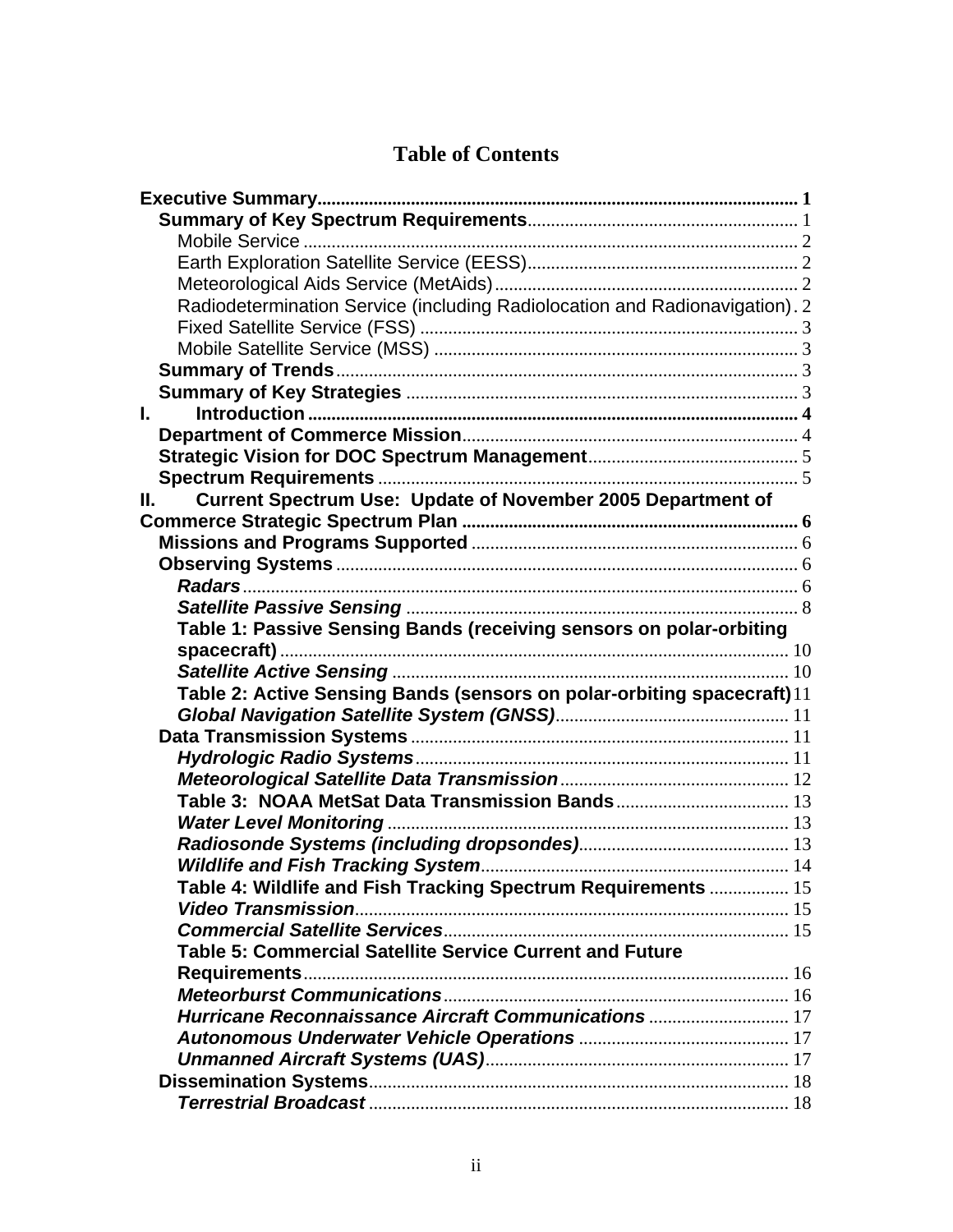# Table of Contents

**Executive Summary** ..... **1**

- **Summary of Key Spectrum Requirements** ..... 1
  - Mobile Service ..... 2
  - Earth Exploration Satellite Service (EESS) ..... 2
  - Meteorological Aids Service (MetAids) ..... 2
  - Radiodetermination Service (including Radiolocation and Radionavigation) ..... 2
  - Fixed Satellite Service (FSS) ..... 3
  - Mobile Satellite Service (MSS) ..... 3
- **Summary of Trends** ..... 3
- **Summary of Key Strategies** ..... 3

**I. Introduction** ..... **4**

- **Department of Commerce Mission** ..... 4
- **Strategic Vision for DOC Spectrum Management** ..... 5
- **Spectrum Requirements** ..... 5

**II. Current Spectrum Use: Update of November 2005 Department of Commerce Strategic Spectrum Plan** ..... **6**

- **Missions and Programs Supported** ..... 6
- **Observing Systems** ..... 6
  - ***Radars*** ..... 6
  - ***Satellite Passive Sensing*** ..... 8
  - **Table 1: Passive Sensing Bands (receiving sensors on polar-orbiting spacecraft)** ..... 10
  - ***Satellite Active Sensing*** ..... 10
  - **Table 2: Active Sensing Bands (sensors on polar-orbiting spacecraft)** ..... 11
  - ***Global Navigation Satellite System (GNSS)*** ..... 11
- **Data Transmission Systems** ..... 11
  - ***Hydrologic Radio Systems*** ..... 11
  - ***Meteorological Satellite Data Transmission*** ..... 12
  - **Table 3: NOAA MetSat Data Transmission Bands** ..... 13
  - ***Water Level Monitoring*** ..... 13
  - ***Radiosonde Systems (including dropsondes)*** ..... 13
  - ***Wildlife and Fish Tracking System*** ..... 14
  - **Table 4: Wildlife and Fish Tracking Spectrum Requirements** ..... 15
  - ***Video Transmission*** ..... 15
  - ***Commercial Satellite Services*** ..... 15
  - **Table 5: Commercial Satellite Service Current and Future Requirements** ..... 16
  - ***Meteorburst Communications*** ..... 16
  - ***Hurricane Reconnaissance Aircraft Communications*** ..... 17
  - ***Autonomous Underwater Vehicle Operations*** ..... 17
  - ***Unmanned Aircraft Systems (UAS)*** ..... 17
- **Dissemination Systems** ..... 18
  - ***Terrestrial Broadcast*** ..... 18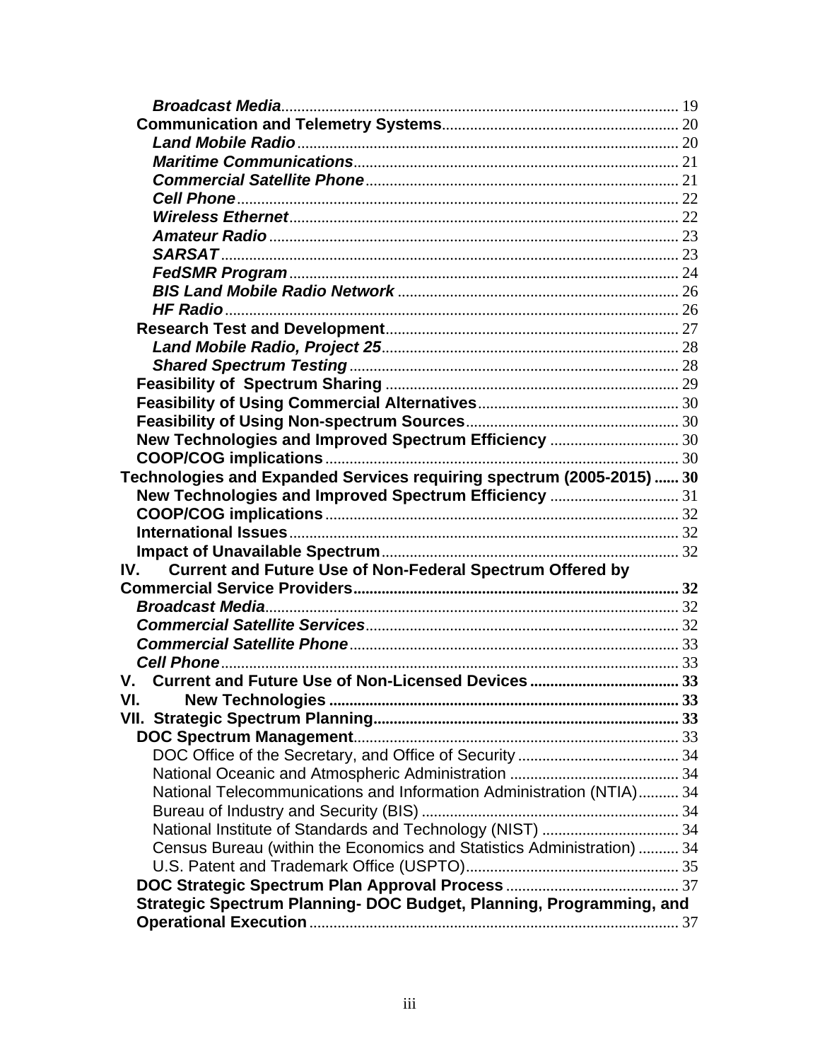*Broadcast Media* ........ 19

**Communication and Telemetry Systems** ........ 20

*Land Mobile Radio* ........ 20

*Maritime Communications* ........ 21

*Commercial Satellite Phone* ........ 21

*Cell Phone* ........ 22

*Wireless Ethernet* ........ 22

*Amateur Radio* ........ 23

*SARSAT* ........ 23

*FedSMR Program* ........ 24

*BIS Land Mobile Radio Network* ........ 26

*HF Radio* ........ 26

**Research Test and Development** ........ 27

*Land Mobile Radio, Project 25* ........ 28

*Shared Spectrum Testing* ........ 28

**Feasibility of Spectrum Sharing** ........ 29

**Feasibility of Using Commercial Alternatives** ........ 30

**Feasibility of Using Non-spectrum Sources** ........ 30

**New Technologies and Improved Spectrum Efficiency** ........ 30

**COOP/COG implications** ........ 30

**Technologies and Expanded Services requiring spectrum (2005-2015)** ........ 30

**New Technologies and Improved Spectrum Efficiency** ........ 31

**COOP/COG implications** ........ 32

**International Issues** ........ 32

**Impact of Unavailable Spectrum** ........ 32

**IV. Current and Future Use of Non-Federal Spectrum Offered by Commercial Service Providers** ........ 32

*Broadcast Media* ........ 32

*Commercial Satellite Services* ........ 32

*Commercial Satellite Phone* ........ 33

*Cell Phone* ........ 33

**V. Current and Future Use of Non-Licensed Devices** ........ 33

**VI. New Technologies** ........ 33

**VII. Strategic Spectrum Planning** ........ 33

**DOC Spectrum Management** ........ 33

DOC Office of the Secretary, and Office of Security ........ 34

National Oceanic and Atmospheric Administration ........ 34

National Telecommunications and Information Administration (NTIA) ........ 34

Bureau of Industry and Security (BIS) ........ 34

National Institute of Standards and Technology (NIST) ........ 34

Census Bureau (within the Economics and Statistics Administration) ........ 34

U.S. Patent and Trademark Office (USPTO) ........ 35

**DOC Strategic Spectrum Plan Approval Process** ........ 37

**Strategic Spectrum Planning- DOC Budget, Planning, Programming, and Operational Execution** ........ 37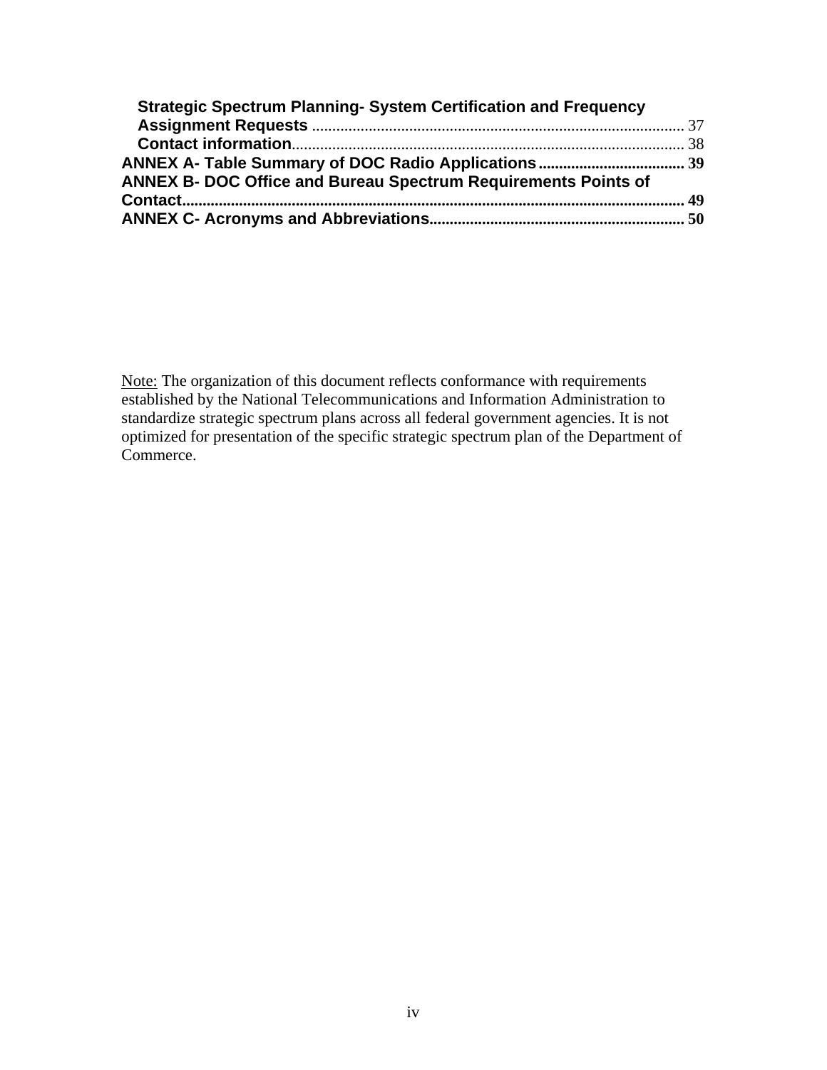Strategic Spectrum Planning- System Certification and Frequency Assignment Requests ........................................................................................... 37
Contact information................................................................................................ 38
**ANNEX A- Table Summary of DOC Radio Applications.................................... 39**
**ANNEX B- DOC Office and Bureau Spectrum Requirements Points of Contact........................................................................................................................ 49**
**ANNEX C- Acronyms and Abbreviations............................................................. 50**

Note: The organization of this document reflects conformance with requirements established by the National Telecommunications and Information Administration to standardize strategic spectrum plans across all federal government agencies. It is not optimized for presentation of the specific strategic spectrum plan of the Department of Commerce.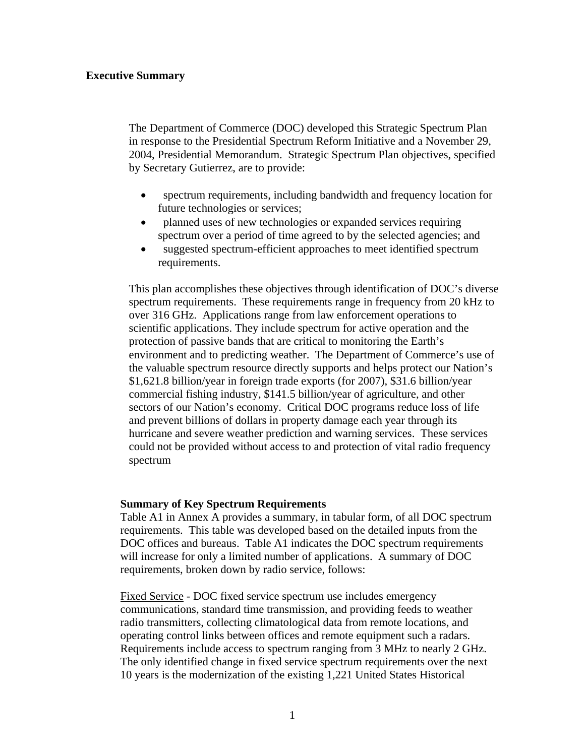## Executive Summary

The Department of Commerce (DOC) developed this Strategic Spectrum Plan in response to the Presidential Spectrum Reform Initiative and a November 29, 2004, Presidential Memorandum. Strategic Spectrum Plan objectives, specified by Secretary Gutierrez, are to provide:

- spectrum requirements, including bandwidth and frequency location for future technologies or services;
- planned uses of new technologies or expanded services requiring spectrum over a period of time agreed to by the selected agencies; and
- suggested spectrum-efficient approaches to meet identified spectrum requirements.

This plan accomplishes these objectives through identification of DOC's diverse spectrum requirements. These requirements range in frequency from 20 kHz to over 316 GHz. Applications range from law enforcement operations to scientific applications. They include spectrum for active operation and the protection of passive bands that are critical to monitoring the Earth's environment and to predicting weather. The Department of Commerce's use of the valuable spectrum resource directly supports and helps protect our Nation's $1,621.8 billion/year in foreign trade exports (for 2007), $31.6 billion/year commercial fishing industry, $141.5 billion/year of agriculture, and other sectors of our Nation's economy. Critical DOC programs reduce loss of life and prevent billions of dollars in property damage each year through its hurricane and severe weather prediction and warning services. These services could not be provided without access to and protection of vital radio frequency spectrum

### Summary of Key Spectrum Requirements

Table A1 in Annex A provides a summary, in tabular form, of all DOC spectrum requirements. This table was developed based on the detailed inputs from the DOC offices and bureaus. Table A1 indicates the DOC spectrum requirements will increase for only a limited number of applications. A summary of DOC requirements, broken down by radio service, follows:

Fixed Service - DOC fixed service spectrum use includes emergency communications, standard time transmission, and providing feeds to weather radio transmitters, collecting climatological data from remote locations, and operating control links between offices and remote equipment such a radars. Requirements include access to spectrum ranging from 3 MHz to nearly 2 GHz. The only identified change in fixed service spectrum requirements over the next 10 years is the modernization of the existing 1,221 United States Historical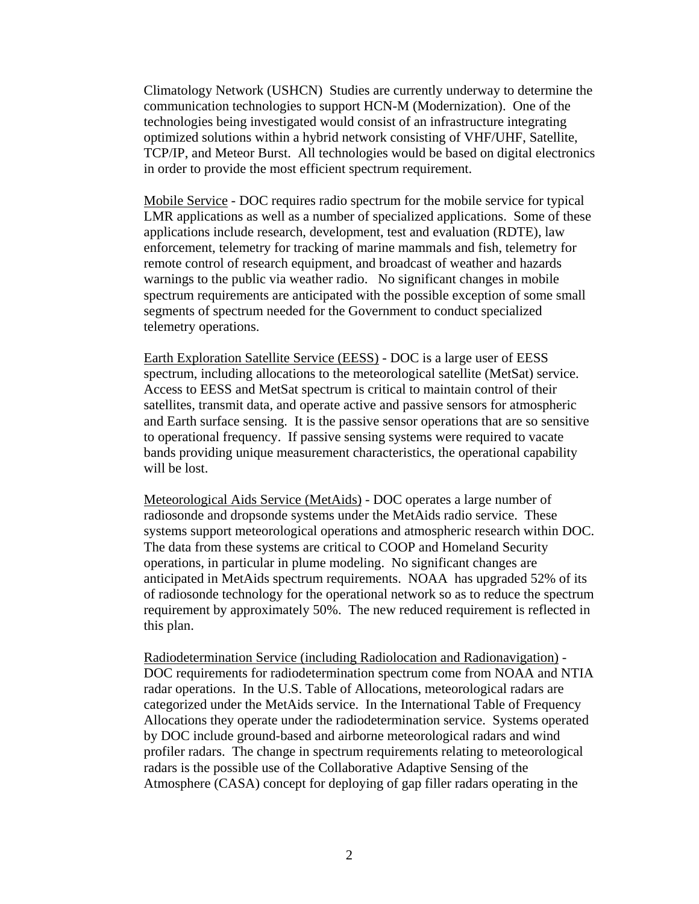Climatology Network (USHCN) Studies are currently underway to determine the communication technologies to support HCN-M (Modernization). One of the technologies being investigated would consist of an infrastructure integrating optimized solutions within a hybrid network consisting of VHF/UHF, Satellite, TCP/IP, and Meteor Burst. All technologies would be based on digital electronics in order to provide the most efficient spectrum requirement.

Mobile Service - DOC requires radio spectrum for the mobile service for typical LMR applications as well as a number of specialized applications. Some of these applications include research, development, test and evaluation (RDTE), law enforcement, telemetry for tracking of marine mammals and fish, telemetry for remote control of research equipment, and broadcast of weather and hazards warnings to the public via weather radio. No significant changes in mobile spectrum requirements are anticipated with the possible exception of some small segments of spectrum needed for the Government to conduct specialized telemetry operations.

Earth Exploration Satellite Service (EESS) - DOC is a large user of EESS spectrum, including allocations to the meteorological satellite (MetSat) service. Access to EESS and MetSat spectrum is critical to maintain control of their satellites, transmit data, and operate active and passive sensors for atmospheric and Earth surface sensing. It is the passive sensor operations that are so sensitive to operational frequency. If passive sensing systems were required to vacate bands providing unique measurement characteristics, the operational capability will be lost.

Meteorological Aids Service (MetAids) - DOC operates a large number of radiosonde and dropsonde systems under the MetAids radio service. These systems support meteorological operations and atmospheric research within DOC. The data from these systems are critical to COOP and Homeland Security operations, in particular in plume modeling. No significant changes are anticipated in MetAids spectrum requirements. NOAA has upgraded 52% of its of radiosonde technology for the operational network so as to reduce the spectrum requirement by approximately 50%. The new reduced requirement is reflected in this plan.

Radiodetermination Service (including Radiolocation and Radionavigation) - DOC requirements for radiodetermination spectrum come from NOAA and NTIA radar operations. In the U.S. Table of Allocations, meteorological radars are categorized under the MetAids service. In the International Table of Frequency Allocations they operate under the radiodetermination service. Systems operated by DOC include ground-based and airborne meteorological radars and wind profiler radars. The change in spectrum requirements relating to meteorological radars is the possible use of the Collaborative Adaptive Sensing of the Atmosphere (CASA) concept for deploying of gap filler radars operating in the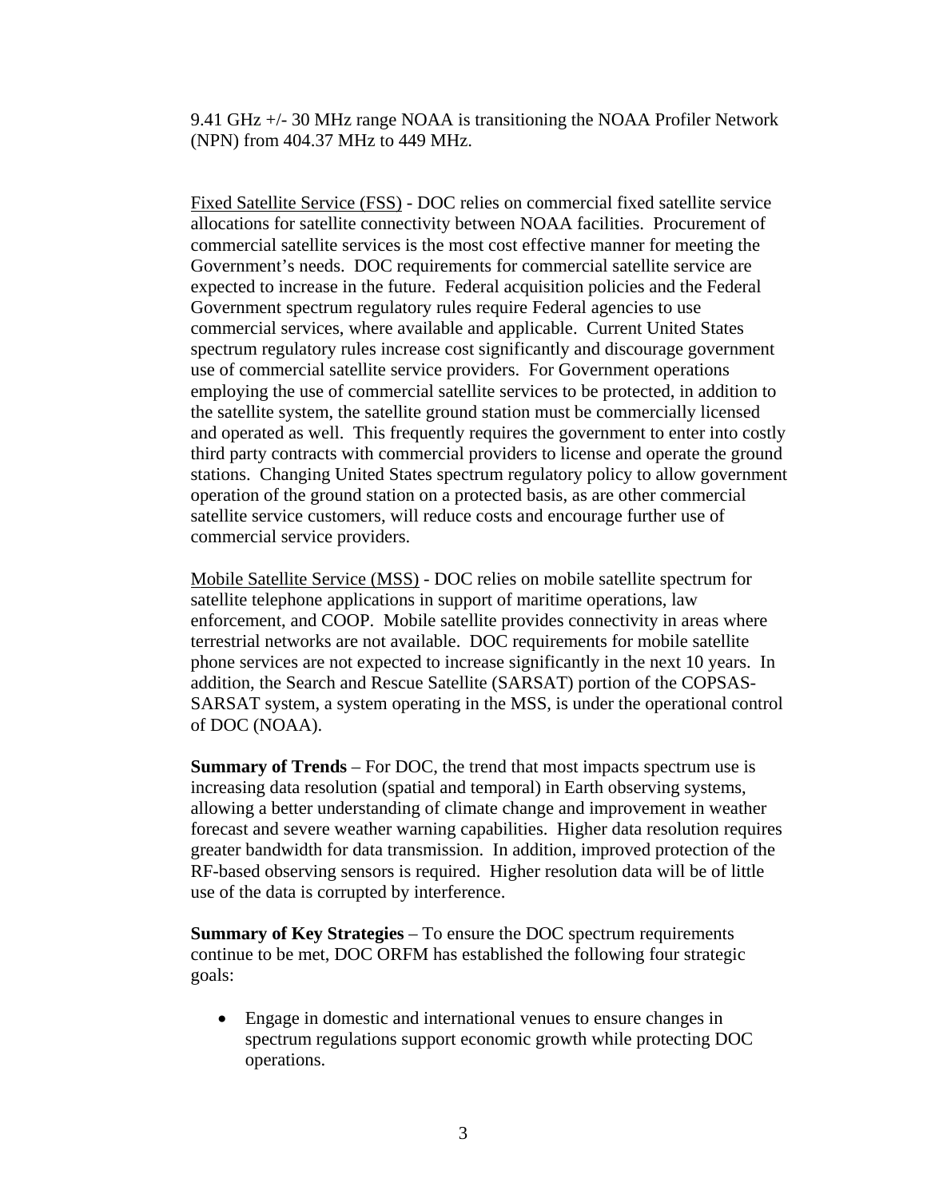9.41 GHz +/- 30 MHz range NOAA is transitioning the NOAA Profiler Network (NPN) from 404.37 MHz to 449 MHz.

Fixed Satellite Service (FSS) - DOC relies on commercial fixed satellite service allocations for satellite connectivity between NOAA facilities. Procurement of commercial satellite services is the most cost effective manner for meeting the Government's needs. DOC requirements for commercial satellite service are expected to increase in the future. Federal acquisition policies and the Federal Government spectrum regulatory rules require Federal agencies to use commercial services, where available and applicable. Current United States spectrum regulatory rules increase cost significantly and discourage government use of commercial satellite service providers. For Government operations employing the use of commercial satellite services to be protected, in addition to the satellite system, the satellite ground station must be commercially licensed and operated as well. This frequently requires the government to enter into costly third party contracts with commercial providers to license and operate the ground stations. Changing United States spectrum regulatory policy to allow government operation of the ground station on a protected basis, as are other commercial satellite service customers, will reduce costs and encourage further use of commercial service providers.

Mobile Satellite Service (MSS) - DOC relies on mobile satellite spectrum for satellite telephone applications in support of maritime operations, law enforcement, and COOP. Mobile satellite provides connectivity in areas where terrestrial networks are not available. DOC requirements for mobile satellite phone services are not expected to increase significantly in the next 10 years. In addition, the Search and Rescue Satellite (SARSAT) portion of the COPSAS-SARSAT system, a system operating in the MSS, is under the operational control of DOC (NOAA).

**Summary of Trends** – For DOC, the trend that most impacts spectrum use is increasing data resolution (spatial and temporal) in Earth observing systems, allowing a better understanding of climate change and improvement in weather forecast and severe weather warning capabilities. Higher data resolution requires greater bandwidth for data transmission. In addition, improved protection of the RF-based observing sensors is required. Higher resolution data will be of little use of the data is corrupted by interference.

**Summary of Key Strategies** – To ensure the DOC spectrum requirements continue to be met, DOC ORFM has established the following four strategic goals:

- Engage in domestic and international venues to ensure changes in spectrum regulations support economic growth while protecting DOC operations.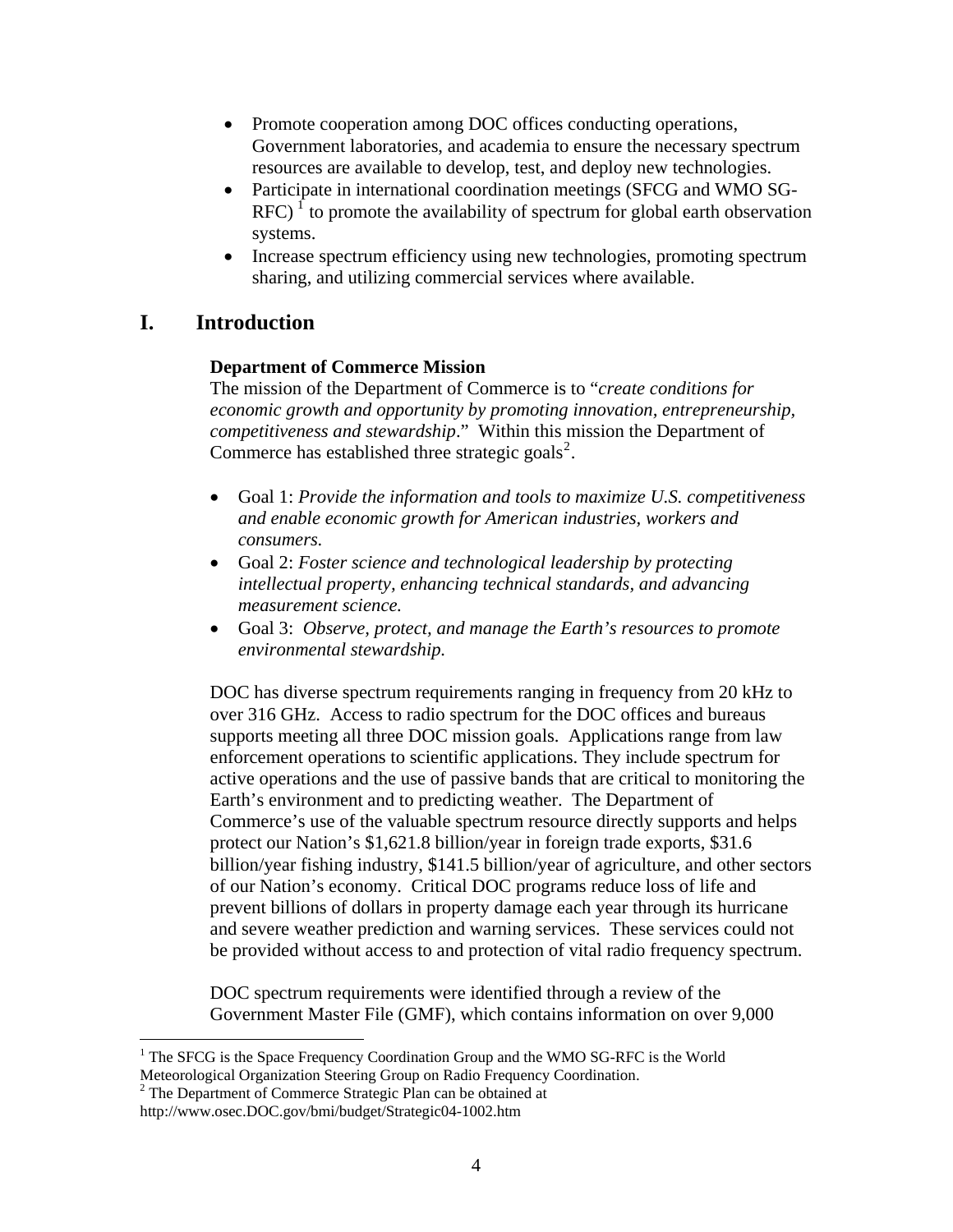- Promote cooperation among DOC offices conducting operations, Government laboratories, and academia to ensure the necessary spectrum resources are available to develop, test, and deploy new technologies.
- Participate in international coordination meetings (SFCG and WMO SG-RFC) [1] to promote the availability of spectrum for global earth observation systems.
- Increase spectrum efficiency using new technologies, promoting spectrum sharing, and utilizing commercial services where available.

# I. Introduction

**Department of Commerce Mission**

The mission of the Department of Commerce is to "*create conditions for economic growth and opportunity by promoting innovation, entrepreneurship, competitiveness and stewardship*." Within this mission the Department of Commerce has established three strategic goals[2].

- Goal 1: *Provide the information and tools to maximize U.S. competitiveness and enable economic growth for American industries, workers and consumers.*
- Goal 2: *Foster science and technological leadership by protecting intellectual property, enhancing technical standards, and advancing measurement science.*
- Goal 3: *Observe, protect, and manage the Earth's resources to promote environmental stewardship.*

DOC has diverse spectrum requirements ranging in frequency from 20 kHz to over 316 GHz. Access to radio spectrum for the DOC offices and bureaus supports meeting all three DOC mission goals. Applications range from law enforcement operations to scientific applications. They include spectrum for active operations and the use of passive bands that are critical to monitoring the Earth's environment and to predicting weather. The Department of Commerce's use of the valuable spectrum resource directly supports and helps protect our Nation's $1,621.8 billion/year in foreign trade exports, $31.6 billion/year fishing industry, $141.5 billion/year of agriculture, and other sectors of our Nation's economy. Critical DOC programs reduce loss of life and prevent billions of dollars in property damage each year through its hurricane and severe weather prediction and warning services. These services could not be provided without access to and protection of vital radio frequency spectrum.

DOC spectrum requirements were identified through a review of the Government Master File (GMF), which contains information on over 9,000

---

[1] The SFCG is the Space Frequency Coordination Group and the WMO SG-RFC is the World Meteorological Organization Steering Group on Radio Frequency Coordination.

[2] The Department of Commerce Strategic Plan can be obtained at http://www.osec.DOC.gov/bmi/budget/Strategic04-1002.htm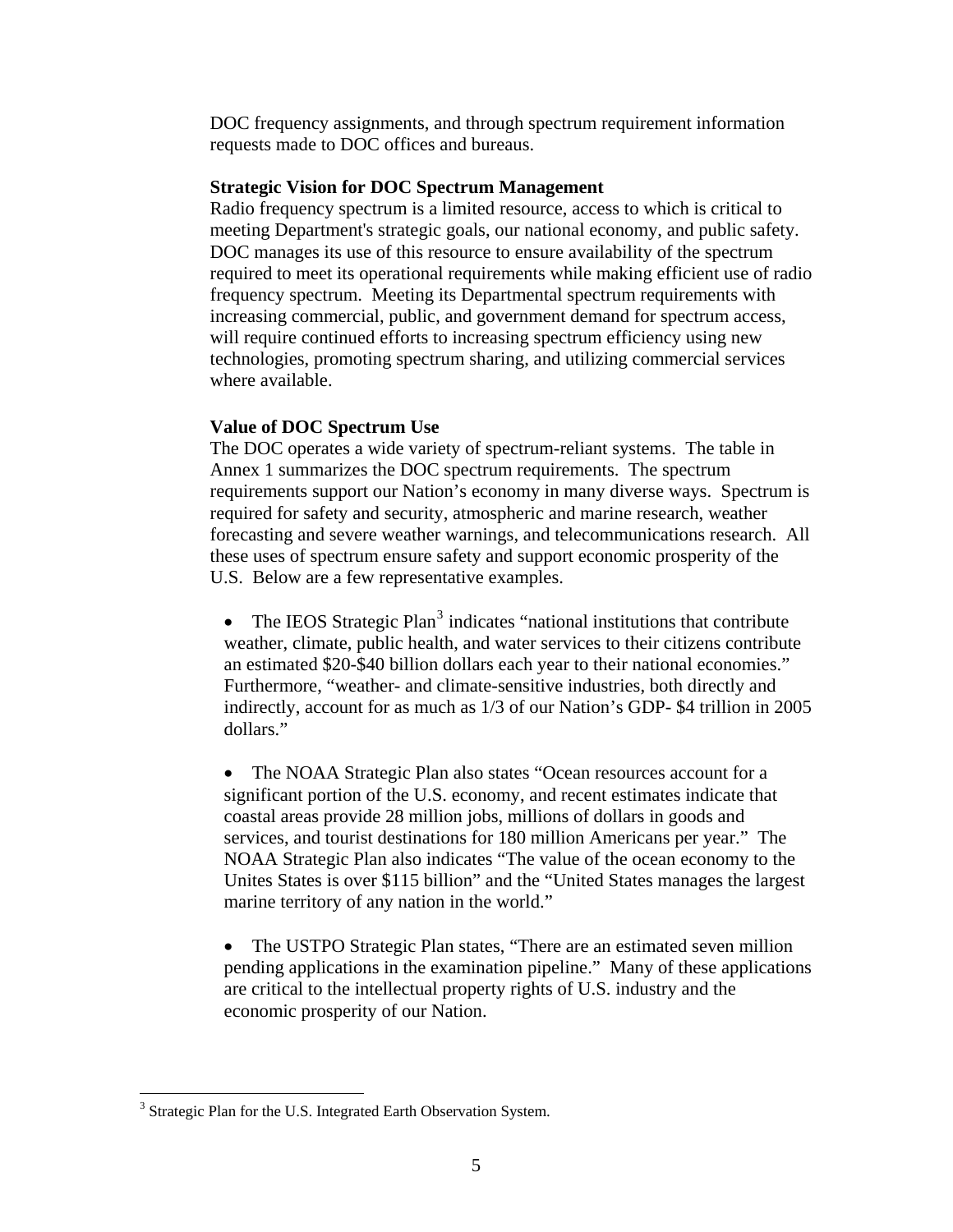DOC frequency assignments, and through spectrum requirement information requests made to DOC offices and bureaus.

**Strategic Vision for DOC Spectrum Management**

Radio frequency spectrum is a limited resource, access to which is critical to meeting Department's strategic goals, our national economy, and public safety. DOC manages its use of this resource to ensure availability of the spectrum required to meet its operational requirements while making efficient use of radio frequency spectrum. Meeting its Departmental spectrum requirements with increasing commercial, public, and government demand for spectrum access, will require continued efforts to increasing spectrum efficiency using new technologies, promoting spectrum sharing, and utilizing commercial services where available.

**Value of DOC Spectrum Use**

The DOC operates a wide variety of spectrum-reliant systems. The table in Annex 1 summarizes the DOC spectrum requirements. The spectrum requirements support our Nation's economy in many diverse ways. Spectrum is required for safety and security, atmospheric and marine research, weather forecasting and severe weather warnings, and telecommunications research. All these uses of spectrum ensure safety and support economic prosperity of the U.S. Below are a few representative examples.

- The IEOS Strategic Plan[3] indicates "national institutions that contribute weather, climate, public health, and water services to their citizens contribute an estimated $20-$40 billion dollars each year to their national economies." Furthermore, "weather- and climate-sensitive industries, both directly and indirectly, account for as much as 1/3 of our Nation's GDP- $4 trillion in 2005 dollars."

- The NOAA Strategic Plan also states "Ocean resources account for a significant portion of the U.S. economy, and recent estimates indicate that coastal areas provide 28 million jobs, millions of dollars in goods and services, and tourist destinations for 180 million Americans per year." The NOAA Strategic Plan also indicates "The value of the ocean economy to the Unites States is over $115 billion" and the "United States manages the largest marine territory of any nation in the world."

- The USTPO Strategic Plan states, "There are an estimated seven million pending applications in the examination pipeline." Many of these applications are critical to the intellectual property rights of U.S. industry and the economic prosperity of our Nation.

---

[3] Strategic Plan for the U.S. Integrated Earth Observation System.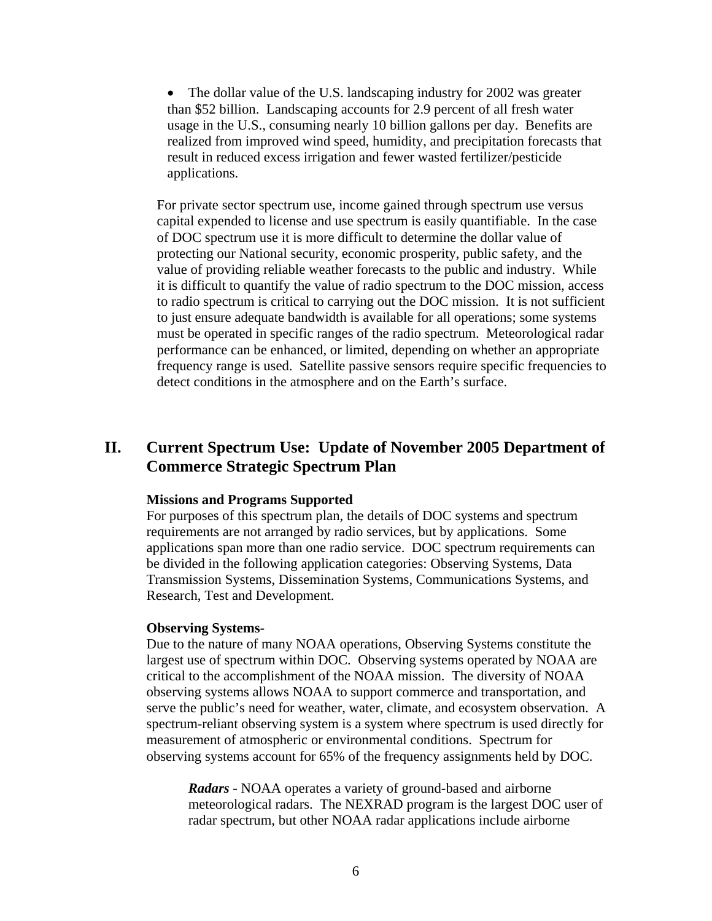- The dollar value of the U.S. landscaping industry for 2002 was greater than $52 billion. Landscaping accounts for 2.9 percent of all fresh water usage in the U.S., consuming nearly 10 billion gallons per day. Benefits are realized from improved wind speed, humidity, and precipitation forecasts that result in reduced excess irrigation and fewer wasted fertilizer/pesticide applications.

For private sector spectrum use, income gained through spectrum use versus capital expended to license and use spectrum is easily quantifiable. In the case of DOC spectrum use it is more difficult to determine the dollar value of protecting our National security, economic prosperity, public safety, and the value of providing reliable weather forecasts to the public and industry. While it is difficult to quantify the value of radio spectrum to the DOC mission, access to radio spectrum is critical to carrying out the DOC mission. It is not sufficient to just ensure adequate bandwidth is available for all operations; some systems must be operated in specific ranges of the radio spectrum. Meteorological radar performance can be enhanced, or limited, depending on whether an appropriate frequency range is used. Satellite passive sensors require specific frequencies to detect conditions in the atmosphere and on the Earth's surface.

## II. Current Spectrum Use: Update of November 2005 Department of Commerce Strategic Spectrum Plan

**Missions and Programs Supported**

For purposes of this spectrum plan, the details of DOC systems and spectrum requirements are not arranged by radio services, but by applications. Some applications span more than one radio service. DOC spectrum requirements can be divided in the following application categories: Observing Systems, Data Transmission Systems, Dissemination Systems, Communications Systems, and Research, Test and Development.

**Observing Systems-**

Due to the nature of many NOAA operations, Observing Systems constitute the largest use of spectrum within DOC. Observing systems operated by NOAA are critical to the accomplishment of the NOAA mission. The diversity of NOAA observing systems allows NOAA to support commerce and transportation, and serve the public's need for weather, water, climate, and ecosystem observation. A spectrum-reliant observing system is a system where spectrum is used directly for measurement of atmospheric or environmental conditions. Spectrum for observing systems account for 65% of the frequency assignments held by DOC.

***Radars*** - NOAA operates a variety of ground-based and airborne meteorological radars. The NEXRAD program is the largest DOC user of radar spectrum, but other NOAA radar applications include airborne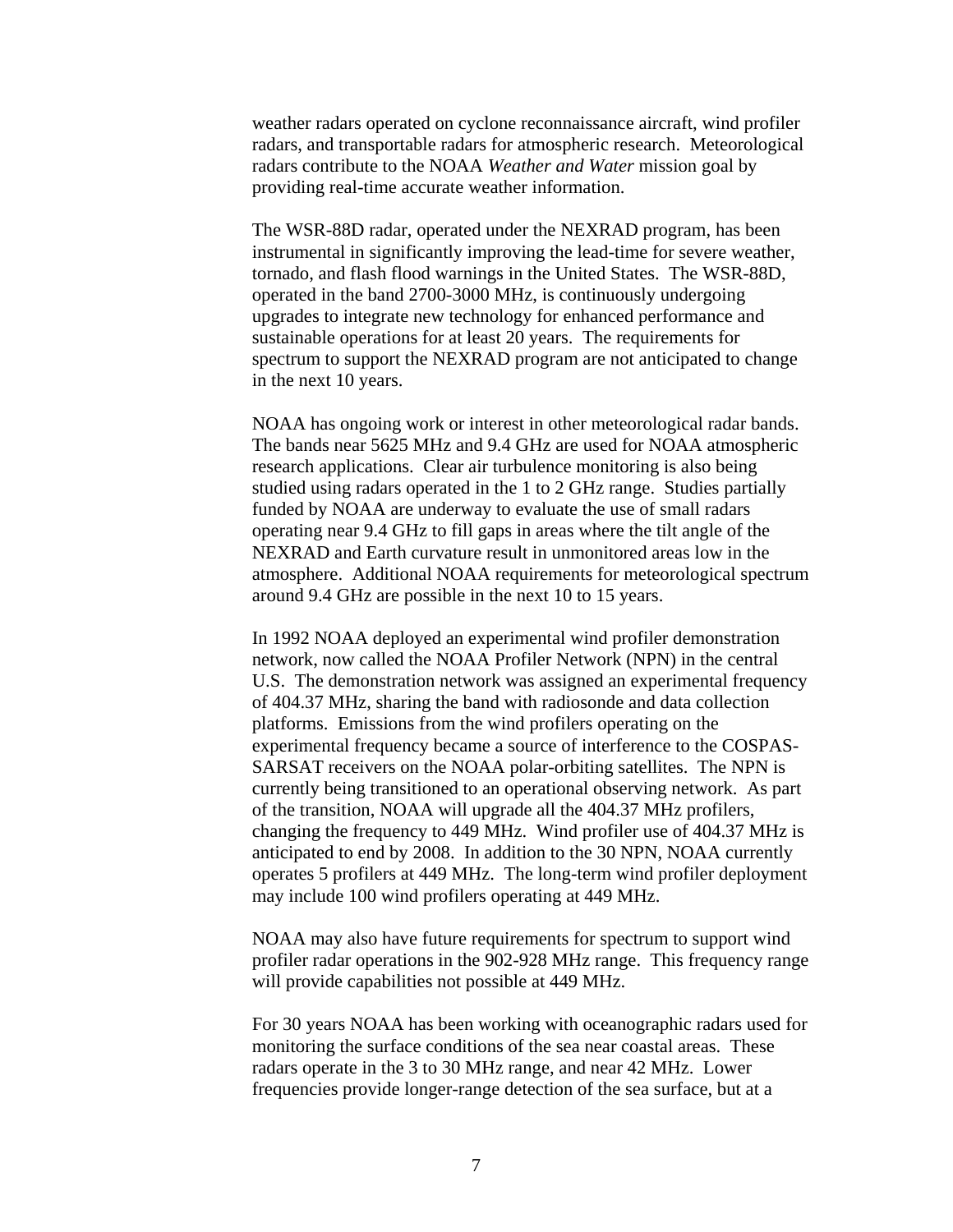weather radars operated on cyclone reconnaissance aircraft, wind profiler radars, and transportable radars for atmospheric research. Meteorological radars contribute to the NOAA *Weather and Water* mission goal by providing real-time accurate weather information.

The WSR-88D radar, operated under the NEXRAD program, has been instrumental in significantly improving the lead-time for severe weather, tornado, and flash flood warnings in the United States. The WSR-88D, operated in the band 2700-3000 MHz, is continuously undergoing upgrades to integrate new technology for enhanced performance and sustainable operations for at least 20 years. The requirements for spectrum to support the NEXRAD program are not anticipated to change in the next 10 years.

NOAA has ongoing work or interest in other meteorological radar bands. The bands near 5625 MHz and 9.4 GHz are used for NOAA atmospheric research applications. Clear air turbulence monitoring is also being studied using radars operated in the 1 to 2 GHz range. Studies partially funded by NOAA are underway to evaluate the use of small radars operating near 9.4 GHz to fill gaps in areas where the tilt angle of the NEXRAD and Earth curvature result in unmonitored areas low in the atmosphere. Additional NOAA requirements for meteorological spectrum around 9.4 GHz are possible in the next 10 to 15 years.

In 1992 NOAA deployed an experimental wind profiler demonstration network, now called the NOAA Profiler Network (NPN) in the central U.S. The demonstration network was assigned an experimental frequency of 404.37 MHz, sharing the band with radiosonde and data collection platforms. Emissions from the wind profilers operating on the experimental frequency became a source of interference to the COSPAS-SARSAT receivers on the NOAA polar-orbiting satellites. The NPN is currently being transitioned to an operational observing network. As part of the transition, NOAA will upgrade all the 404.37 MHz profilers, changing the frequency to 449 MHz. Wind profiler use of 404.37 MHz is anticipated to end by 2008. In addition to the 30 NPN, NOAA currently operates 5 profilers at 449 MHz. The long-term wind profiler deployment may include 100 wind profilers operating at 449 MHz.

NOAA may also have future requirements for spectrum to support wind profiler radar operations in the 902-928 MHz range. This frequency range will provide capabilities not possible at 449 MHz.

For 30 years NOAA has been working with oceanographic radars used for monitoring the surface conditions of the sea near coastal areas. These radars operate in the 3 to 30 MHz range, and near 42 MHz. Lower frequencies provide longer-range detection of the sea surface, but at a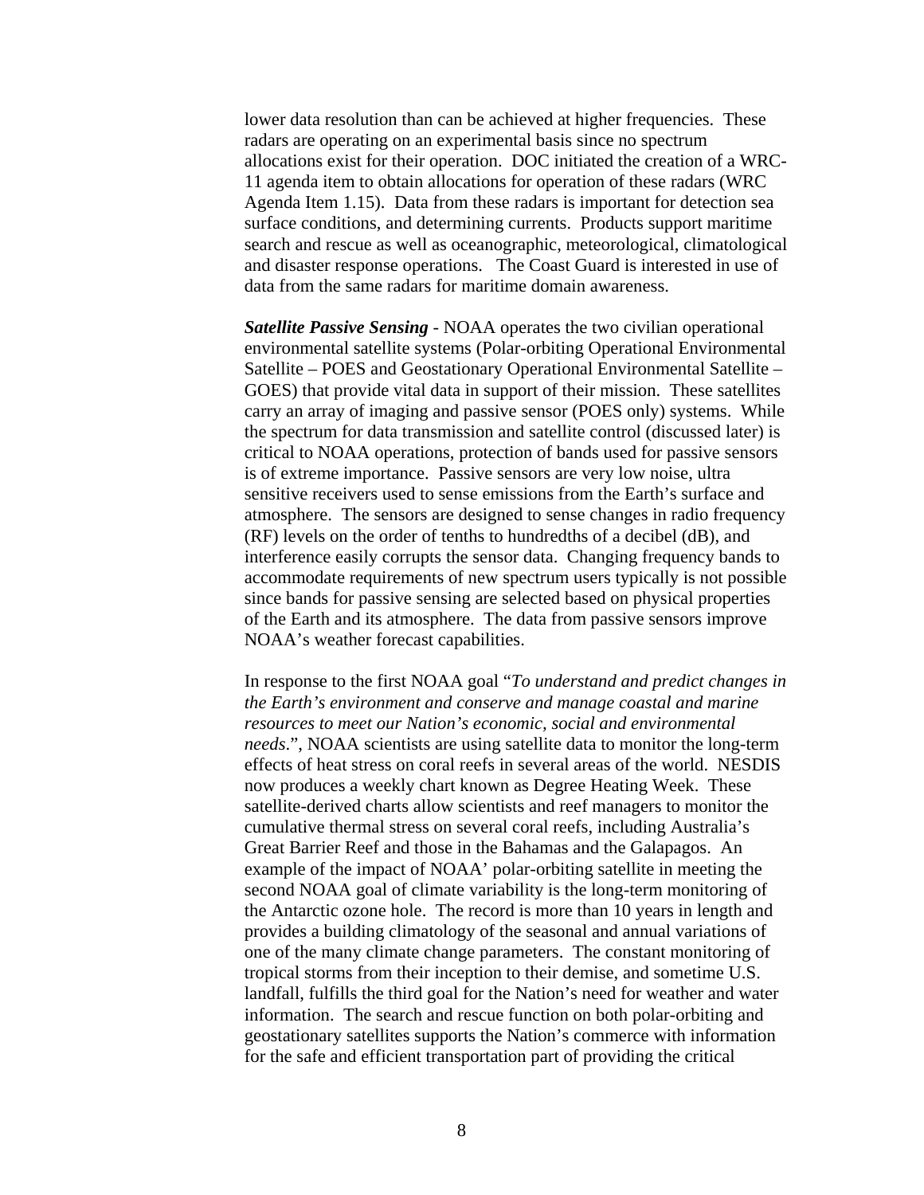lower data resolution than can be achieved at higher frequencies. These radars are operating on an experimental basis since no spectrum allocations exist for their operation. DOC initiated the creation of a WRC-11 agenda item to obtain allocations for operation of these radars (WRC Agenda Item 1.15). Data from these radars is important for detection sea surface conditions, and determining currents. Products support maritime search and rescue as well as oceanographic, meteorological, climatological and disaster response operations. The Coast Guard is interested in use of data from the same radars for maritime domain awareness.

***Satellite Passive Sensing*** - NOAA operates the two civilian operational environmental satellite systems (Polar-orbiting Operational Environmental Satellite – POES and Geostationary Operational Environmental Satellite – GOES) that provide vital data in support of their mission. These satellites carry an array of imaging and passive sensor (POES only) systems. While the spectrum for data transmission and satellite control (discussed later) is critical to NOAA operations, protection of bands used for passive sensors is of extreme importance. Passive sensors are very low noise, ultra sensitive receivers used to sense emissions from the Earth's surface and atmosphere. The sensors are designed to sense changes in radio frequency (RF) levels on the order of tenths to hundredths of a decibel (dB), and interference easily corrupts the sensor data. Changing frequency bands to accommodate requirements of new spectrum users typically is not possible since bands for passive sensing are selected based on physical properties of the Earth and its atmosphere. The data from passive sensors improve NOAA's weather forecast capabilities.

In response to the first NOAA goal "*To understand and predict changes in the Earth's environment and conserve and manage coastal and marine resources to meet our Nation's economic, social and environmental needs*.", NOAA scientists are using satellite data to monitor the long-term effects of heat stress on coral reefs in several areas of the world. NESDIS now produces a weekly chart known as Degree Heating Week. These satellite-derived charts allow scientists and reef managers to monitor the cumulative thermal stress on several coral reefs, including Australia's Great Barrier Reef and those in the Bahamas and the Galapagos. An example of the impact of NOAA' polar-orbiting satellite in meeting the second NOAA goal of climate variability is the long-term monitoring of the Antarctic ozone hole. The record is more than 10 years in length and provides a building climatology of the seasonal and annual variations of one of the many climate change parameters. The constant monitoring of tropical storms from their inception to their demise, and sometime U.S. landfall, fulfills the third goal for the Nation's need for weather and water information. The search and rescue function on both polar-orbiting and geostationary satellites supports the Nation's commerce with information for the safe and efficient transportation part of providing the critical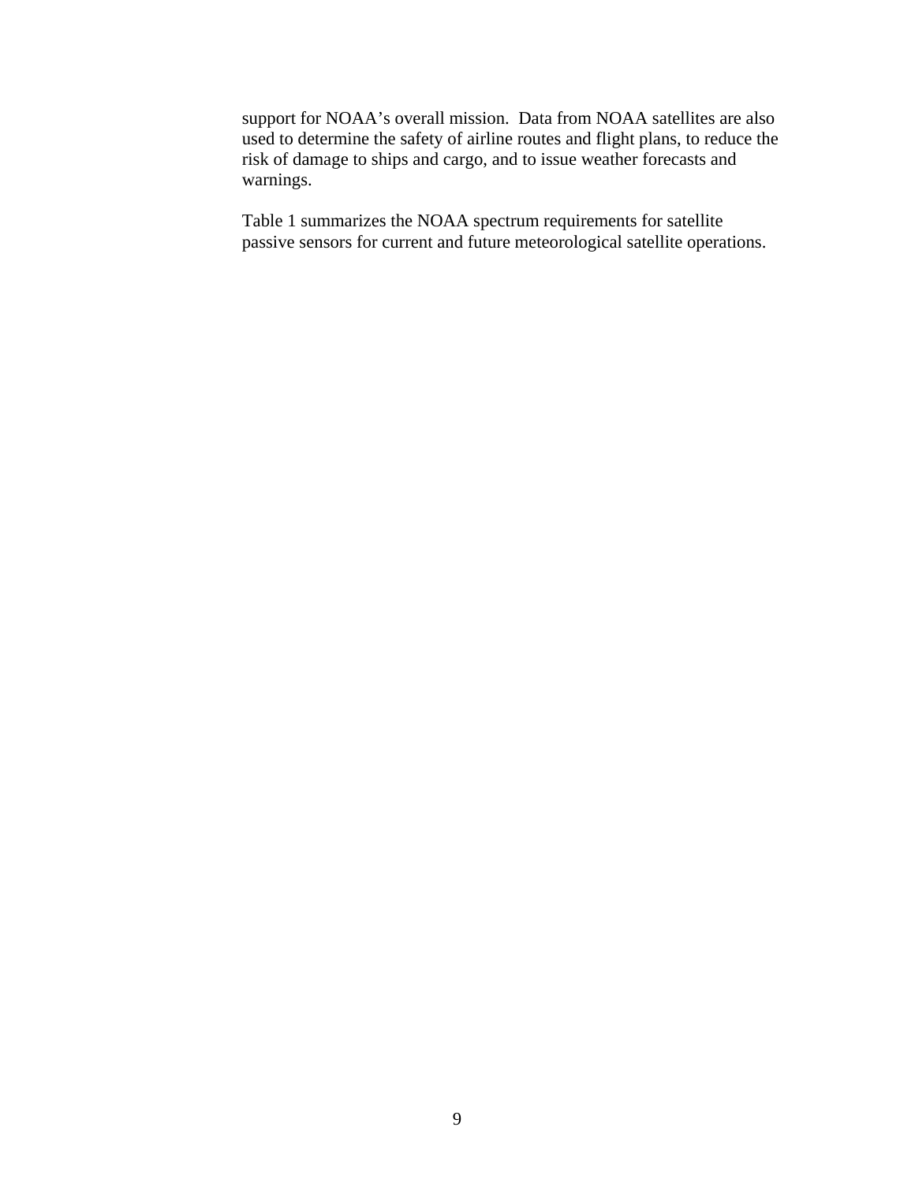support for NOAA's overall mission.  Data from NOAA satellites are also used to determine the safety of airline routes and flight plans, to reduce the risk of damage to ships and cargo, and to issue weather forecasts and warnings.

Table 1 summarizes the NOAA spectrum requirements for satellite passive sensors for current and future meteorological satellite operations.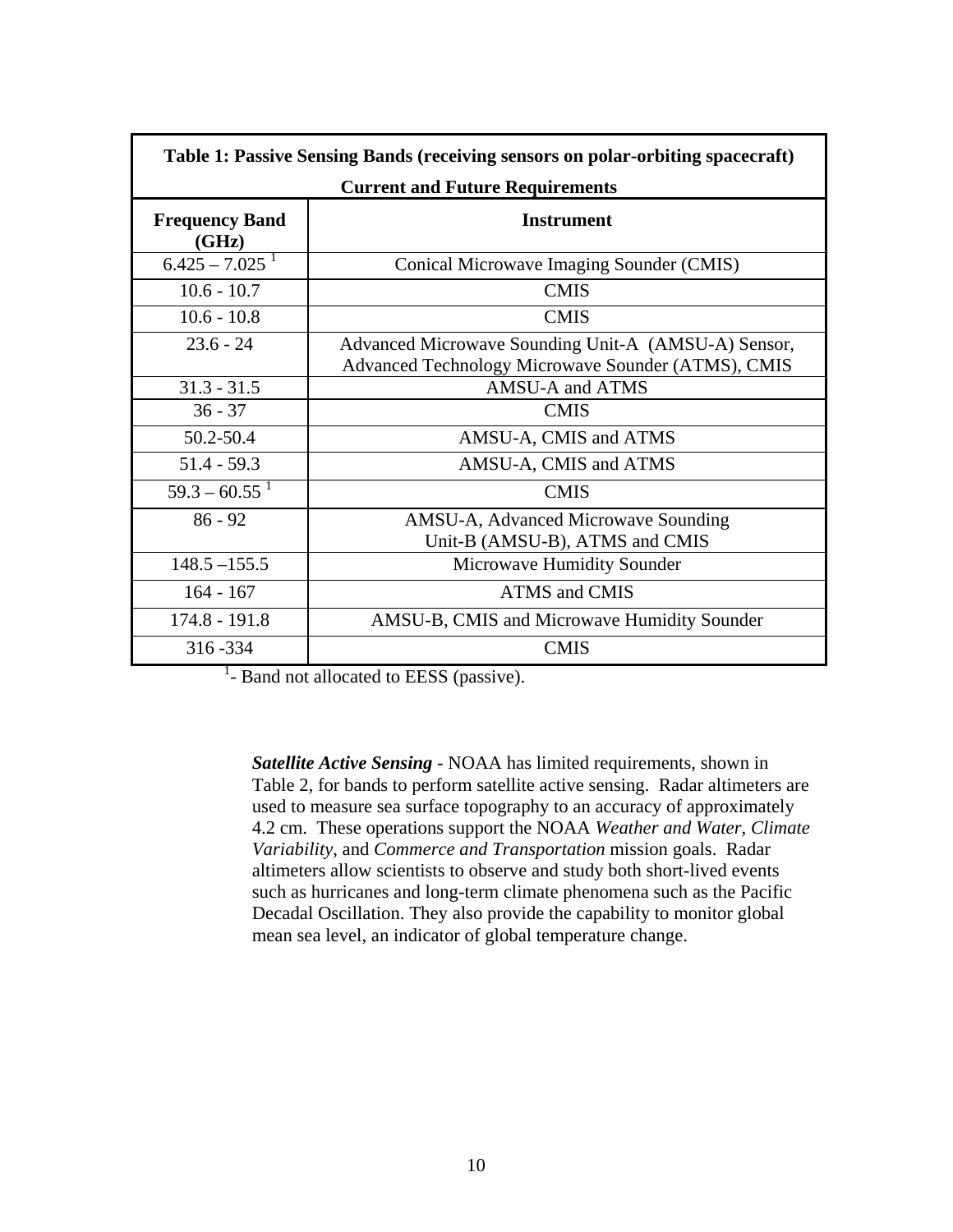**Table 1: Passive Sensing Bands (receiving sensors on polar-orbiting spacecraft)**

**Current and Future Requirements**

| Frequency Band (GHz) | Instrument |
|---|---|
| 6.425 – 7.025 [1] | Conical Microwave Imaging Sounder (CMIS) |
| 10.6 - 10.7 | CMIS |
| 10.6 - 10.8 | CMIS |
| 23.6 - 24 | Advanced Microwave Sounding Unit-A (AMSU-A) Sensor, Advanced Technology Microwave Sounder (ATMS), CMIS |
| 31.3 - 31.5 | AMSU-A and ATMS |
| 36 - 37 | CMIS |
| 50.2-50.4 | AMSU-A, CMIS and ATMS |
| 51.4 - 59.3 | AMSU-A, CMIS and ATMS |
| 59.3 – 60.55 [1] | CMIS |
| 86 - 92 | AMSU-A, Advanced Microwave Sounding Unit-B (AMSU-B), ATMS and CMIS |
| 148.5 –155.5 | Microwave Humidity Sounder |
| 164 - 167 | ATMS and CMIS |
| 174.8 - 191.8 | AMSU-B, CMIS and Microwave Humidity Sounder |
| 316 -334 | CMIS |

[1]- Band not allocated to EESS (passive).

***Satellite Active Sensing*** - NOAA has limited requirements, shown in Table 2, for bands to perform satellite active sensing. Radar altimeters are used to measure sea surface topography to an accuracy of approximately 4.2 cm. These operations support the NOAA *Weather and Water*, *Climate Variability*, and *Commerce and Transportation* mission goals. Radar altimeters allow scientists to observe and study both short-lived events such as hurricanes and long-term climate phenomena such as the Pacific Decadal Oscillation. They also provide the capability to monitor global mean sea level, an indicator of global temperature change.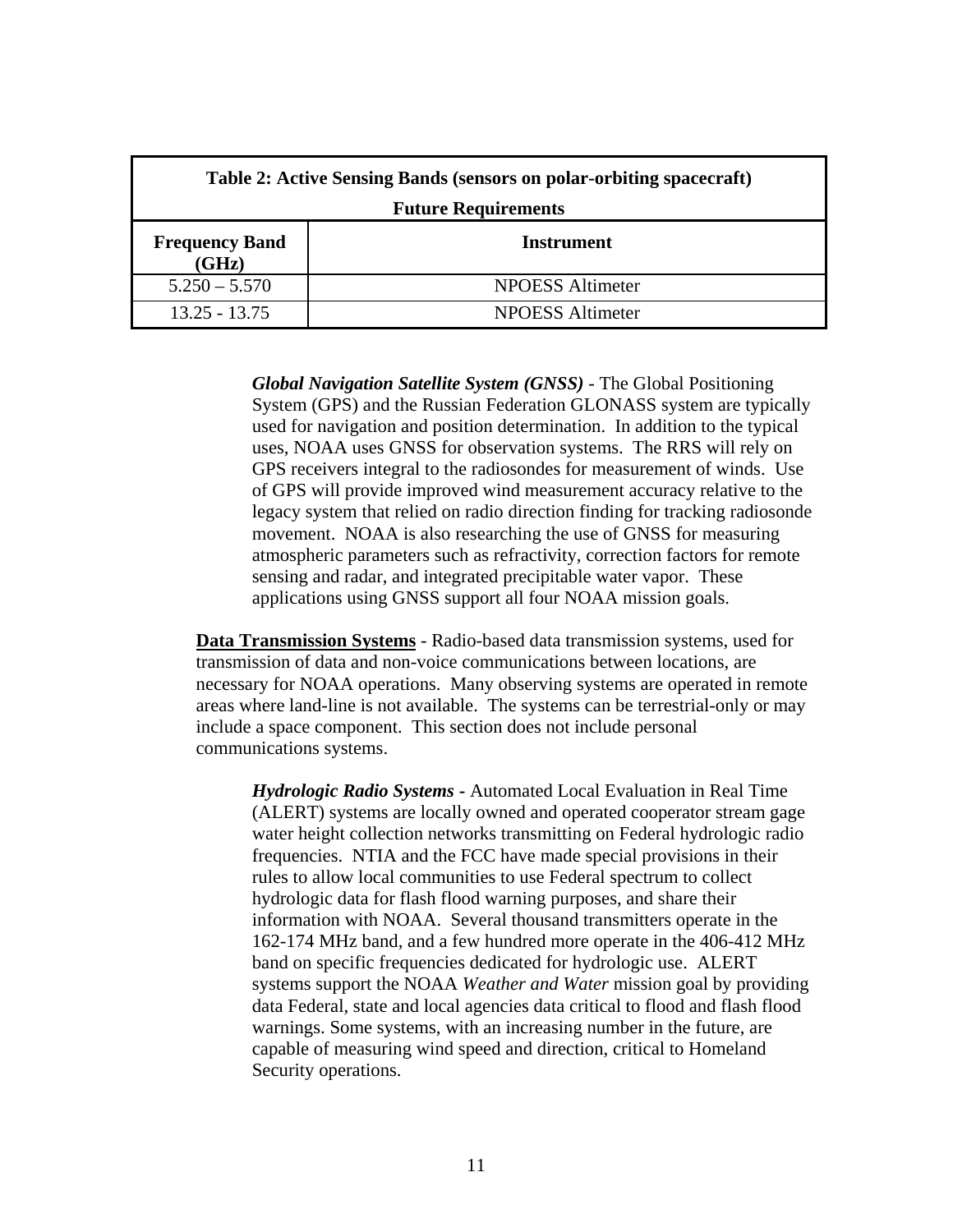| Table 2: Active Sensing Bands (sensors on polar-orbiting spacecraft)<br>Future Requirements | |
|---|---|
| **Frequency Band (GHz)** | **Instrument** |
| 5.250 – 5.570 | NPOESS Altimeter |
| 13.25 - 13.75 | NPOESS Altimeter |

***Global Navigation Satellite System (GNSS)*** - The Global Positioning System (GPS) and the Russian Federation GLONASS system are typically used for navigation and position determination. In addition to the typical uses, NOAA uses GNSS for observation systems. The RRS will rely on GPS receivers integral to the radiosondes for measurement of winds. Use of GPS will provide improved wind measurement accuracy relative to the legacy system that relied on radio direction finding for tracking radiosonde movement. NOAA is also researching the use of GNSS for measuring atmospheric parameters such as refractivity, correction factors for remote sensing and radar, and integrated precipitable water vapor. These applications using GNSS support all four NOAA mission goals.

**Data Transmission Systems** - Radio-based data transmission systems, used for transmission of data and non-voice communications between locations, are necessary for NOAA operations. Many observing systems are operated in remote areas where land-line is not available. The systems can be terrestrial-only or may include a space component. This section does not include personal communications systems.

***Hydrologic Radio Systems*** - Automated Local Evaluation in Real Time (ALERT) systems are locally owned and operated cooperator stream gage water height collection networks transmitting on Federal hydrologic radio frequencies. NTIA and the FCC have made special provisions in their rules to allow local communities to use Federal spectrum to collect hydrologic data for flash flood warning purposes, and share their information with NOAA. Several thousand transmitters operate in the 162-174 MHz band, and a few hundred more operate in the 406-412 MHz band on specific frequencies dedicated for hydrologic use. ALERT systems support the NOAA *Weather and Water* mission goal by providing data Federal, state and local agencies data critical to flood and flash flood warnings. Some systems, with an increasing number in the future, are capable of measuring wind speed and direction, critical to Homeland Security operations.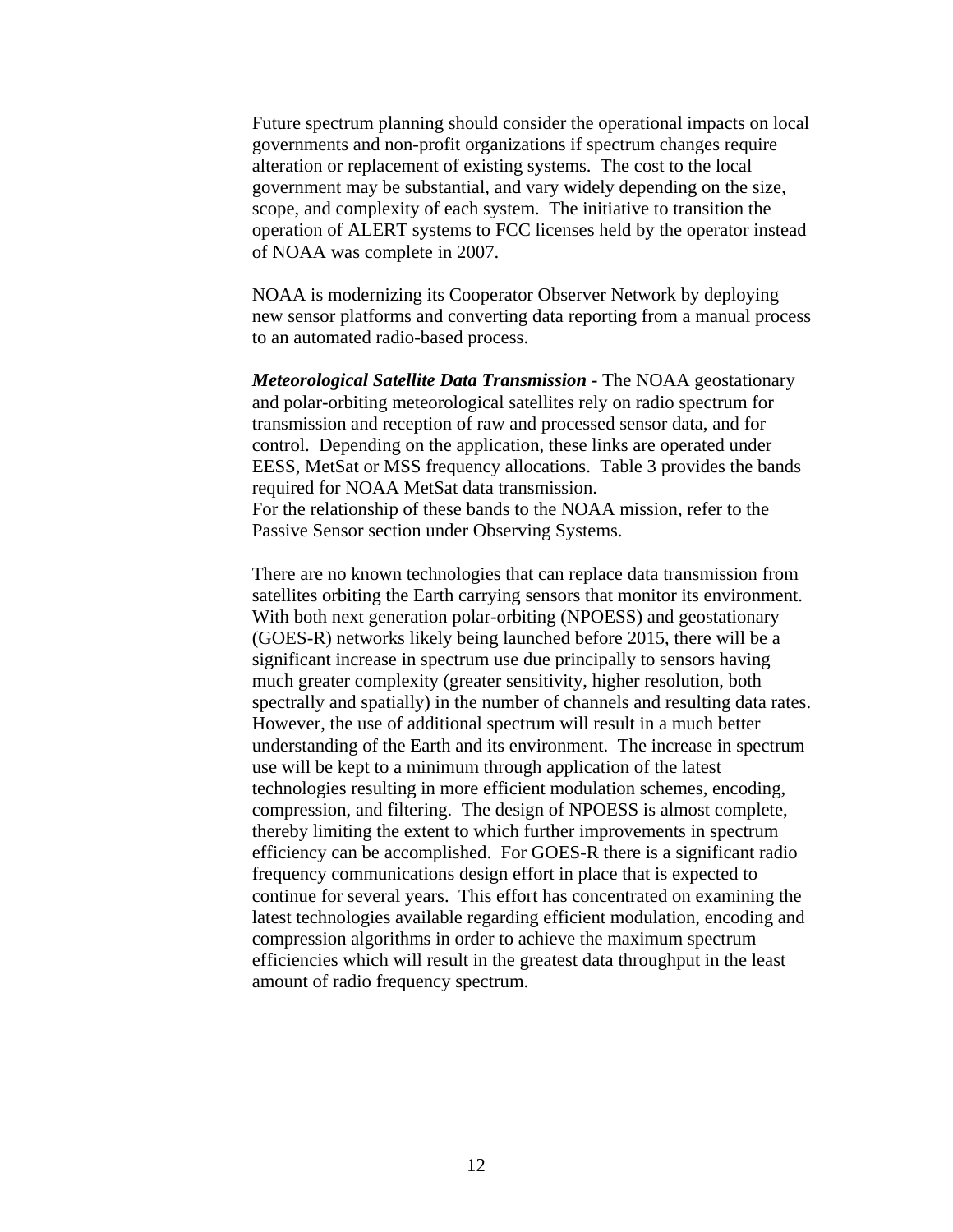Future spectrum planning should consider the operational impacts on local governments and non-profit organizations if spectrum changes require alteration or replacement of existing systems. The cost to the local government may be substantial, and vary widely depending on the size, scope, and complexity of each system. The initiative to transition the operation of ALERT systems to FCC licenses held by the operator instead of NOAA was complete in 2007.

NOAA is modernizing its Cooperator Observer Network by deploying new sensor platforms and converting data reporting from a manual process to an automated radio-based process.

***Meteorological Satellite Data Transmission*** **-** The NOAA geostationary and polar-orbiting meteorological satellites rely on radio spectrum for transmission and reception of raw and processed sensor data, and for control. Depending on the application, these links are operated under EESS, MetSat or MSS frequency allocations. Table 3 provides the bands required for NOAA MetSat data transmission.
For the relationship of these bands to the NOAA mission, refer to the Passive Sensor section under Observing Systems.

There are no known technologies that can replace data transmission from satellites orbiting the Earth carrying sensors that monitor its environment. With both next generation polar-orbiting (NPOESS) and geostationary (GOES-R) networks likely being launched before 2015, there will be a significant increase in spectrum use due principally to sensors having much greater complexity (greater sensitivity, higher resolution, both spectrally and spatially) in the number of channels and resulting data rates. However, the use of additional spectrum will result in a much better understanding of the Earth and its environment. The increase in spectrum use will be kept to a minimum through application of the latest technologies resulting in more efficient modulation schemes, encoding, compression, and filtering. The design of NPOESS is almost complete, thereby limiting the extent to which further improvements in spectrum efficiency can be accomplished. For GOES-R there is a significant radio frequency communications design effort in place that is expected to continue for several years. This effort has concentrated on examining the latest technologies available regarding efficient modulation, encoding and compression algorithms in order to achieve the maximum spectrum efficiencies which will result in the greatest data throughput in the least amount of radio frequency spectrum.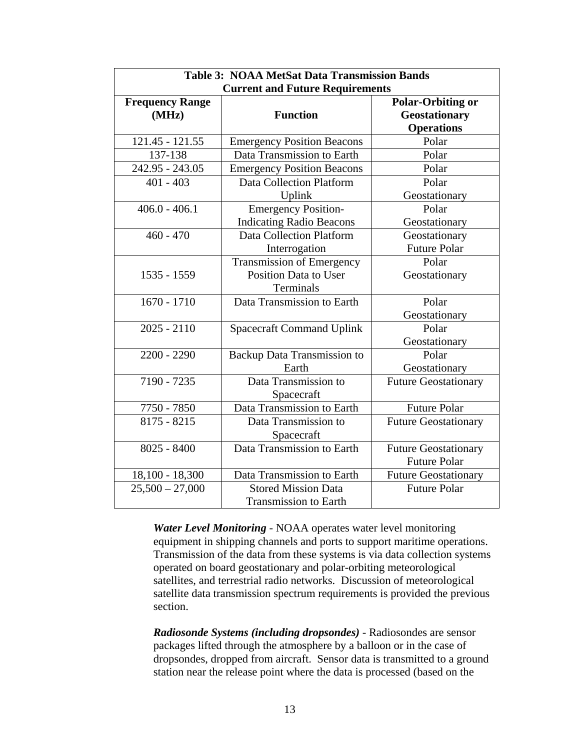| Table 3: NOAA MetSat Data Transmission Bands Current and Future Requirements | | |
|---|---|---|
| **Frequency Range (MHz)** | **Function** | **Polar-Orbiting or Geostationary Operations** |
| 121.45 - 121.55 | Emergency Position Beacons | Polar |
| 137-138 | Data Transmission to Earth | Polar |
| 242.95 - 243.05 | Emergency Position Beacons | Polar |
| 401 - 403 | Data Collection Platform Uplink | Polar Geostationary |
| 406.0 - 406.1 | Emergency Position-Indicating Radio Beacons | Polar Geostationary |
| 460 - 470 | Data Collection Platform Interrogation | Geostationary Future Polar |
| 1535 - 1559 | Transmission of Emergency Position Data to User Terminals | Polar Geostationary |
| 1670 - 1710 | Data Transmission to Earth | Polar Geostationary |
| 2025 - 2110 | Spacecraft Command Uplink | Polar Geostationary |
| 2200 - 2290 | Backup Data Transmission to Earth | Polar Geostationary |
| 7190 - 7235 | Data Transmission to Spacecraft | Future Geostationary |
| 7750 - 7850 | Data Transmission to Earth | Future Polar |
| 8175 - 8215 | Data Transmission to Spacecraft | Future Geostationary |
| 8025 - 8400 | Data Transmission to Earth | Future Geostationary Future Polar |
| 18,100 - 18,300 | Data Transmission to Earth | Future Geostationary |
| 25,500 – 27,000 | Stored Mission Data Transmission to Earth | Future Polar |

***Water Level Monitoring*** - NOAA operates water level monitoring equipment in shipping channels and ports to support maritime operations. Transmission of the data from these systems is via data collection systems operated on board geostationary and polar-orbiting meteorological satellites, and terrestrial radio networks. Discussion of meteorological satellite data transmission spectrum requirements is provided the previous section.

***Radiosonde Systems (including dropsondes)*** - Radiosondes are sensor packages lifted through the atmosphere by a balloon or in the case of dropsondes, dropped from aircraft. Sensor data is transmitted to a ground station near the release point where the data is processed (based on the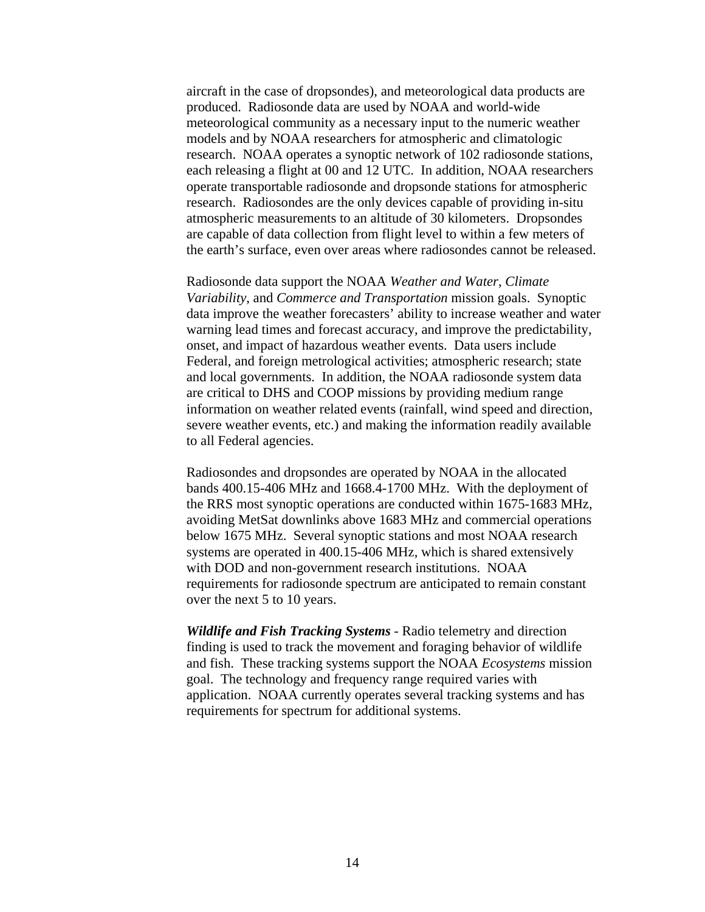aircraft in the case of dropsondes), and meteorological data products are produced. Radiosonde data are used by NOAA and world-wide meteorological community as a necessary input to the numeric weather models and by NOAA researchers for atmospheric and climatologic research. NOAA operates a synoptic network of 102 radiosonde stations, each releasing a flight at 00 and 12 UTC. In addition, NOAA researchers operate transportable radiosonde and dropsonde stations for atmospheric research. Radiosondes are the only devices capable of providing in-situ atmospheric measurements to an altitude of 30 kilometers. Dropsondes are capable of data collection from flight level to within a few meters of the earth's surface, even over areas where radiosondes cannot be released.

Radiosonde data support the NOAA *Weather and Water*, *Climate Variability*, and *Commerce and Transportation* mission goals. Synoptic data improve the weather forecasters' ability to increase weather and water warning lead times and forecast accuracy, and improve the predictability, onset, and impact of hazardous weather events. Data users include Federal, and foreign metrological activities; atmospheric research; state and local governments. In addition, the NOAA radiosonde system data are critical to DHS and COOP missions by providing medium range information on weather related events (rainfall, wind speed and direction, severe weather events, etc.) and making the information readily available to all Federal agencies.

Radiosondes and dropsondes are operated by NOAA in the allocated bands 400.15-406 MHz and 1668.4-1700 MHz. With the deployment of the RRS most synoptic operations are conducted within 1675-1683 MHz, avoiding MetSat downlinks above 1683 MHz and commercial operations below 1675 MHz. Several synoptic stations and most NOAA research systems are operated in 400.15-406 MHz, which is shared extensively with DOD and non-government research institutions. NOAA requirements for radiosonde spectrum are anticipated to remain constant over the next 5 to 10 years.

***Wildlife and Fish Tracking Systems*** - Radio telemetry and direction finding is used to track the movement and foraging behavior of wildlife and fish. These tracking systems support the NOAA *Ecosystems* mission goal. The technology and frequency range required varies with application. NOAA currently operates several tracking systems and has requirements for spectrum for additional systems.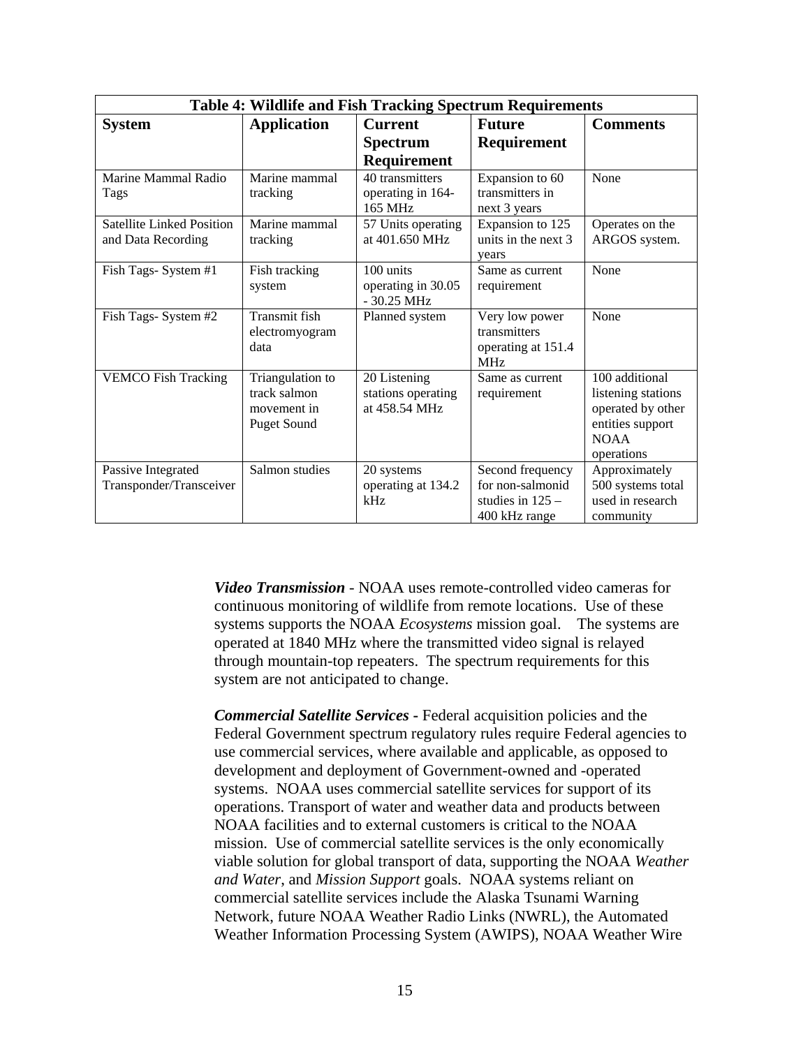| Table 4: Wildlife and Fish Tracking Spectrum Requirements | | | | |
|---|---|---|---|---|
| **System** | **Application** | **Current Spectrum Requirement** | **Future Requirement** | **Comments** |
| Marine Mammal Radio Tags | Marine mammal tracking | 40 transmitters operating in 164-165 MHz | Expansion to 60 transmitters in next 3 years | None |
| Satellite Linked Position and Data Recording | Marine mammal tracking | 57 Units operating at 401.650 MHz | Expansion to 125 units in the next 3 years | Operates on the ARGOS system. |
| Fish Tags- System #1 | Fish tracking system | 100 units operating in 30.05 - 30.25 MHz | Same as current requirement | None |
| Fish Tags- System #2 | Transmit fish electromyogram data | Planned system | Very low power transmitters operating at 151.4 MHz | None |
| VEMCO Fish Tracking | Triangulation to track salmon movement in Puget Sound | 20 Listening stations operating at 458.54 MHz | Same as current requirement | 100 additional listening stations operated by other entities support NOAA operations |
| Passive Integrated Transponder/Transceiver | Salmon studies | 20 systems operating at 134.2 kHz | Second frequency for non-salmonid studies in 125 – 400 kHz range | Approximately 500 systems total used in research community |

***Video Transmission*** - NOAA uses remote-controlled video cameras for continuous monitoring of wildlife from remote locations. Use of these systems supports the NOAA *Ecosystems* mission goal. The systems are operated at 1840 MHz where the transmitted video signal is relayed through mountain-top repeaters. The spectrum requirements for this system are not anticipated to change.

***Commercial Satellite Services*** - Federal acquisition policies and the Federal Government spectrum regulatory rules require Federal agencies to use commercial services, where available and applicable, as opposed to development and deployment of Government-owned and -operated systems. NOAA uses commercial satellite services for support of its operations. Transport of water and weather data and products between NOAA facilities and to external customers is critical to the NOAA mission. Use of commercial satellite services is the only economically viable solution for global transport of data, supporting the NOAA *Weather and Water*, and *Mission Support* goals. NOAA systems reliant on commercial satellite services include the Alaska Tsunami Warning Network, future NOAA Weather Radio Links (NWRL), the Automated Weather Information Processing System (AWIPS), NOAA Weather Wire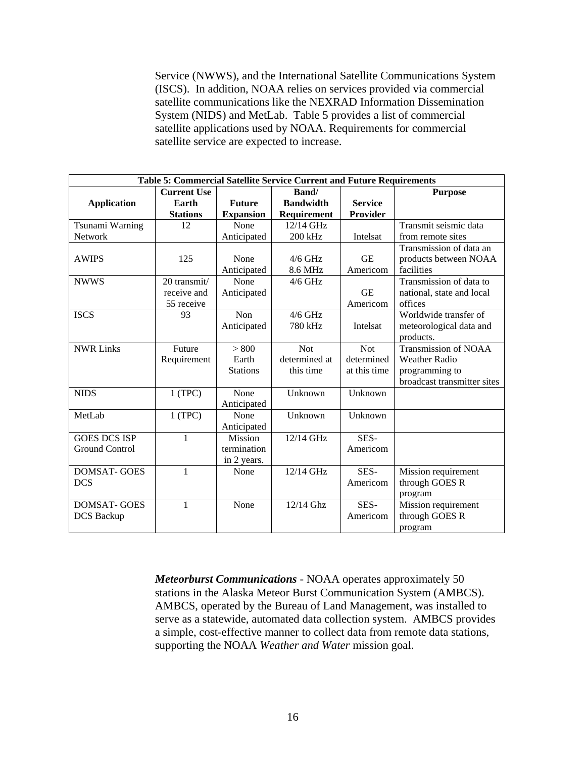Service (NWWS), and the International Satellite Communications System (ISCS). In addition, NOAA relies on services provided via commercial satellite communications like the NEXRAD Information Dissemination System (NIDS) and MetLab. Table 5 provides a list of commercial satellite applications used by NOAA. Requirements for commercial satellite service are expected to increase.

**Table 5: Commercial Satellite Service Current and Future Requirements**

| Application | Current Use Earth Stations | Future Expansion | Band/ Bandwidth Requirement | Service Provider | Purpose |
|---|---|---|---|---|---|
| Tsunami Warning Network | 12 | None Anticipated | 12/14 GHz 200 kHz | Intelsat | Transmit seismic data from remote sites |
| AWIPS | 125 | None Anticipated | 4/6 GHz 8.6 MHz | GE Americom | Transmission of data an products between NOAA facilities |
| NWWS | 20 transmit/ receive and 55 receive | None Anticipated | 4/6 GHz | GE Americom | Transmission of data to national, state and local offices |
| ISCS | 93 | Non Anticipated | 4/6 GHz 780 kHz | Intelsat | Worldwide transfer of meteorological data and products. |
| NWR Links | Future Requirement | > 800 Earth Stations | Not determined at this time | Not determined at this time | Transmission of NOAA Weather Radio programming to broadcast transmitter sites |
| NIDS | 1 (TPC) | None Anticipated | Unknown | Unknown | |
| MetLab | 1 (TPC) | None Anticipated | Unknown | Unknown | |
| GOES DCS ISP Ground Control | 1 | Mission termination in 2 years. | 12/14 GHz | SES-Americom | |
| DOMSAT- GOES DCS | 1 | None | 12/14 GHz | SES-Americom | Mission requirement through GOES R program |
| DOMSAT- GOES DCS Backup | 1 | None | 12/14 Ghz | SES-Americom | Mission requirement through GOES R program |

***Meteorburst Communications*** - NOAA operates approximately 50 stations in the Alaska Meteor Burst Communication System (AMBCS). AMBCS, operated by the Bureau of Land Management, was installed to serve as a statewide, automated data collection system. AMBCS provides a simple, cost-effective manner to collect data from remote data stations, supporting the NOAA *Weather and Water* mission goal.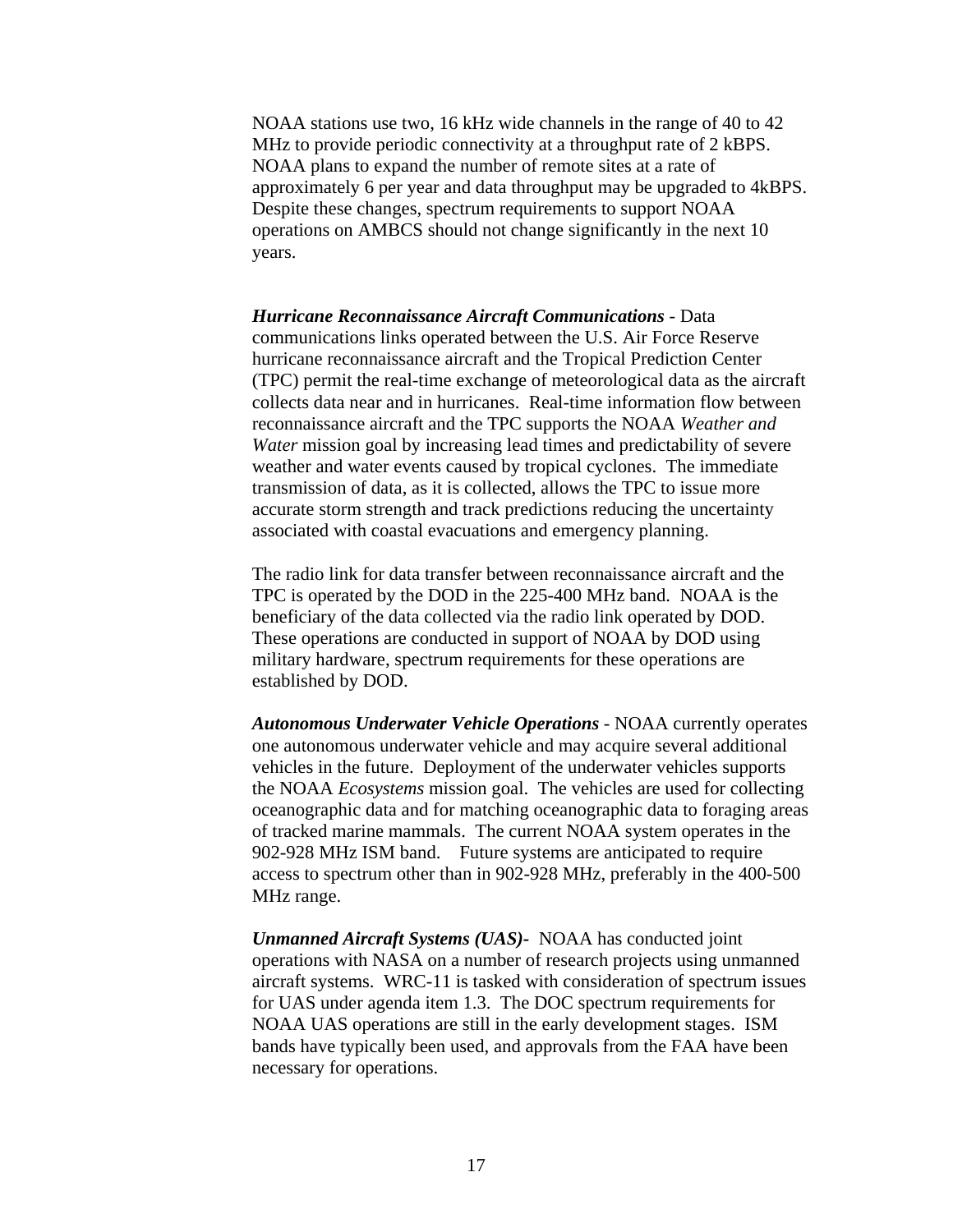NOAA stations use two, 16 kHz wide channels in the range of 40 to 42 MHz to provide periodic connectivity at a throughput rate of 2 kBPS. NOAA plans to expand the number of remote sites at a rate of approximately 6 per year and data throughput may be upgraded to 4kBPS. Despite these changes, spectrum requirements to support NOAA operations on AMBCS should not change significantly in the next 10 years.

***Hurricane Reconnaissance Aircraft Communications*** - Data communications links operated between the U.S. Air Force Reserve hurricane reconnaissance aircraft and the Tropical Prediction Center (TPC) permit the real-time exchange of meteorological data as the aircraft collects data near and in hurricanes. Real-time information flow between reconnaissance aircraft and the TPC supports the NOAA *Weather and Water* mission goal by increasing lead times and predictability of severe weather and water events caused by tropical cyclones. The immediate transmission of data, as it is collected, allows the TPC to issue more accurate storm strength and track predictions reducing the uncertainty associated with coastal evacuations and emergency planning.

The radio link for data transfer between reconnaissance aircraft and the TPC is operated by the DOD in the 225-400 MHz band. NOAA is the beneficiary of the data collected via the radio link operated by DOD. These operations are conducted in support of NOAA by DOD using military hardware, spectrum requirements for these operations are established by DOD.

***Autonomous Underwater Vehicle Operations*** - NOAA currently operates one autonomous underwater vehicle and may acquire several additional vehicles in the future. Deployment of the underwater vehicles supports the NOAA *Ecosystems* mission goal. The vehicles are used for collecting oceanographic data and for matching oceanographic data to foraging areas of tracked marine mammals. The current NOAA system operates in the 902-928 MHz ISM band. Future systems are anticipated to require access to spectrum other than in 902-928 MHz, preferably in the 400-500 MHz range.

***Unmanned Aircraft Systems (UAS)-*** NOAA has conducted joint operations with NASA on a number of research projects using unmanned aircraft systems. WRC-11 is tasked with consideration of spectrum issues for UAS under agenda item 1.3. The DOC spectrum requirements for NOAA UAS operations are still in the early development stages. ISM bands have typically been used, and approvals from the FAA have been necessary for operations.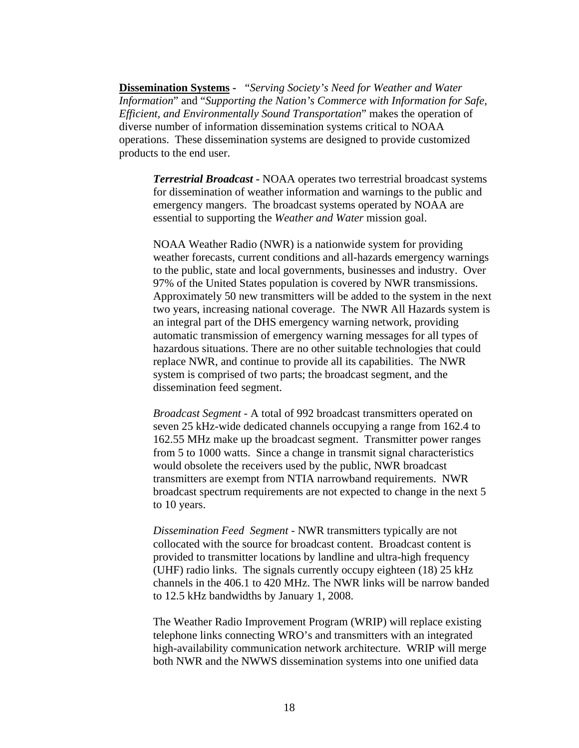**Dissemination Systems** - "*Serving Society's Need for Weather and Water Information*" and "*Supporting the Nation's Commerce with Information for Safe, Efficient, and Environmentally Sound Transportation*" makes the operation of diverse number of information dissemination systems critical to NOAA operations. These dissemination systems are designed to provide customized products to the end user.

> ***Terrestrial Broadcast*** - NOAA operates two terrestrial broadcast systems for dissemination of weather information and warnings to the public and emergency mangers. The broadcast systems operated by NOAA are essential to supporting the *Weather and Water* mission goal.
>
> NOAA Weather Radio (NWR) is a nationwide system for providing weather forecasts, current conditions and all-hazards emergency warnings to the public, state and local governments, businesses and industry. Over 97% of the United States population is covered by NWR transmissions. Approximately 50 new transmitters will be added to the system in the next two years, increasing national coverage. The NWR All Hazards system is an integral part of the DHS emergency warning network, providing automatic transmission of emergency warning messages for all types of hazardous situations. There are no other suitable technologies that could replace NWR, and continue to provide all its capabilities. The NWR system is comprised of two parts; the broadcast segment, and the dissemination feed segment.
>
> *Broadcast Segment* - A total of 992 broadcast transmitters operated on seven 25 kHz-wide dedicated channels occupying a range from 162.4 to 162.55 MHz make up the broadcast segment. Transmitter power ranges from 5 to 1000 watts. Since a change in transmit signal characteristics would obsolete the receivers used by the public, NWR broadcast transmitters are exempt from NTIA narrowband requirements. NWR broadcast spectrum requirements are not expected to change in the next 5 to 10 years.
>
> *Dissemination Feed Segment* - NWR transmitters typically are not collocated with the source for broadcast content. Broadcast content is provided to transmitter locations by landline and ultra-high frequency (UHF) radio links. The signals currently occupy eighteen (18) 25 kHz channels in the 406.1 to 420 MHz. The NWR links will be narrow banded to 12.5 kHz bandwidths by January 1, 2008.
>
> The Weather Radio Improvement Program (WRIP) will replace existing telephone links connecting WRO's and transmitters with an integrated high-availability communication network architecture. WRIP will merge both NWR and the NWWS dissemination systems into one unified data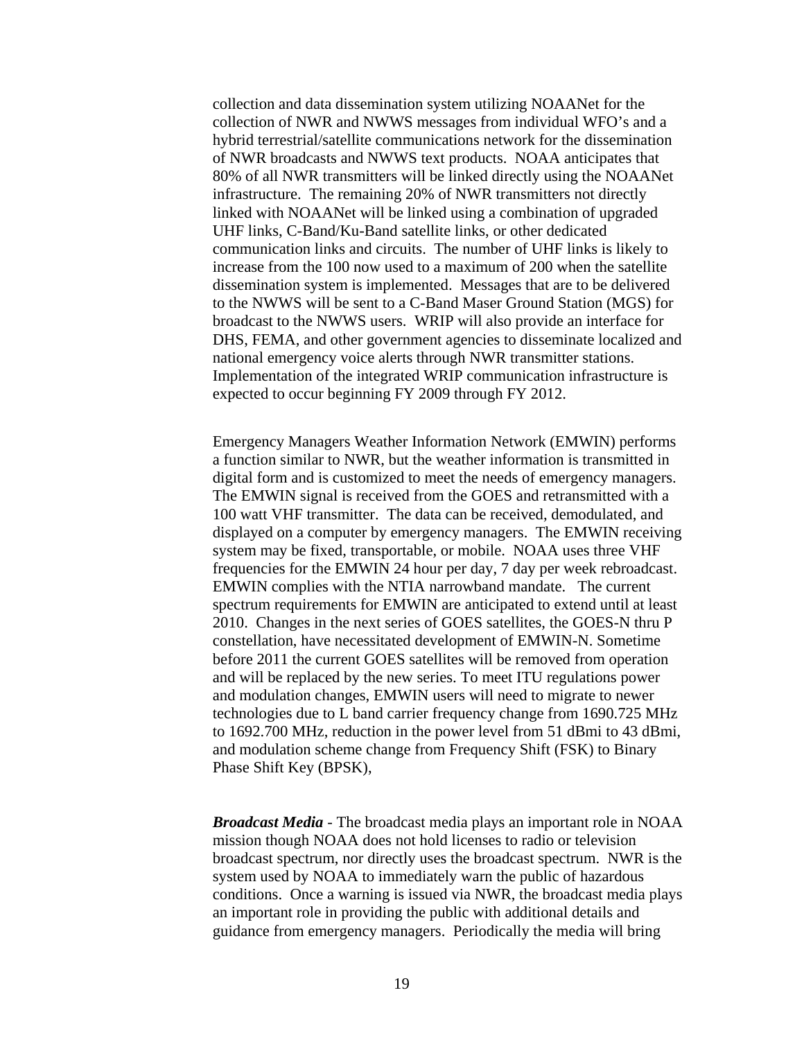collection and data dissemination system utilizing NOAANet for the collection of NWR and NWWS messages from individual WFO's and a hybrid terrestrial/satellite communications network for the dissemination of NWR broadcasts and NWWS text products. NOAA anticipates that 80% of all NWR transmitters will be linked directly using the NOAANet infrastructure. The remaining 20% of NWR transmitters not directly linked with NOAANet will be linked using a combination of upgraded UHF links, C-Band/Ku-Band satellite links, or other dedicated communication links and circuits. The number of UHF links is likely to increase from the 100 now used to a maximum of 200 when the satellite dissemination system is implemented. Messages that are to be delivered to the NWWS will be sent to a C-Band Maser Ground Station (MGS) for broadcast to the NWWS users. WRIP will also provide an interface for DHS, FEMA, and other government agencies to disseminate localized and national emergency voice alerts through NWR transmitter stations. Implementation of the integrated WRIP communication infrastructure is expected to occur beginning FY 2009 through FY 2012.

Emergency Managers Weather Information Network (EMWIN) performs a function similar to NWR, but the weather information is transmitted in digital form and is customized to meet the needs of emergency managers. The EMWIN signal is received from the GOES and retransmitted with a 100 watt VHF transmitter. The data can be received, demodulated, and displayed on a computer by emergency managers. The EMWIN receiving system may be fixed, transportable, or mobile. NOAA uses three VHF frequencies for the EMWIN 24 hour per day, 7 day per week rebroadcast. EMWIN complies with the NTIA narrowband mandate. The current spectrum requirements for EMWIN are anticipated to extend until at least 2010. Changes in the next series of GOES satellites, the GOES-N thru P constellation, have necessitated development of EMWIN-N. Sometime before 2011 the current GOES satellites will be removed from operation and will be replaced by the new series. To meet ITU regulations power and modulation changes, EMWIN users will need to migrate to newer technologies due to L band carrier frequency change from 1690.725 MHz to 1692.700 MHz, reduction in the power level from 51 dBmi to 43 dBmi, and modulation scheme change from Frequency Shift (FSK) to Binary Phase Shift Key (BPSK),

***Broadcast Media*** - The broadcast media plays an important role in NOAA mission though NOAA does not hold licenses to radio or television broadcast spectrum, nor directly uses the broadcast spectrum. NWR is the system used by NOAA to immediately warn the public of hazardous conditions. Once a warning is issued via NWR, the broadcast media plays an important role in providing the public with additional details and guidance from emergency managers. Periodically the media will bring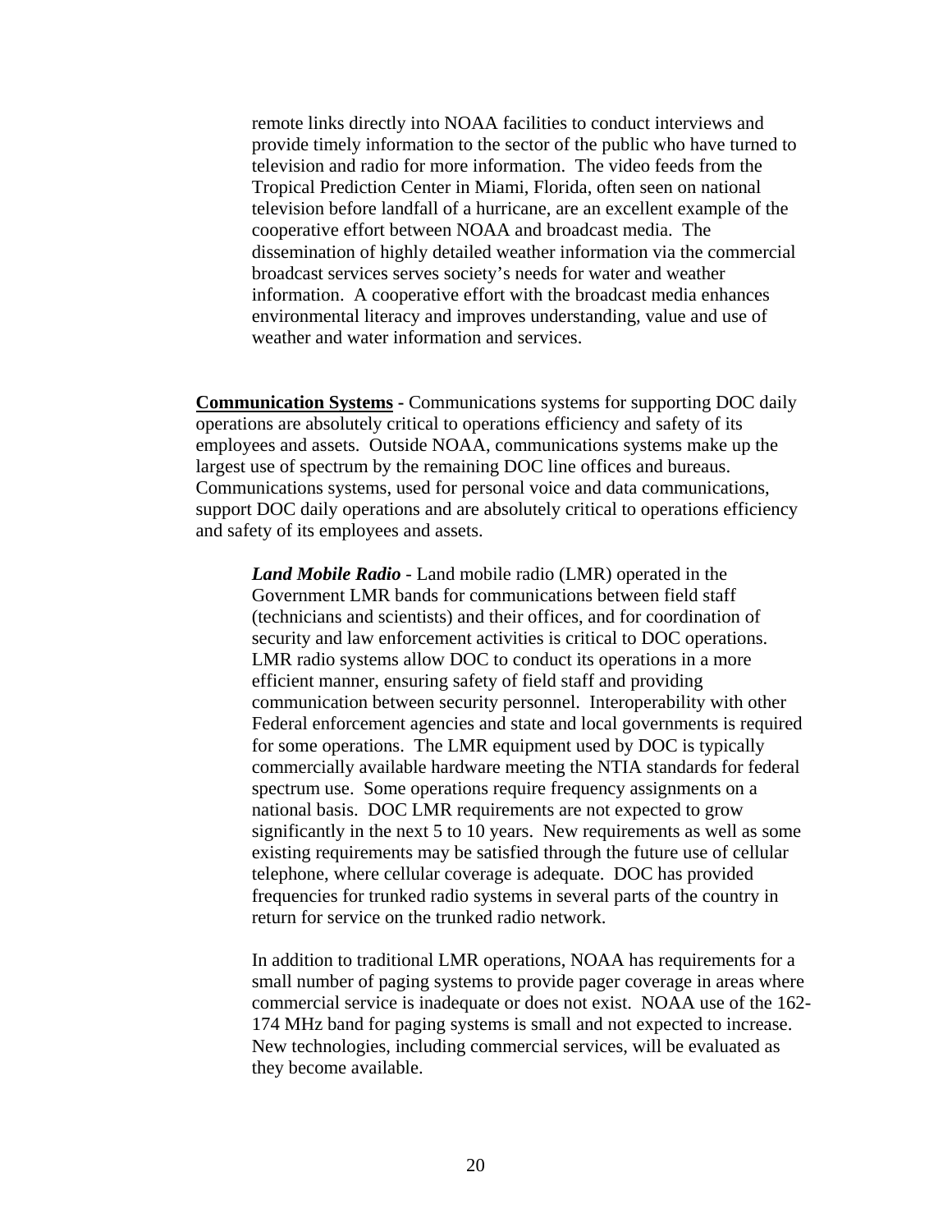remote links directly into NOAA facilities to conduct interviews and provide timely information to the sector of the public who have turned to television and radio for more information. The video feeds from the Tropical Prediction Center in Miami, Florida, often seen on national television before landfall of a hurricane, are an excellent example of the cooperative effort between NOAA and broadcast media. The dissemination of highly detailed weather information via the commercial broadcast services serves society's needs for water and weather information. A cooperative effort with the broadcast media enhances environmental literacy and improves understanding, value and use of weather and water information and services.

**Communication Systems** - Communications systems for supporting DOC daily operations are absolutely critical to operations efficiency and safety of its employees and assets. Outside NOAA, communications systems make up the largest use of spectrum by the remaining DOC line offices and bureaus. Communications systems, used for personal voice and data communications, support DOC daily operations and are absolutely critical to operations efficiency and safety of its employees and assets.

***Land Mobile Radio*** - Land mobile radio (LMR) operated in the Government LMR bands for communications between field staff (technicians and scientists) and their offices, and for coordination of security and law enforcement activities is critical to DOC operations. LMR radio systems allow DOC to conduct its operations in a more efficient manner, ensuring safety of field staff and providing communication between security personnel. Interoperability with other Federal enforcement agencies and state and local governments is required for some operations. The LMR equipment used by DOC is typically commercially available hardware meeting the NTIA standards for federal spectrum use. Some operations require frequency assignments on a national basis. DOC LMR requirements are not expected to grow significantly in the next 5 to 10 years. New requirements as well as some existing requirements may be satisfied through the future use of cellular telephone, where cellular coverage is adequate. DOC has provided frequencies for trunked radio systems in several parts of the country in return for service on the trunked radio network.

In addition to traditional LMR operations, NOAA has requirements for a small number of paging systems to provide pager coverage in areas where commercial service is inadequate or does not exist. NOAA use of the 162-174 MHz band for paging systems is small and not expected to increase. New technologies, including commercial services, will be evaluated as they become available.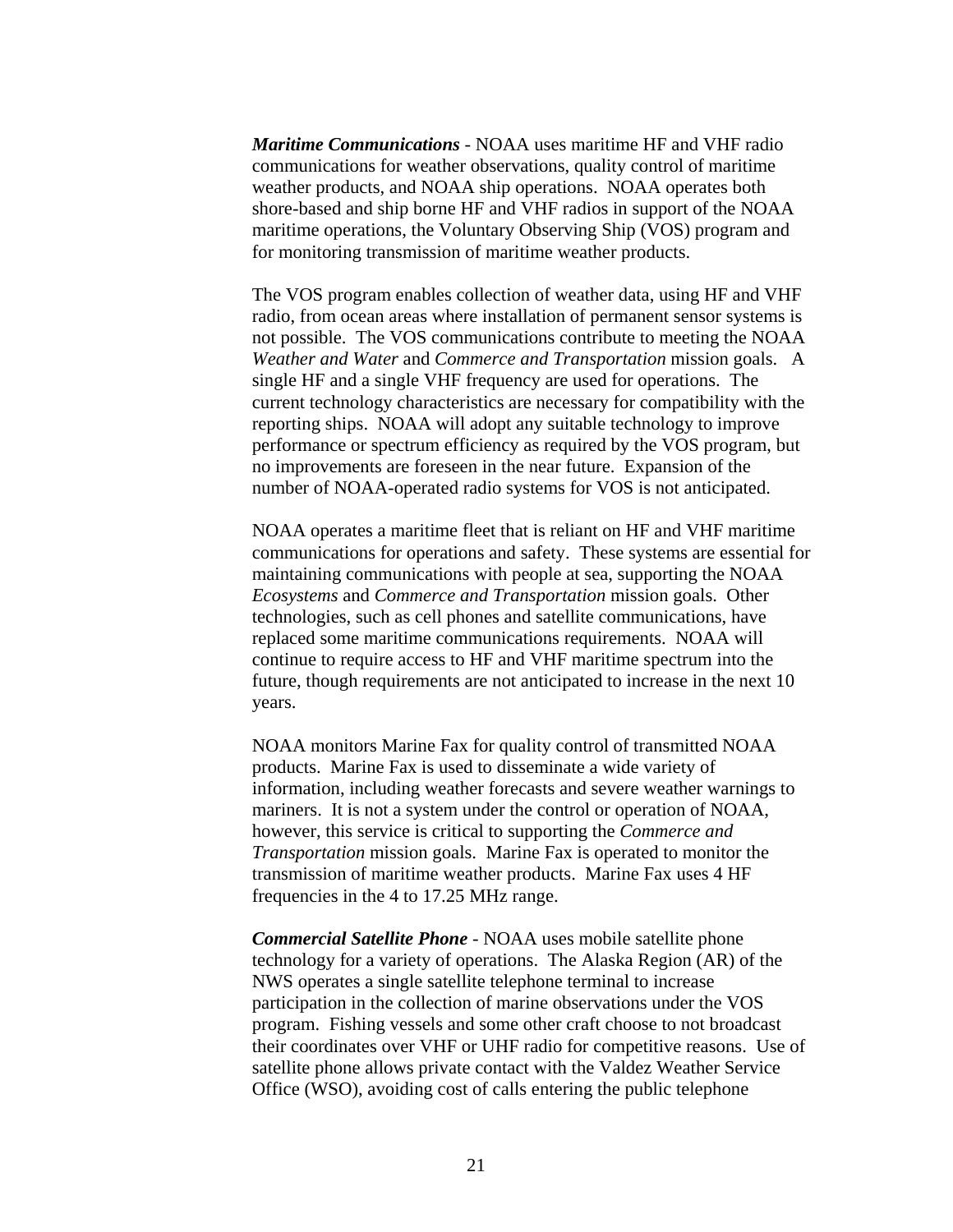***Maritime Communications*** - NOAA uses maritime HF and VHF radio communications for weather observations, quality control of maritime weather products, and NOAA ship operations. NOAA operates both shore-based and ship borne HF and VHF radios in support of the NOAA maritime operations, the Voluntary Observing Ship (VOS) program and for monitoring transmission of maritime weather products.

The VOS program enables collection of weather data, using HF and VHF radio, from ocean areas where installation of permanent sensor systems is not possible. The VOS communications contribute to meeting the NOAA *Weather and Water* and *Commerce and Transportation* mission goals. A single HF and a single VHF frequency are used for operations. The current technology characteristics are necessary for compatibility with the reporting ships. NOAA will adopt any suitable technology to improve performance or spectrum efficiency as required by the VOS program, but no improvements are foreseen in the near future. Expansion of the number of NOAA-operated radio systems for VOS is not anticipated.

NOAA operates a maritime fleet that is reliant on HF and VHF maritime communications for operations and safety. These systems are essential for maintaining communications with people at sea, supporting the NOAA *Ecosystems* and *Commerce and Transportation* mission goals. Other technologies, such as cell phones and satellite communications, have replaced some maritime communications requirements. NOAA will continue to require access to HF and VHF maritime spectrum into the future, though requirements are not anticipated to increase in the next 10 years.

NOAA monitors Marine Fax for quality control of transmitted NOAA products. Marine Fax is used to disseminate a wide variety of information, including weather forecasts and severe weather warnings to mariners. It is not a system under the control or operation of NOAA, however, this service is critical to supporting the *Commerce and Transportation* mission goals. Marine Fax is operated to monitor the transmission of maritime weather products. Marine Fax uses 4 HF frequencies in the 4 to 17.25 MHz range.

***Commercial Satellite Phone*** - NOAA uses mobile satellite phone technology for a variety of operations. The Alaska Region (AR) of the NWS operates a single satellite telephone terminal to increase participation in the collection of marine observations under the VOS program. Fishing vessels and some other craft choose to not broadcast their coordinates over VHF or UHF radio for competitive reasons. Use of satellite phone allows private contact with the Valdez Weather Service Office (WSO), avoiding cost of calls entering the public telephone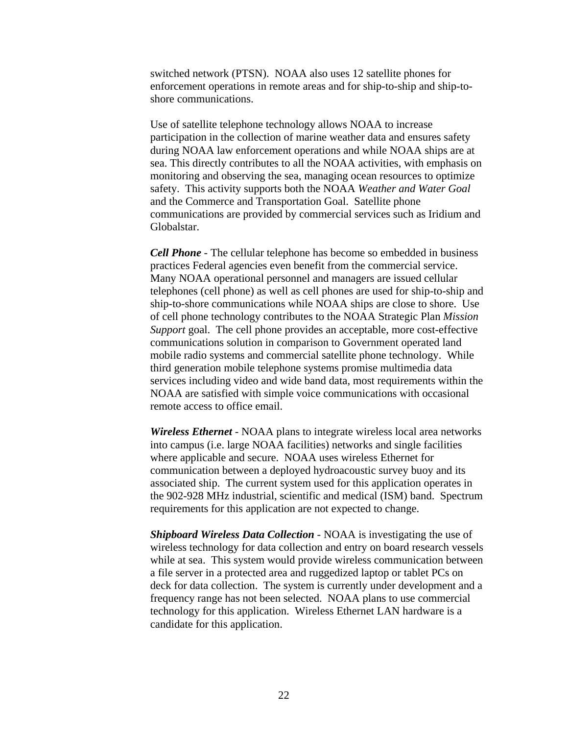switched network (PTSN). NOAA also uses 12 satellite phones for enforcement operations in remote areas and for ship-to-ship and ship-to-shore communications.

Use of satellite telephone technology allows NOAA to increase participation in the collection of marine weather data and ensures safety during NOAA law enforcement operations and while NOAA ships are at sea. This directly contributes to all the NOAA activities, with emphasis on monitoring and observing the sea, managing ocean resources to optimize safety. This activity supports both the NOAA *Weather and Water Goal* and the Commerce and Transportation Goal. Satellite phone communications are provided by commercial services such as Iridium and Globalstar.

***Cell Phone*** - The cellular telephone has become so embedded in business practices Federal agencies even benefit from the commercial service. Many NOAA operational personnel and managers are issued cellular telephones (cell phone) as well as cell phones are used for ship-to-ship and ship-to-shore communications while NOAA ships are close to shore. Use of cell phone technology contributes to the NOAA Strategic Plan *Mission Support* goal. The cell phone provides an acceptable, more cost-effective communications solution in comparison to Government operated land mobile radio systems and commercial satellite phone technology. While third generation mobile telephone systems promise multimedia data services including video and wide band data, most requirements within the NOAA are satisfied with simple voice communications with occasional remote access to office email.

***Wireless Ethernet*** - NOAA plans to integrate wireless local area networks into campus (i.e. large NOAA facilities) networks and single facilities where applicable and secure. NOAA uses wireless Ethernet for communication between a deployed hydroacoustic survey buoy and its associated ship. The current system used for this application operates in the 902-928 MHz industrial, scientific and medical (ISM) band. Spectrum requirements for this application are not expected to change.

***Shipboard Wireless Data Collection*** - NOAA is investigating the use of wireless technology for data collection and entry on board research vessels while at sea. This system would provide wireless communication between a file server in a protected area and ruggedized laptop or tablet PCs on deck for data collection. The system is currently under development and a frequency range has not been selected. NOAA plans to use commercial technology for this application. Wireless Ethernet LAN hardware is a candidate for this application.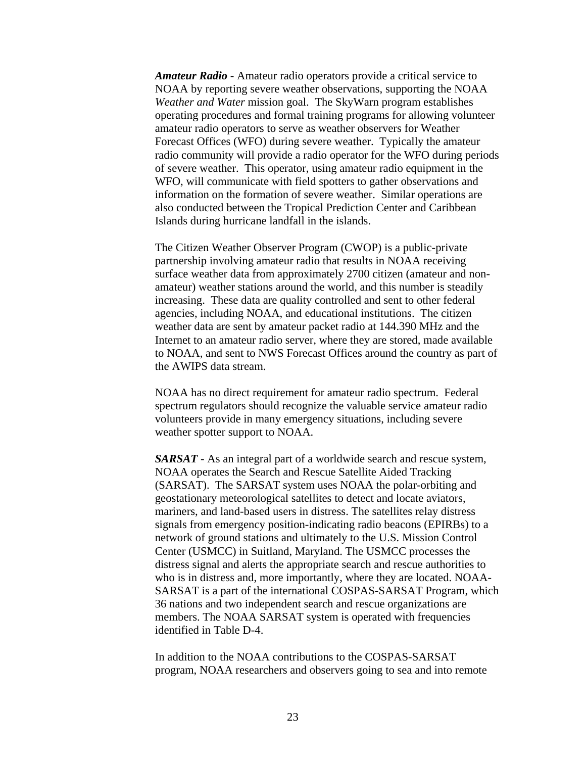***Amateur Radio*** - Amateur radio operators provide a critical service to NOAA by reporting severe weather observations, supporting the NOAA *Weather and Water* mission goal. The SkyWarn program establishes operating procedures and formal training programs for allowing volunteer amateur radio operators to serve as weather observers for Weather Forecast Offices (WFO) during severe weather. Typically the amateur radio community will provide a radio operator for the WFO during periods of severe weather. This operator, using amateur radio equipment in the WFO, will communicate with field spotters to gather observations and information on the formation of severe weather. Similar operations are also conducted between the Tropical Prediction Center and Caribbean Islands during hurricane landfall in the islands.

The Citizen Weather Observer Program (CWOP) is a public-private partnership involving amateur radio that results in NOAA receiving surface weather data from approximately 2700 citizen (amateur and non-amateur) weather stations around the world, and this number is steadily increasing. These data are quality controlled and sent to other federal agencies, including NOAA, and educational institutions. The citizen weather data are sent by amateur packet radio at 144.390 MHz and the Internet to an amateur radio server, where they are stored, made available to NOAA, and sent to NWS Forecast Offices around the country as part of the AWIPS data stream.

NOAA has no direct requirement for amateur radio spectrum. Federal spectrum regulators should recognize the valuable service amateur radio volunteers provide in many emergency situations, including severe weather spotter support to NOAA.

***SARSAT*** - As an integral part of a worldwide search and rescue system, NOAA operates the Search and Rescue Satellite Aided Tracking (SARSAT). The SARSAT system uses NOAA the polar-orbiting and geostationary meteorological satellites to detect and locate aviators, mariners, and land-based users in distress. The satellites relay distress signals from emergency position-indicating radio beacons (EPIRBs) to a network of ground stations and ultimately to the U.S. Mission Control Center (USMCC) in Suitland, Maryland. The USMCC processes the distress signal and alerts the appropriate search and rescue authorities to who is in distress and, more importantly, where they are located. NOAA-SARSAT is a part of the international COSPAS-SARSAT Program, which 36 nations and two independent search and rescue organizations are members. The NOAA SARSAT system is operated with frequencies identified in Table D-4.

In addition to the NOAA contributions to the COSPAS-SARSAT program, NOAA researchers and observers going to sea and into remote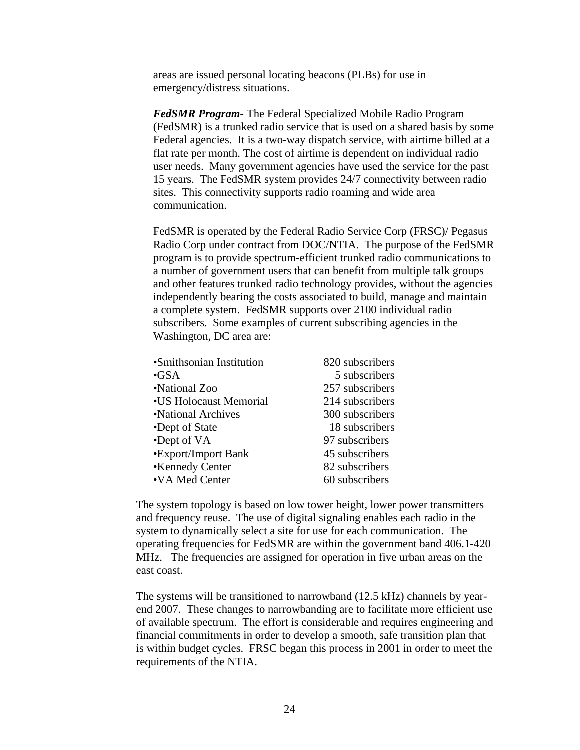areas are issued personal locating beacons (PLBs) for use in emergency/distress situations.

***FedSMR Program***- The Federal Specialized Mobile Radio Program (FedSMR) is a trunked radio service that is used on a shared basis by some Federal agencies. It is a two-way dispatch service, with airtime billed at a flat rate per month. The cost of airtime is dependent on individual radio user needs. Many government agencies have used the service for the past 15 years. The FedSMR system provides 24/7 connectivity between radio sites. This connectivity supports radio roaming and wide area communication.

FedSMR is operated by the Federal Radio Service Corp (FRSC)/ Pegasus Radio Corp under contract from DOC/NTIA. The purpose of the FedSMR program is to provide spectrum-efficient trunked radio communications to a number of government users that can benefit from multiple talk groups and other features trunked radio technology provides, without the agencies independently bearing the costs associated to build, manage and maintain a complete system. FedSMR supports over 2100 individual radio subscribers. Some examples of current subscribing agencies in the Washington, DC area are:

| Agency | Subscribers |
|---|---|
| •Smithsonian Institution | 820 subscribers |
| •GSA | 5 subscribers |
| •National Zoo | 257 subscribers |
| •US Holocaust Memorial | 214 subscribers |
| •National Archives | 300 subscribers |
| •Dept of State | 18 subscribers |
| •Dept of VA | 97 subscribers |
| •Export/Import Bank | 45 subscribers |
| •Kennedy Center | 82 subscribers |
| •VA Med Center | 60 subscribers |

The system topology is based on low tower height, lower power transmitters and frequency reuse. The use of digital signaling enables each radio in the system to dynamically select a site for use for each communication. The operating frequencies for FedSMR are within the government band 406.1-420 MHz. The frequencies are assigned for operation in five urban areas on the east coast.

The systems will be transitioned to narrowband (12.5 kHz) channels by year-end 2007. These changes to narrowbanding are to facilitate more efficient use of available spectrum. The effort is considerable and requires engineering and financial commitments in order to develop a smooth, safe transition plan that is within budget cycles. FRSC began this process in 2001 in order to meet the requirements of the NTIA.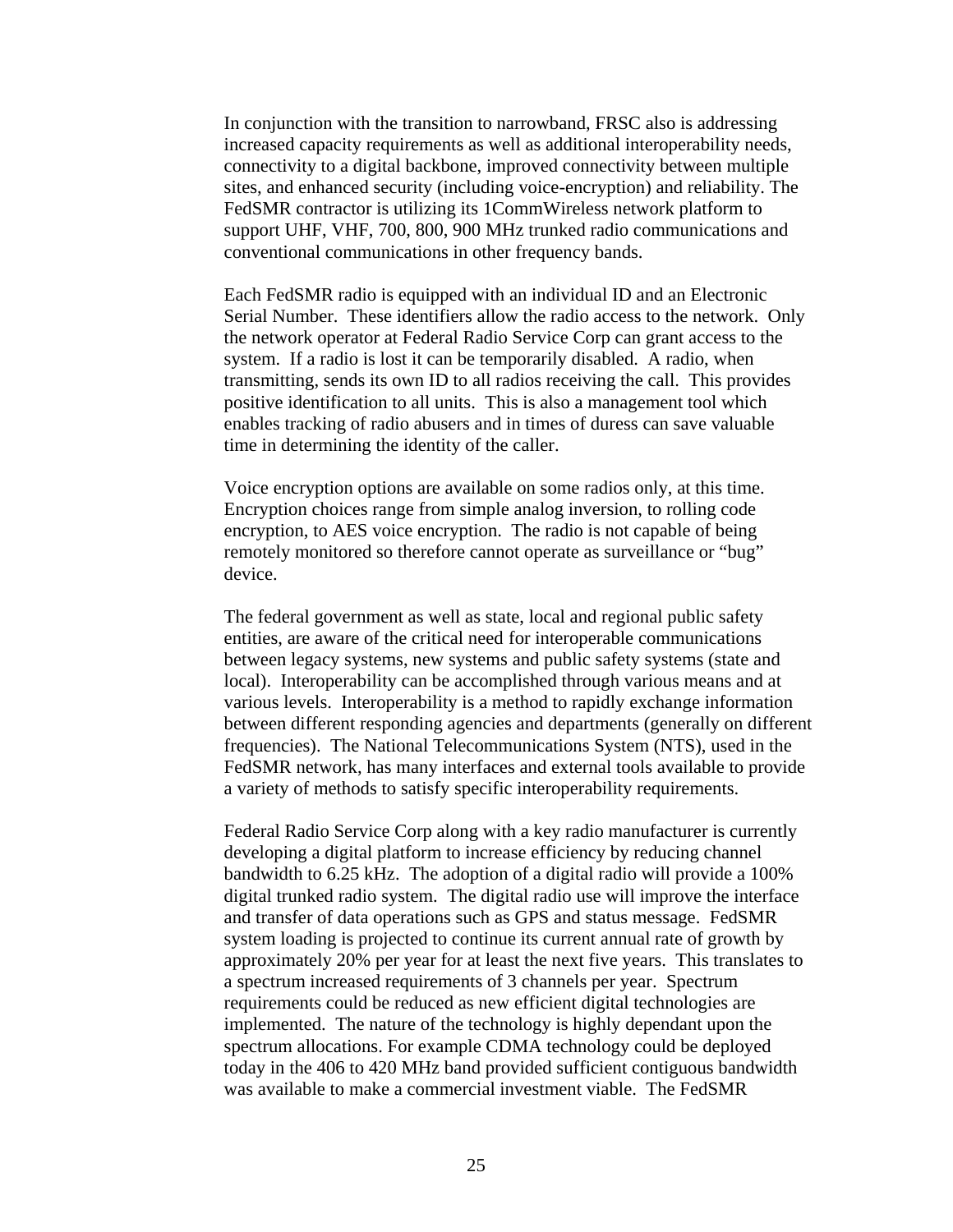In conjunction with the transition to narrowband, FRSC also is addressing increased capacity requirements as well as additional interoperability needs, connectivity to a digital backbone, improved connectivity between multiple sites, and enhanced security (including voice-encryption) and reliability. The FedSMR contractor is utilizing its 1CommWireless network platform to support UHF, VHF, 700, 800, 900 MHz trunked radio communications and conventional communications in other frequency bands.

Each FedSMR radio is equipped with an individual ID and an Electronic Serial Number. These identifiers allow the radio access to the network. Only the network operator at Federal Radio Service Corp can grant access to the system. If a radio is lost it can be temporarily disabled. A radio, when transmitting, sends its own ID to all radios receiving the call. This provides positive identification to all units. This is also a management tool which enables tracking of radio abusers and in times of duress can save valuable time in determining the identity of the caller.

Voice encryption options are available on some radios only, at this time. Encryption choices range from simple analog inversion, to rolling code encryption, to AES voice encryption. The radio is not capable of being remotely monitored so therefore cannot operate as surveillance or "bug" device.

The federal government as well as state, local and regional public safety entities, are aware of the critical need for interoperable communications between legacy systems, new systems and public safety systems (state and local). Interoperability can be accomplished through various means and at various levels. Interoperability is a method to rapidly exchange information between different responding agencies and departments (generally on different frequencies). The National Telecommunications System (NTS), used in the FedSMR network, has many interfaces and external tools available to provide a variety of methods to satisfy specific interoperability requirements.

Federal Radio Service Corp along with a key radio manufacturer is currently developing a digital platform to increase efficiency by reducing channel bandwidth to 6.25 kHz. The adoption of a digital radio will provide a 100% digital trunked radio system. The digital radio use will improve the interface and transfer of data operations such as GPS and status message. FedSMR system loading is projected to continue its current annual rate of growth by approximately 20% per year for at least the next five years. This translates to a spectrum increased requirements of 3 channels per year. Spectrum requirements could be reduced as new efficient digital technologies are implemented. The nature of the technology is highly dependant upon the spectrum allocations. For example CDMA technology could be deployed today in the 406 to 420 MHz band provided sufficient contiguous bandwidth was available to make a commercial investment viable. The FedSMR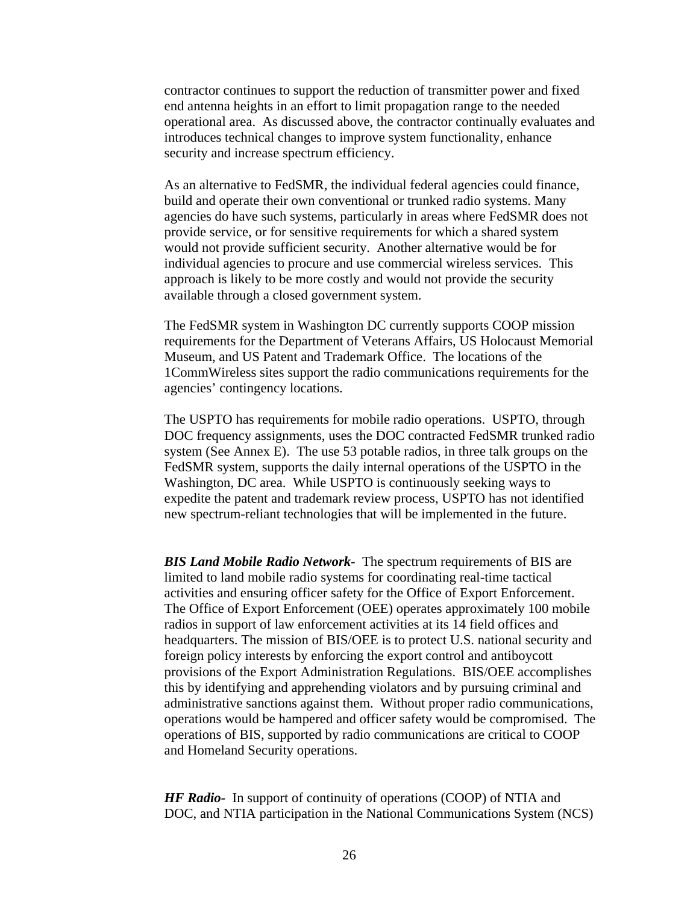contractor continues to support the reduction of transmitter power and fixed end antenna heights in an effort to limit propagation range to the needed operational area. As discussed above, the contractor continually evaluates and introduces technical changes to improve system functionality, enhance security and increase spectrum efficiency.

As an alternative to FedSMR, the individual federal agencies could finance, build and operate their own conventional or trunked radio systems. Many agencies do have such systems, particularly in areas where FedSMR does not provide service, or for sensitive requirements for which a shared system would not provide sufficient security. Another alternative would be for individual agencies to procure and use commercial wireless services. This approach is likely to be more costly and would not provide the security available through a closed government system.

The FedSMR system in Washington DC currently supports COOP mission requirements for the Department of Veterans Affairs, US Holocaust Memorial Museum, and US Patent and Trademark Office. The locations of the 1CommWireless sites support the radio communications requirements for the agencies' contingency locations.

The USPTO has requirements for mobile radio operations. USPTO, through DOC frequency assignments, uses the DOC contracted FedSMR trunked radio system (See Annex E). The use 53 potable radios, in three talk groups on the FedSMR system, supports the daily internal operations of the USPTO in the Washington, DC area. While USPTO is continuously seeking ways to expedite the patent and trademark review process, USPTO has not identified new spectrum-reliant technologies that will be implemented in the future.

***BIS Land Mobile Radio Network***- The spectrum requirements of BIS are limited to land mobile radio systems for coordinating real-time tactical activities and ensuring officer safety for the Office of Export Enforcement. The Office of Export Enforcement (OEE) operates approximately 100 mobile radios in support of law enforcement activities at its 14 field offices and headquarters. The mission of BIS/OEE is to protect U.S. national security and foreign policy interests by enforcing the export control and antiboycott provisions of the Export Administration Regulations. BIS/OEE accomplishes this by identifying and apprehending violators and by pursuing criminal and administrative sanctions against them. Without proper radio communications, operations would be hampered and officer safety would be compromised. The operations of BIS, supported by radio communications are critical to COOP and Homeland Security operations.

***HF Radio***- In support of continuity of operations (COOP) of NTIA and DOC, and NTIA participation in the National Communications System (NCS)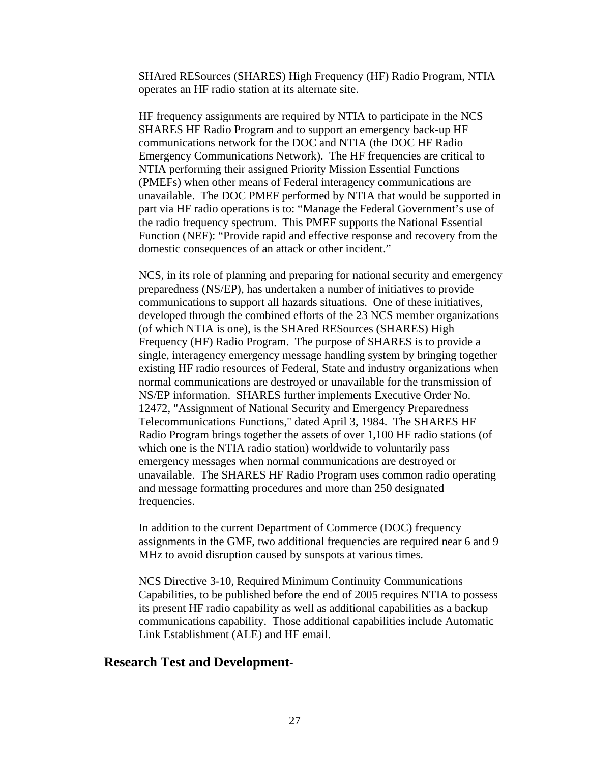SHAred RESources (SHARES) High Frequency (HF) Radio Program, NTIA operates an HF radio station at its alternate site.

HF frequency assignments are required by NTIA to participate in the NCS SHARES HF Radio Program and to support an emergency back-up HF communications network for the DOC and NTIA (the DOC HF Radio Emergency Communications Network). The HF frequencies are critical to NTIA performing their assigned Priority Mission Essential Functions (PMEFs) when other means of Federal interagency communications are unavailable. The DOC PMEF performed by NTIA that would be supported in part via HF radio operations is to: "Manage the Federal Government's use of the radio frequency spectrum. This PMEF supports the National Essential Function (NEF): "Provide rapid and effective response and recovery from the domestic consequences of an attack or other incident."

NCS, in its role of planning and preparing for national security and emergency preparedness (NS/EP), has undertaken a number of initiatives to provide communications to support all hazards situations. One of these initiatives, developed through the combined efforts of the 23 NCS member organizations (of which NTIA is one), is the SHAred RESources (SHARES) High Frequency (HF) Radio Program. The purpose of SHARES is to provide a single, interagency emergency message handling system by bringing together existing HF radio resources of Federal, State and industry organizations when normal communications are destroyed or unavailable for the transmission of NS/EP information. SHARES further implements Executive Order No. 12472, "Assignment of National Security and Emergency Preparedness Telecommunications Functions," dated April 3, 1984. The SHARES HF Radio Program brings together the assets of over 1,100 HF radio stations (of which one is the NTIA radio station) worldwide to voluntarily pass emergency messages when normal communications are destroyed or unavailable. The SHARES HF Radio Program uses common radio operating and message formatting procedures and more than 250 designated frequencies.

In addition to the current Department of Commerce (DOC) frequency assignments in the GMF, two additional frequencies are required near 6 and 9 MHz to avoid disruption caused by sunspots at various times.

NCS Directive 3-10, Required Minimum Continuity Communications Capabilities, to be published before the end of 2005 requires NTIA to possess its present HF radio capability as well as additional capabilities as a backup communications capability. Those additional capabilities include Automatic Link Establishment (ALE) and HF email.

## Research Test and Development-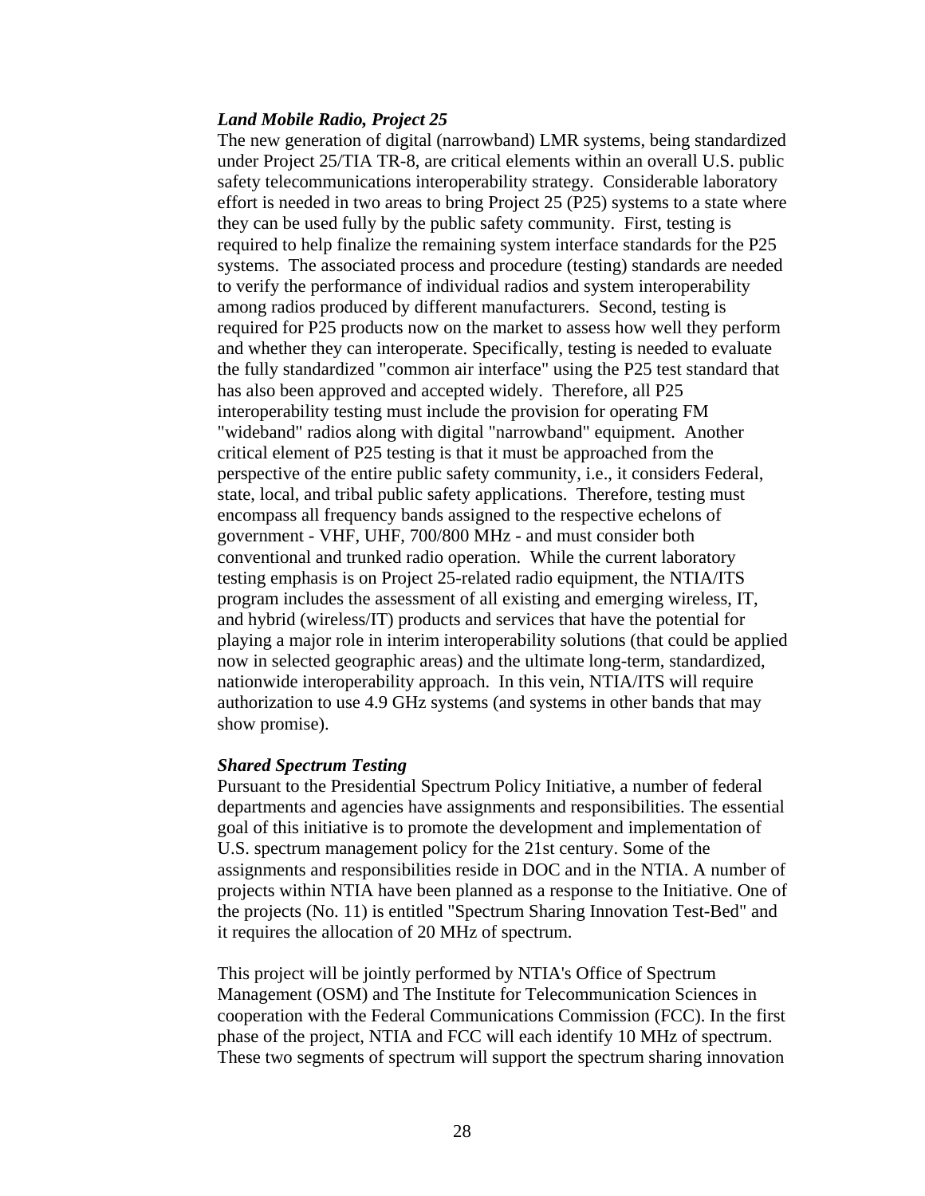***Land Mobile Radio, Project 25***

The new generation of digital (narrowband) LMR systems, being standardized under Project 25/TIA TR-8, are critical elements within an overall U.S. public safety telecommunications interoperability strategy. Considerable laboratory effort is needed in two areas to bring Project 25 (P25) systems to a state where they can be used fully by the public safety community. First, testing is required to help finalize the remaining system interface standards for the P25 systems. The associated process and procedure (testing) standards are needed to verify the performance of individual radios and system interoperability among radios produced by different manufacturers. Second, testing is required for P25 products now on the market to assess how well they perform and whether they can interoperate. Specifically, testing is needed to evaluate the fully standardized "common air interface" using the P25 test standard that has also been approved and accepted widely. Therefore, all P25 interoperability testing must include the provision for operating FM "wideband" radios along with digital "narrowband" equipment. Another critical element of P25 testing is that it must be approached from the perspective of the entire public safety community, i.e., it considers Federal, state, local, and tribal public safety applications. Therefore, testing must encompass all frequency bands assigned to the respective echelons of government - VHF, UHF, 700/800 MHz - and must consider both conventional and trunked radio operation. While the current laboratory testing emphasis is on Project 25-related radio equipment, the NTIA/ITS program includes the assessment of all existing and emerging wireless, IT, and hybrid (wireless/IT) products and services that have the potential for playing a major role in interim interoperability solutions (that could be applied now in selected geographic areas) and the ultimate long-term, standardized, nationwide interoperability approach. In this vein, NTIA/ITS will require authorization to use 4.9 GHz systems (and systems in other bands that may show promise).

***Shared Spectrum Testing***

Pursuant to the Presidential Spectrum Policy Initiative, a number of federal departments and agencies have assignments and responsibilities. The essential goal of this initiative is to promote the development and implementation of U.S. spectrum management policy for the 21st century. Some of the assignments and responsibilities reside in DOC and in the NTIA. A number of projects within NTIA have been planned as a response to the Initiative. One of the projects (No. 11) is entitled "Spectrum Sharing Innovation Test-Bed" and it requires the allocation of 20 MHz of spectrum.

This project will be jointly performed by NTIA's Office of Spectrum Management (OSM) and The Institute for Telecommunication Sciences in cooperation with the Federal Communications Commission (FCC). In the first phase of the project, NTIA and FCC will each identify 10 MHz of spectrum. These two segments of spectrum will support the spectrum sharing innovation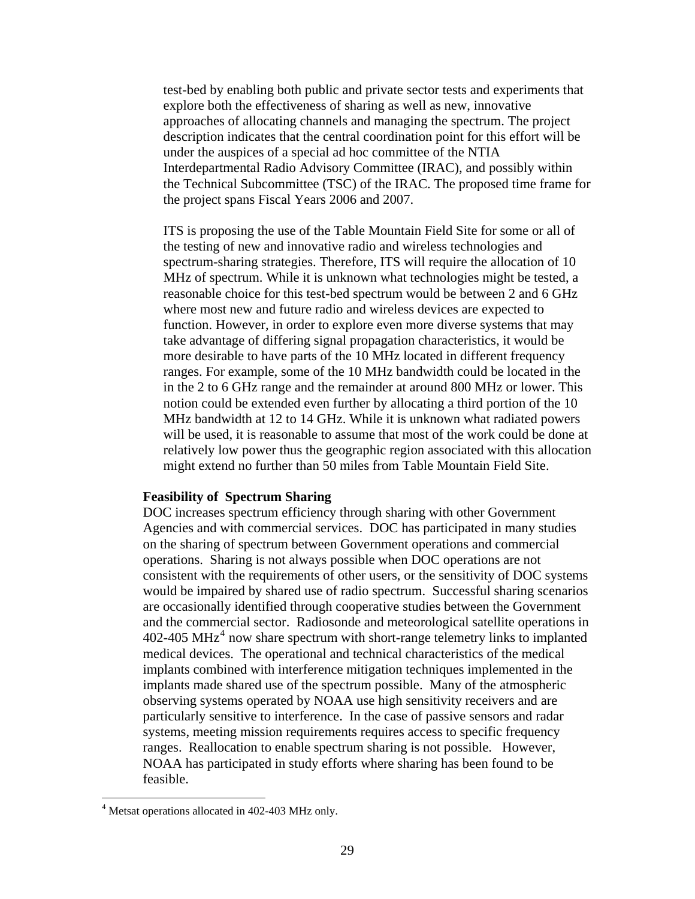test-bed by enabling both public and private sector tests and experiments that explore both the effectiveness of sharing as well as new, innovative approaches of allocating channels and managing the spectrum. The project description indicates that the central coordination point for this effort will be under the auspices of a special ad hoc committee of the NTIA Interdepartmental Radio Advisory Committee (IRAC), and possibly within the Technical Subcommittee (TSC) of the IRAC. The proposed time frame for the project spans Fiscal Years 2006 and 2007.

ITS is proposing the use of the Table Mountain Field Site for some or all of the testing of new and innovative radio and wireless technologies and spectrum-sharing strategies. Therefore, ITS will require the allocation of 10 MHz of spectrum. While it is unknown what technologies might be tested, a reasonable choice for this test-bed spectrum would be between 2 and 6 GHz where most new and future radio and wireless devices are expected to function. However, in order to explore even more diverse systems that may take advantage of differing signal propagation characteristics, it would be more desirable to have parts of the 10 MHz located in different frequency ranges. For example, some of the 10 MHz bandwidth could be located in the in the 2 to 6 GHz range and the remainder at around 800 MHz or lower. This notion could be extended even further by allocating a third portion of the 10 MHz bandwidth at 12 to 14 GHz. While it is unknown what radiated powers will be used, it is reasonable to assume that most of the work could be done at relatively low power thus the geographic region associated with this allocation might extend no further than 50 miles from Table Mountain Field Site.

**Feasibility of Spectrum Sharing**

DOC increases spectrum efficiency through sharing with other Government Agencies and with commercial services. DOC has participated in many studies on the sharing of spectrum between Government operations and commercial operations. Sharing is not always possible when DOC operations are not consistent with the requirements of other users, or the sensitivity of DOC systems would be impaired by shared use of radio spectrum. Successful sharing scenarios are occasionally identified through cooperative studies between the Government and the commercial sector. Radiosonde and meteorological satellite operations in 402-405 MHz[4] now share spectrum with short-range telemetry links to implanted medical devices. The operational and technical characteristics of the medical implants combined with interference mitigation techniques implemented in the implants made shared use of the spectrum possible. Many of the atmospheric observing systems operated by NOAA use high sensitivity receivers and are particularly sensitive to interference. In the case of passive sensors and radar systems, meeting mission requirements requires access to specific frequency ranges. Reallocation to enable spectrum sharing is not possible. However, NOAA has participated in study efforts where sharing has been found to be feasible.

[4] Metsat operations allocated in 402-403 MHz only.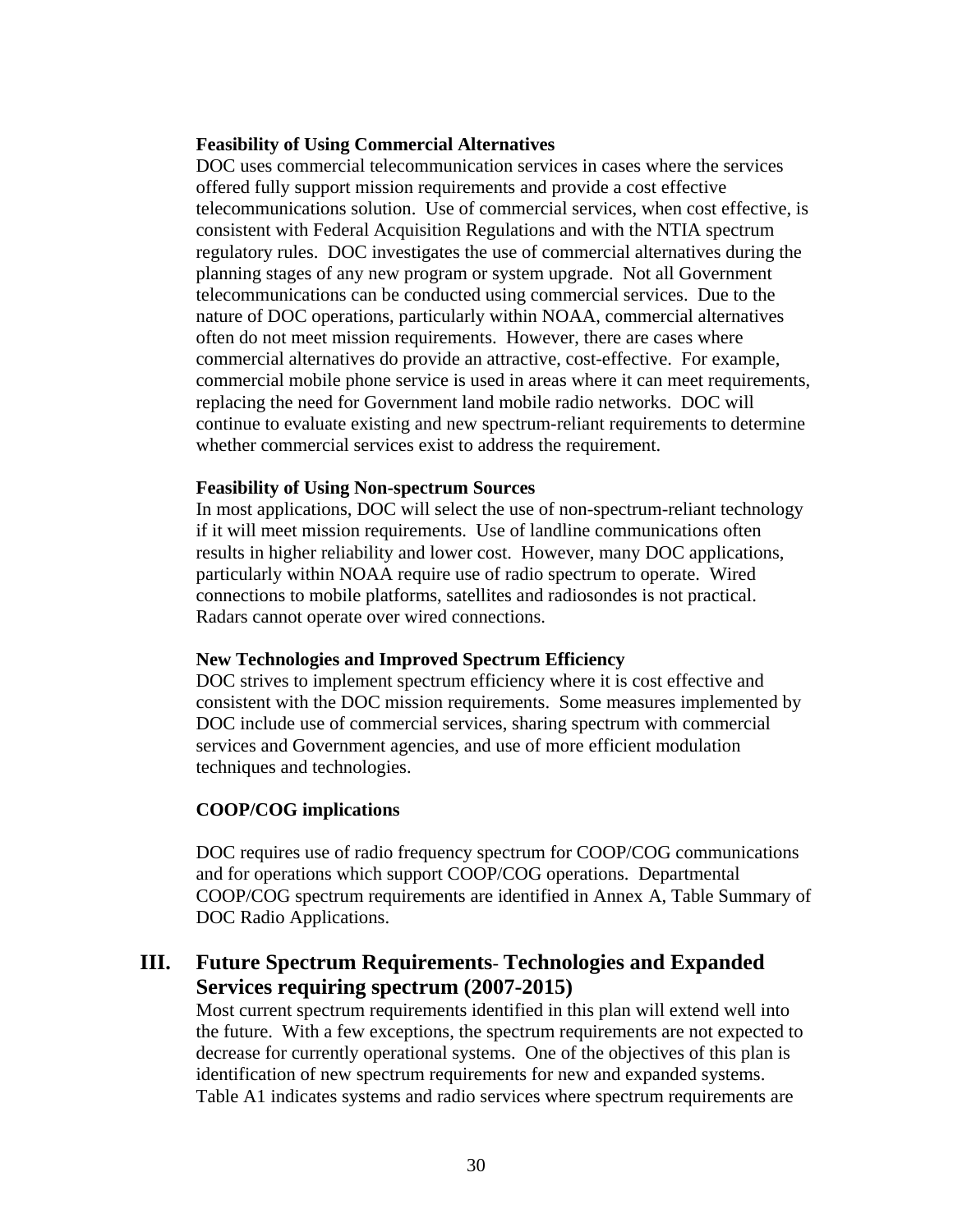**Feasibility of Using Commercial Alternatives**

DOC uses commercial telecommunication services in cases where the services offered fully support mission requirements and provide a cost effective telecommunications solution. Use of commercial services, when cost effective, is consistent with Federal Acquisition Regulations and with the NTIA spectrum regulatory rules. DOC investigates the use of commercial alternatives during the planning stages of any new program or system upgrade. Not all Government telecommunications can be conducted using commercial services. Due to the nature of DOC operations, particularly within NOAA, commercial alternatives often do not meet mission requirements. However, there are cases where commercial alternatives do provide an attractive, cost-effective. For example, commercial mobile phone service is used in areas where it can meet requirements, replacing the need for Government land mobile radio networks. DOC will continue to evaluate existing and new spectrum-reliant requirements to determine whether commercial services exist to address the requirement.

**Feasibility of Using Non-spectrum Sources**

In most applications, DOC will select the use of non-spectrum-reliant technology if it will meet mission requirements. Use of landline communications often results in higher reliability and lower cost. However, many DOC applications, particularly within NOAA require use of radio spectrum to operate. Wired connections to mobile platforms, satellites and radiosondes is not practical. Radars cannot operate over wired connections.

**New Technologies and Improved Spectrum Efficiency**

DOC strives to implement spectrum efficiency where it is cost effective and consistent with the DOC mission requirements. Some measures implemented by DOC include use of commercial services, sharing spectrum with commercial services and Government agencies, and use of more efficient modulation techniques and technologies.

**COOP/COG implications**

DOC requires use of radio frequency spectrum for COOP/COG communications and for operations which support COOP/COG operations. Departmental COOP/COG spectrum requirements are identified in Annex A, Table Summary of DOC Radio Applications.

## III. Future Spectrum Requirements- Technologies and Expanded Services requiring spectrum (2007-2015)

Most current spectrum requirements identified in this plan will extend well into the future. With a few exceptions, the spectrum requirements are not expected to decrease for currently operational systems. One of the objectives of this plan is identification of new spectrum requirements for new and expanded systems. Table A1 indicates systems and radio services where spectrum requirements are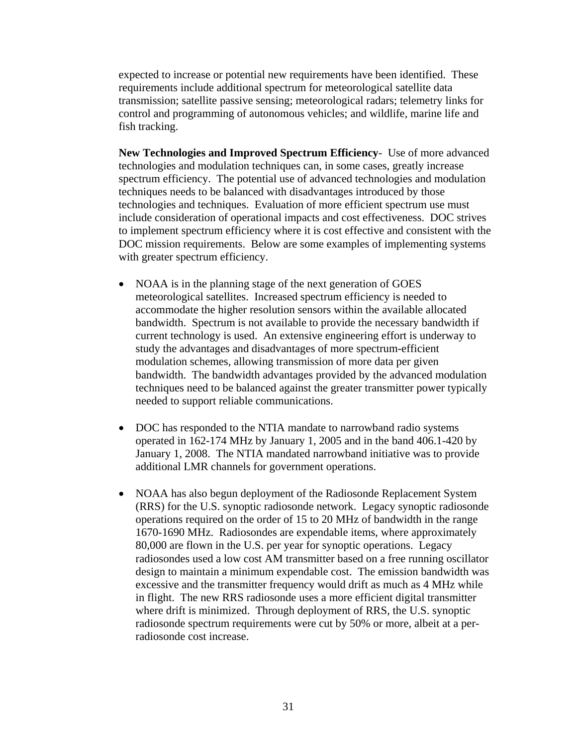expected to increase or potential new requirements have been identified. These requirements include additional spectrum for meteorological satellite data transmission; satellite passive sensing; meteorological radars; telemetry links for control and programming of autonomous vehicles; and wildlife, marine life and fish tracking.

**New Technologies and Improved Spectrum Efficiency**- Use of more advanced technologies and modulation techniques can, in some cases, greatly increase spectrum efficiency. The potential use of advanced technologies and modulation techniques needs to be balanced with disadvantages introduced by those technologies and techniques. Evaluation of more efficient spectrum use must include consideration of operational impacts and cost effectiveness. DOC strives to implement spectrum efficiency where it is cost effective and consistent with the DOC mission requirements. Below are some examples of implementing systems with greater spectrum efficiency.

- NOAA is in the planning stage of the next generation of GOES meteorological satellites. Increased spectrum efficiency is needed to accommodate the higher resolution sensors within the available allocated bandwidth. Spectrum is not available to provide the necessary bandwidth if current technology is used. An extensive engineering effort is underway to study the advantages and disadvantages of more spectrum-efficient modulation schemes, allowing transmission of more data per given bandwidth. The bandwidth advantages provided by the advanced modulation techniques need to be balanced against the greater transmitter power typically needed to support reliable communications.

- DOC has responded to the NTIA mandate to narrowband radio systems operated in 162-174 MHz by January 1, 2005 and in the band 406.1-420 by January 1, 2008. The NTIA mandated narrowband initiative was to provide additional LMR channels for government operations.

- NOAA has also begun deployment of the Radiosonde Replacement System (RRS) for the U.S. synoptic radiosonde network. Legacy synoptic radiosonde operations required on the order of 15 to 20 MHz of bandwidth in the range 1670-1690 MHz. Radiosondes are expendable items, where approximately 80,000 are flown in the U.S. per year for synoptic operations. Legacy radiosondes used a low cost AM transmitter based on a free running oscillator design to maintain a minimum expendable cost. The emission bandwidth was excessive and the transmitter frequency would drift as much as 4 MHz while in flight. The new RRS radiosonde uses a more efficient digital transmitter where drift is minimized. Through deployment of RRS, the U.S. synoptic radiosonde spectrum requirements were cut by 50% or more, albeit at a per-radiosonde cost increase.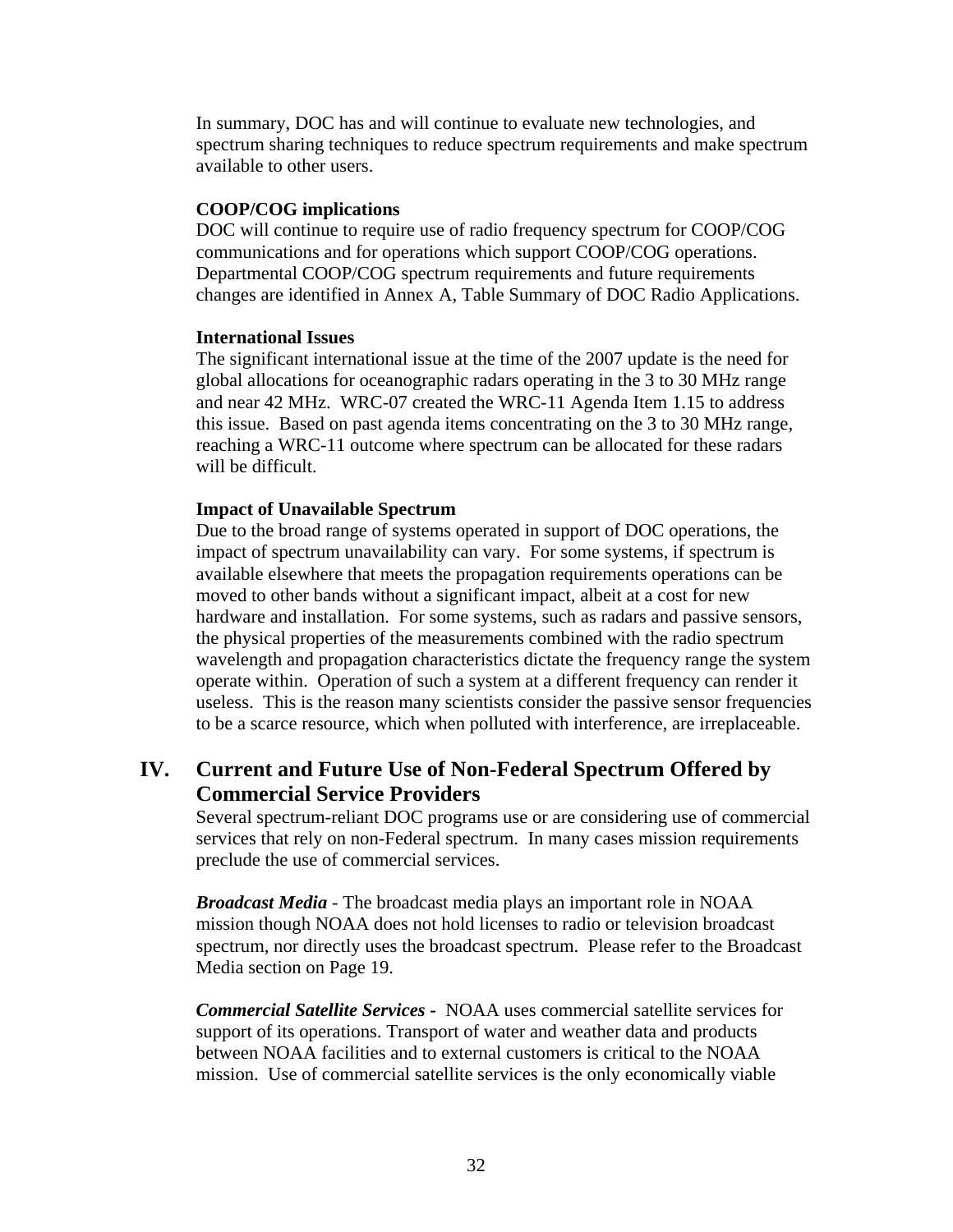In summary, DOC has and will continue to evaluate new technologies, and spectrum sharing techniques to reduce spectrum requirements and make spectrum available to other users.

**COOP/COG implications**

DOC will continue to require use of radio frequency spectrum for COOP/COG communications and for operations which support COOP/COG operations. Departmental COOP/COG spectrum requirements and future requirements changes are identified in Annex A, Table Summary of DOC Radio Applications.

**International Issues**

The significant international issue at the time of the 2007 update is the need for global allocations for oceanographic radars operating in the 3 to 30 MHz range and near 42 MHz. WRC-07 created the WRC-11 Agenda Item 1.15 to address this issue. Based on past agenda items concentrating on the 3 to 30 MHz range, reaching a WRC-11 outcome where spectrum can be allocated for these radars will be difficult.

**Impact of Unavailable Spectrum**

Due to the broad range of systems operated in support of DOC operations, the impact of spectrum unavailability can vary. For some systems, if spectrum is available elsewhere that meets the propagation requirements operations can be moved to other bands without a significant impact, albeit at a cost for new hardware and installation. For some systems, such as radars and passive sensors, the physical properties of the measurements combined with the radio spectrum wavelength and propagation characteristics dictate the frequency range the system operate within. Operation of such a system at a different frequency can render it useless. This is the reason many scientists consider the passive sensor frequencies to be a scarce resource, which when polluted with interference, are irreplaceable.

## IV. Current and Future Use of Non-Federal Spectrum Offered by Commercial Service Providers

Several spectrum-reliant DOC programs use or are considering use of commercial services that rely on non-Federal spectrum. In many cases mission requirements preclude the use of commercial services.

***Broadcast Media*** - The broadcast media plays an important role in NOAA mission though NOAA does not hold licenses to radio or television broadcast spectrum, nor directly uses the broadcast spectrum. Please refer to the Broadcast Media section on Page 19.

***Commercial Satellite Services -*** NOAA uses commercial satellite services for support of its operations. Transport of water and weather data and products between NOAA facilities and to external customers is critical to the NOAA mission. Use of commercial satellite services is the only economically viable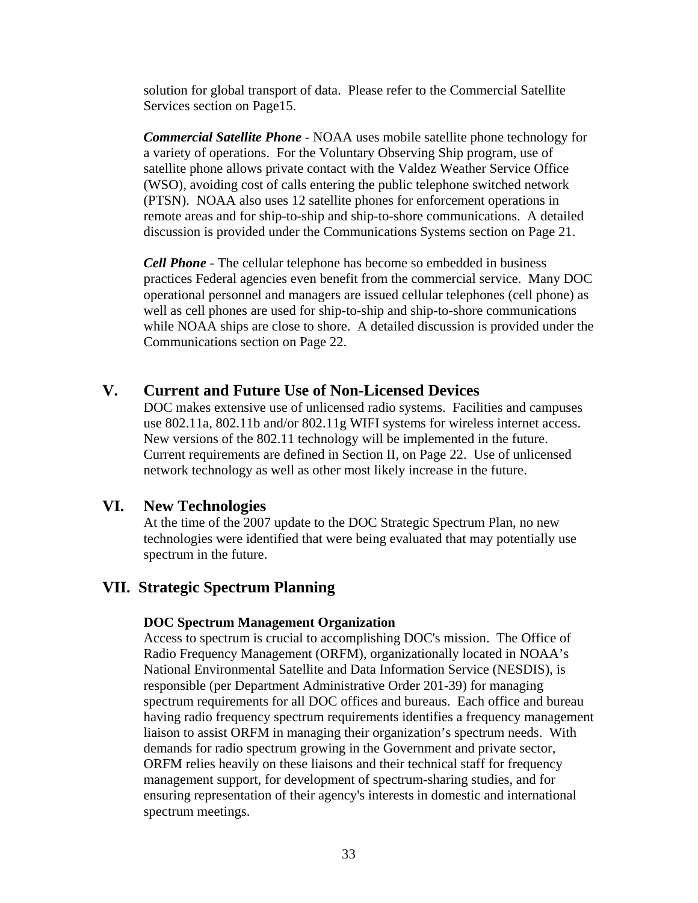solution for global transport of data. Please refer to the Commercial Satellite Services section on Page15.

***Commercial Satellite Phone*** - NOAA uses mobile satellite phone technology for a variety of operations. For the Voluntary Observing Ship program, use of satellite phone allows private contact with the Valdez Weather Service Office (WSO), avoiding cost of calls entering the public telephone switched network (PTSN). NOAA also uses 12 satellite phones for enforcement operations in remote areas and for ship-to-ship and ship-to-shore communications. A detailed discussion is provided under the Communications Systems section on Page 21.

***Cell Phone*** - The cellular telephone has become so embedded in business practices Federal agencies even benefit from the commercial service. Many DOC operational personnel and managers are issued cellular telephones (cell phone) as well as cell phones are used for ship-to-ship and ship-to-shore communications while NOAA ships are close to shore. A detailed discussion is provided under the Communications section on Page 22.

## V. Current and Future Use of Non-Licensed Devices

DOC makes extensive use of unlicensed radio systems. Facilities and campuses use 802.11a, 802.11b and/or 802.11g WIFI systems for wireless internet access. New versions of the 802.11 technology will be implemented in the future. Current requirements are defined in Section II, on Page 22. Use of unlicensed network technology as well as other most likely increase in the future.

## VI. New Technologies

At the time of the 2007 update to the DOC Strategic Spectrum Plan, no new technologies were identified that were being evaluated that may potentially use spectrum in the future.

## VII. Strategic Spectrum Planning

**DOC Spectrum Management Organization**

Access to spectrum is crucial to accomplishing DOC's mission. The Office of Radio Frequency Management (ORFM), organizationally located in NOAA's National Environmental Satellite and Data Information Service (NESDIS), is responsible (per Department Administrative Order 201-39) for managing spectrum requirements for all DOC offices and bureaus. Each office and bureau having radio frequency spectrum requirements identifies a frequency management liaison to assist ORFM in managing their organization's spectrum needs. With demands for radio spectrum growing in the Government and private sector, ORFM relies heavily on these liaisons and their technical staff for frequency management support, for development of spectrum-sharing studies, and for ensuring representation of their agency's interests in domestic and international spectrum meetings.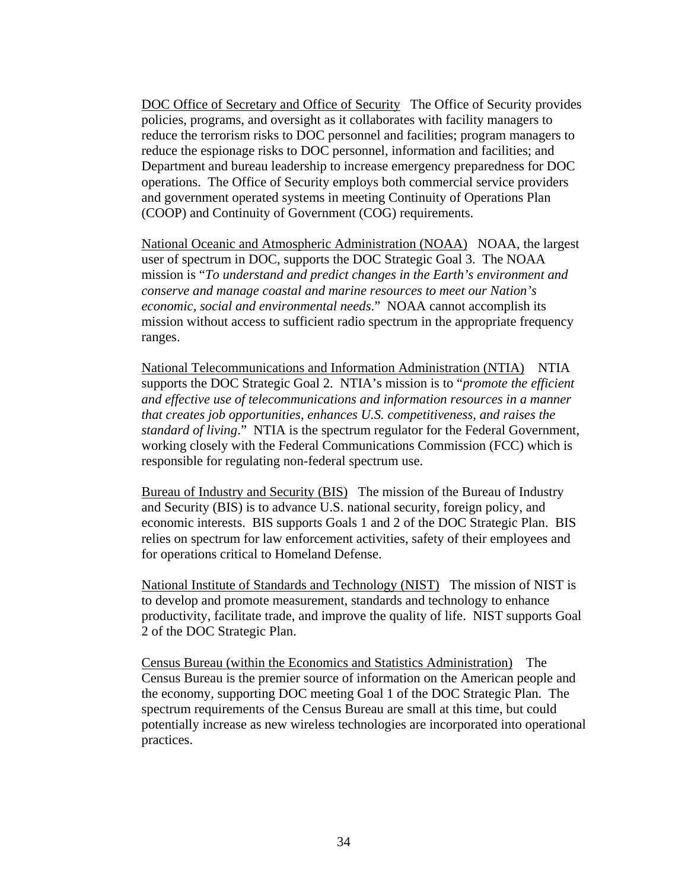<u>DOC Office of Secretary and Office of Security</u> The Office of Security provides policies, programs, and oversight as it collaborates with facility managers to reduce the terrorism risks to DOC personnel and facilities; program managers to reduce the espionage risks to DOC personnel, information and facilities; and Department and bureau leadership to increase emergency preparedness for DOC operations. The Office of Security employs both commercial service providers and government operated systems in meeting Continuity of Operations Plan (COOP) and Continuity of Government (COG) requirements.

<u>National Oceanic and Atmospheric Administration (NOAA)</u> NOAA, the largest user of spectrum in DOC, supports the DOC Strategic Goal 3. The NOAA mission is "*To understand and predict changes in the Earth's environment and conserve and manage coastal and marine resources to meet our Nation's economic, social and environmental needs*." NOAA cannot accomplish its mission without access to sufficient radio spectrum in the appropriate frequency ranges.

<u>National Telecommunications and Information Administration (NTIA)</u> NTIA supports the DOC Strategic Goal 2. NTIA's mission is to "*promote the efficient and effective use of telecommunications and information resources in a manner that creates job opportunities, enhances U.S. competitiveness, and raises the standard of living*." NTIA is the spectrum regulator for the Federal Government, working closely with the Federal Communications Commission (FCC) which is responsible for regulating non-federal spectrum use.

<u>Bureau of Industry and Security (BIS)</u> The mission of the Bureau of Industry and Security (BIS) is to advance U.S. national security, foreign policy, and economic interests. BIS supports Goals 1 and 2 of the DOC Strategic Plan. BIS relies on spectrum for law enforcement activities, safety of their employees and for operations critical to Homeland Defense.

<u>National Institute of Standards and Technology (NIST)</u> The mission of NIST is to develop and promote measurement, standards and technology to enhance productivity, facilitate trade, and improve the quality of life. NIST supports Goal 2 of the DOC Strategic Plan.

<u>Census Bureau (within the Economics and Statistics Administration)</u> The Census Bureau is the premier source of information on the American people and the economy, supporting DOC meeting Goal 1 of the DOC Strategic Plan. The spectrum requirements of the Census Bureau are small at this time, but could potentially increase as new wireless technologies are incorporated into operational practices.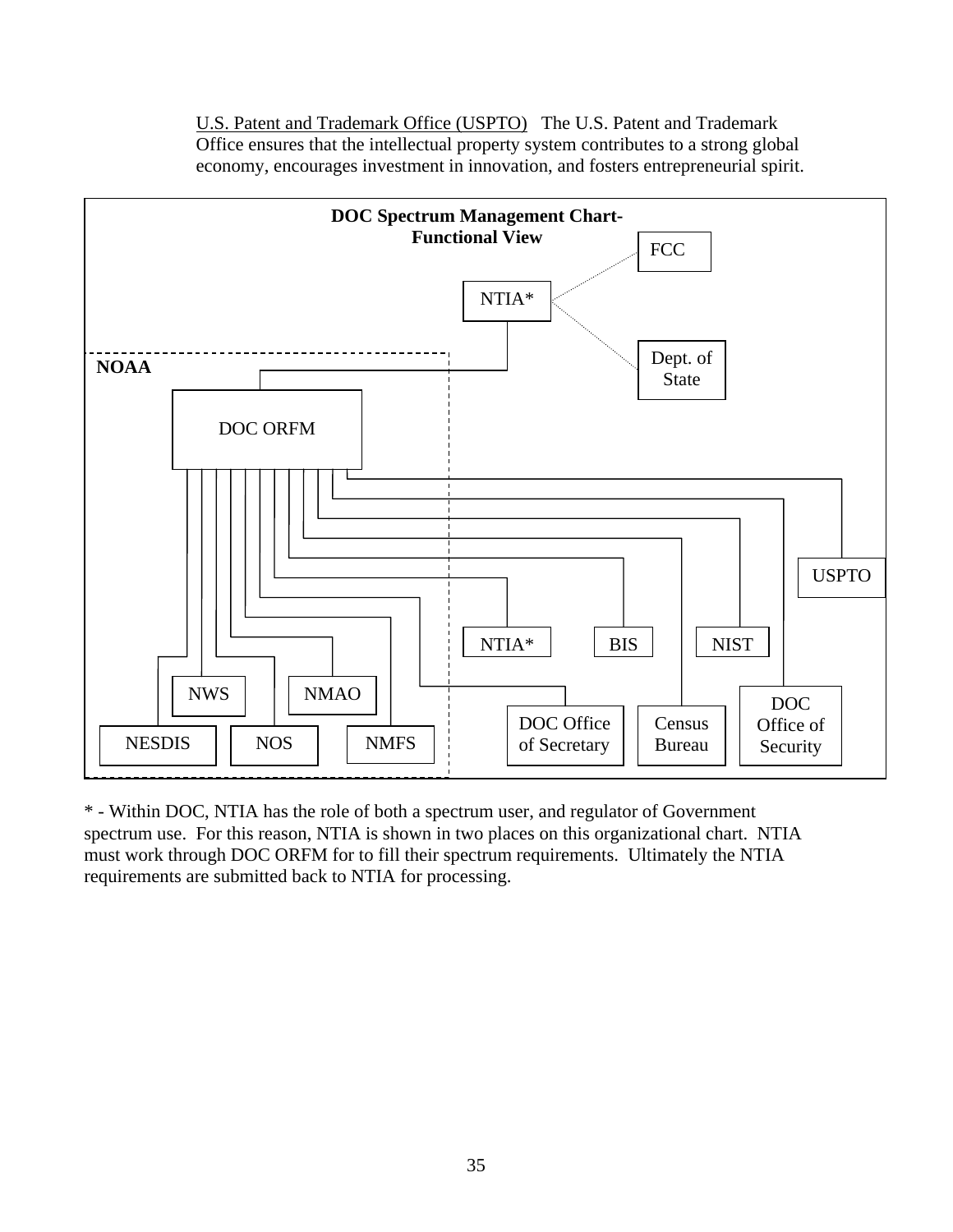U.S. Patent and Trademark Office (USPTO)   The U.S. Patent and Trademark Office ensures that the intellectual property system contributes to a strong global economy, encourages investment in innovation, and fosters entrepreneurial spirit.

**DOC Spectrum Management Chart-Functional View**

FCC

NTIA*

Dept. of State

NOAA

DOC ORFM

USPTO

NTIA*

BIS

NIST

NWS

NMAO

DOC Office of Security

NESDIS

NOS

NMFS

DOC Office of Secretary

Census Bureau

* - Within DOC, NTIA has the role of both a spectrum user, and regulator of Government spectrum use. For this reason, NTIA is shown in two places on this organizational chart. NTIA must work through DOC ORFM for to fill their spectrum requirements. Ultimately the NTIA requirements are submitted back to NTIA for processing.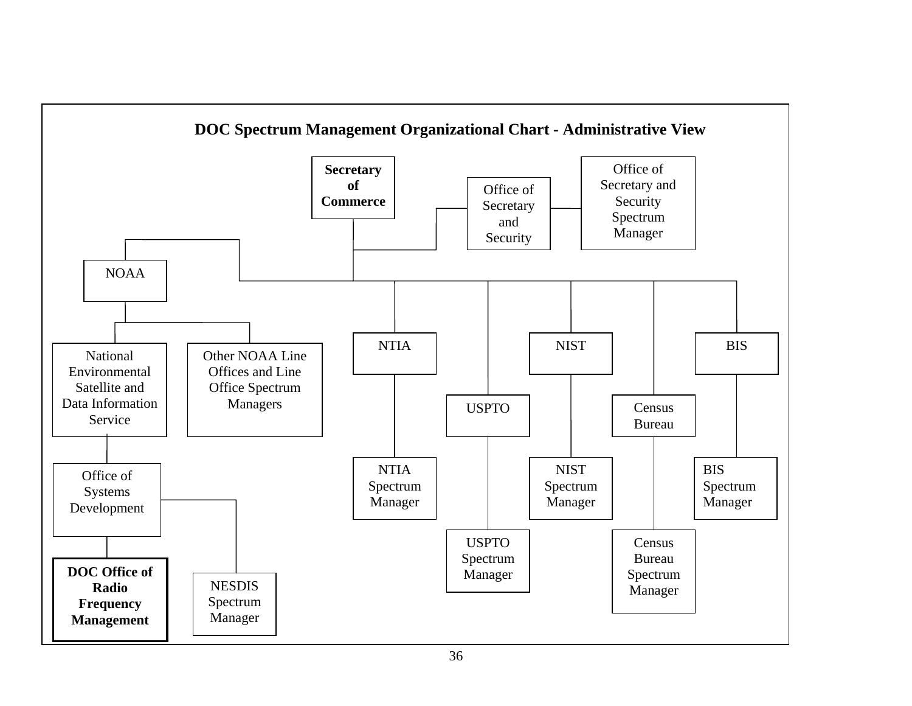## DOC Spectrum Management Organizational Chart - Administrative View

- **Secretary of Commerce**
  - Office of Secretary and Security
    - Office of Secretary and Security Spectrum Manager
  - NOAA
    - National Environmental Satellite and Data Information Service
      - Office of Systems Development
        - **DOC Office of Radio Frequency Management**
        - NESDIS Spectrum Manager
    - Other NOAA Line Offices and Line Office Spectrum Managers
  - NTIA
    - NTIA Spectrum Manager
  - USPTO
    - USPTO Spectrum Manager
  - NIST
    - NIST Spectrum Manager
  - Census Bureau
    - Census Bureau Spectrum Manager
  - BIS
    - BIS Spectrum Manager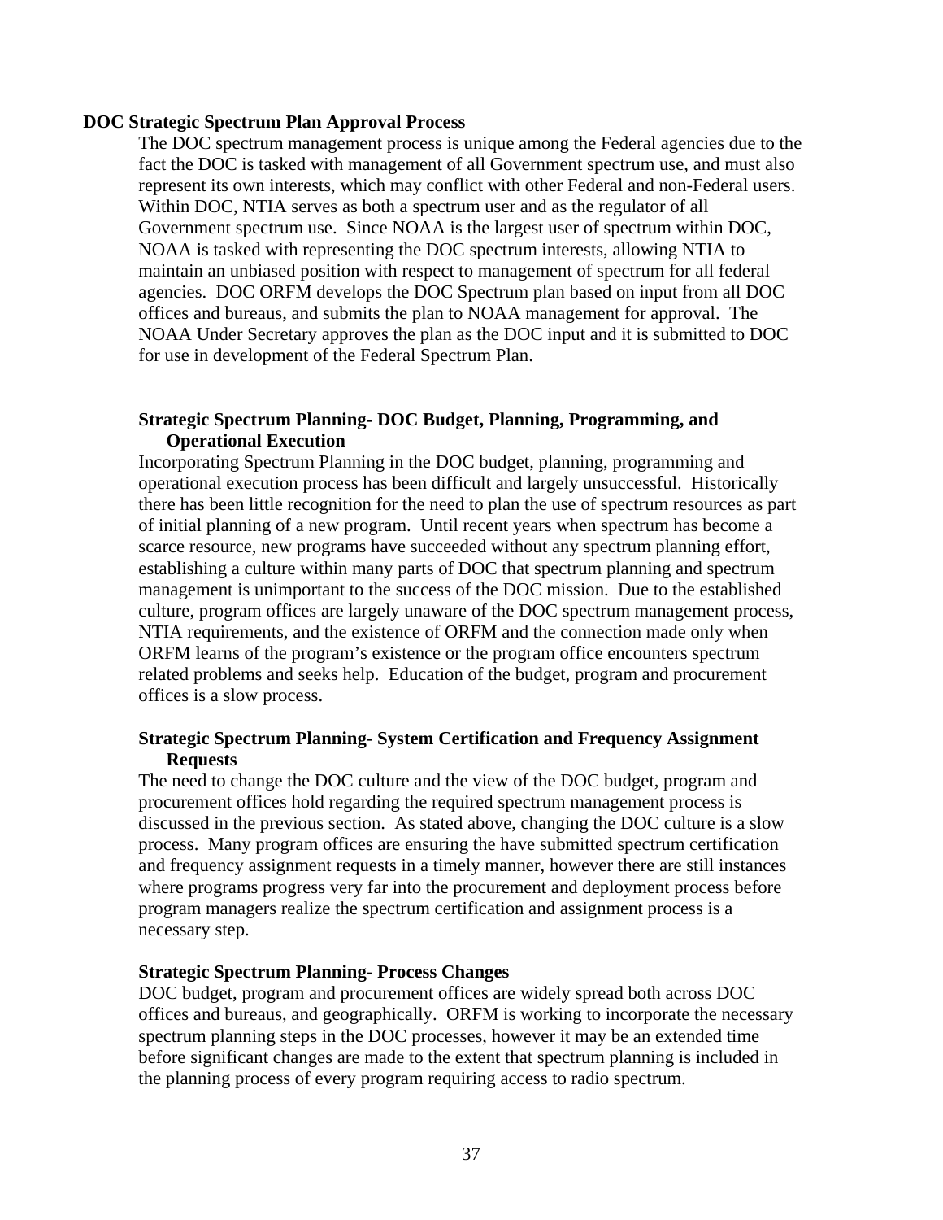### DOC Strategic Spectrum Plan Approval Process

The DOC spectrum management process is unique among the Federal agencies due to the fact the DOC is tasked with management of all Government spectrum use, and must also represent its own interests, which may conflict with other Federal and non-Federal users. Within DOC, NTIA serves as both a spectrum user and as the regulator of all Government spectrum use. Since NOAA is the largest user of spectrum within DOC, NOAA is tasked with representing the DOC spectrum interests, allowing NTIA to maintain an unbiased position with respect to management of spectrum for all federal agencies. DOC ORFM develops the DOC Spectrum plan based on input from all DOC offices and bureaus, and submits the plan to NOAA management for approval. The NOAA Under Secretary approves the plan as the DOC input and it is submitted to DOC for use in development of the Federal Spectrum Plan.

#### Strategic Spectrum Planning- DOC Budget, Planning, Programming, and Operational Execution

Incorporating Spectrum Planning in the DOC budget, planning, programming and operational execution process has been difficult and largely unsuccessful. Historically there has been little recognition for the need to plan the use of spectrum resources as part of initial planning of a new program. Until recent years when spectrum has become a scarce resource, new programs have succeeded without any spectrum planning effort, establishing a culture within many parts of DOC that spectrum planning and spectrum management is unimportant to the success of the DOC mission. Due to the established culture, program offices are largely unaware of the DOC spectrum management process, NTIA requirements, and the existence of ORFM and the connection made only when ORFM learns of the program's existence or the program office encounters spectrum related problems and seeks help. Education of the budget, program and procurement offices is a slow process.

#### Strategic Spectrum Planning- System Certification and Frequency Assignment Requests

The need to change the DOC culture and the view of the DOC budget, program and procurement offices hold regarding the required spectrum management process is discussed in the previous section. As stated above, changing the DOC culture is a slow process. Many program offices are ensuring the have submitted spectrum certification and frequency assignment requests in a timely manner, however there are still instances where programs progress very far into the procurement and deployment process before program managers realize the spectrum certification and assignment process is a necessary step.

#### Strategic Spectrum Planning- Process Changes

DOC budget, program and procurement offices are widely spread both across DOC offices and bureaus, and geographically. ORFM is working to incorporate the necessary spectrum planning steps in the DOC processes, however it may be an extended time before significant changes are made to the extent that spectrum planning is included in the planning process of every program requiring access to radio spectrum.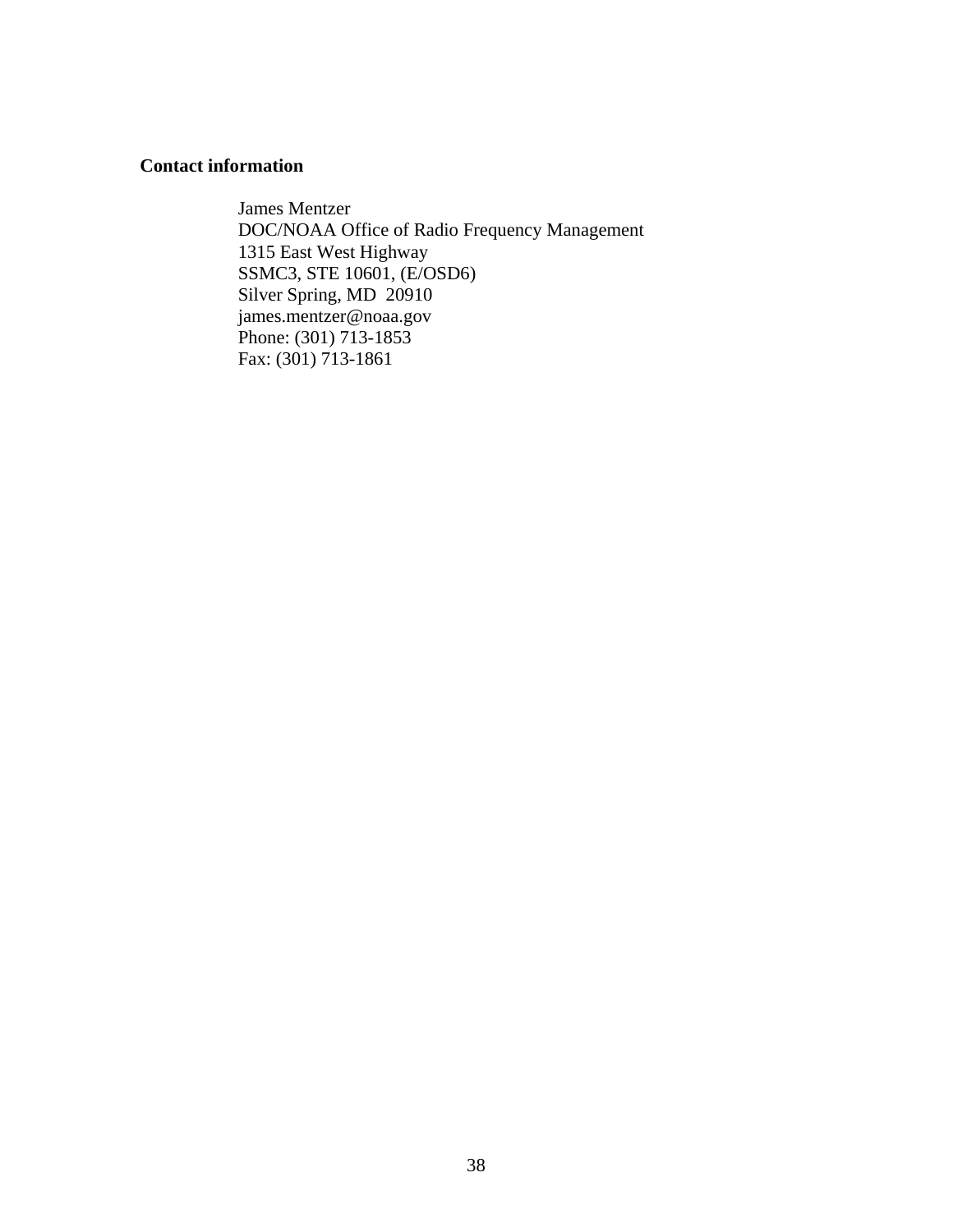**Contact information**

James Mentzer  
DOC/NOAA Office of Radio Frequency Management  
1315 East West Highway  
SSMC3, STE 10601, (E/OSD6)  
Silver Spring, MD 20910  
james.mentzer@noaa.gov  
Phone: (301) 713-1853  
Fax: (301) 713-1861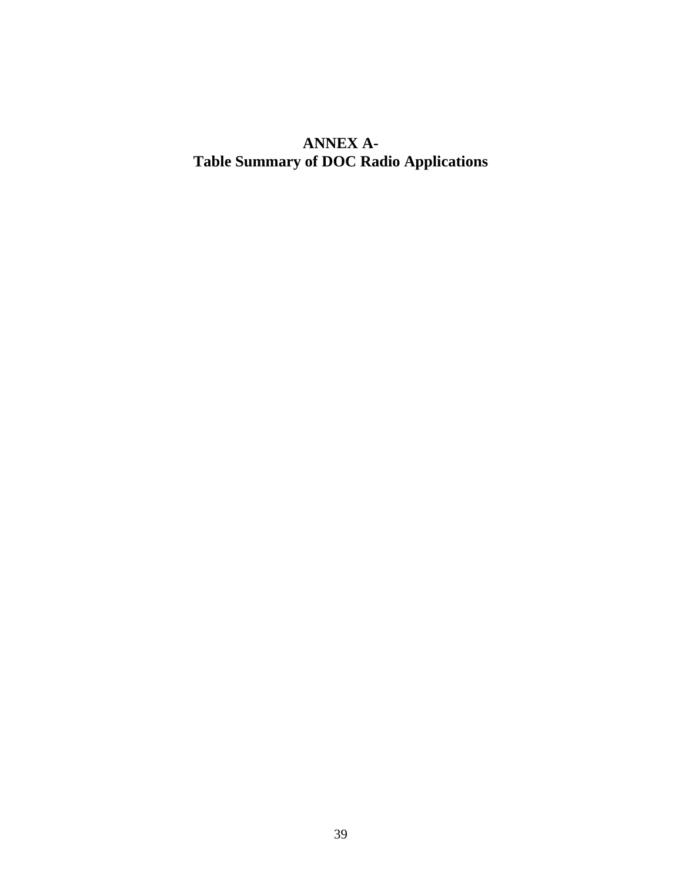# ANNEX A-
# Table Summary of DOC Radio Applications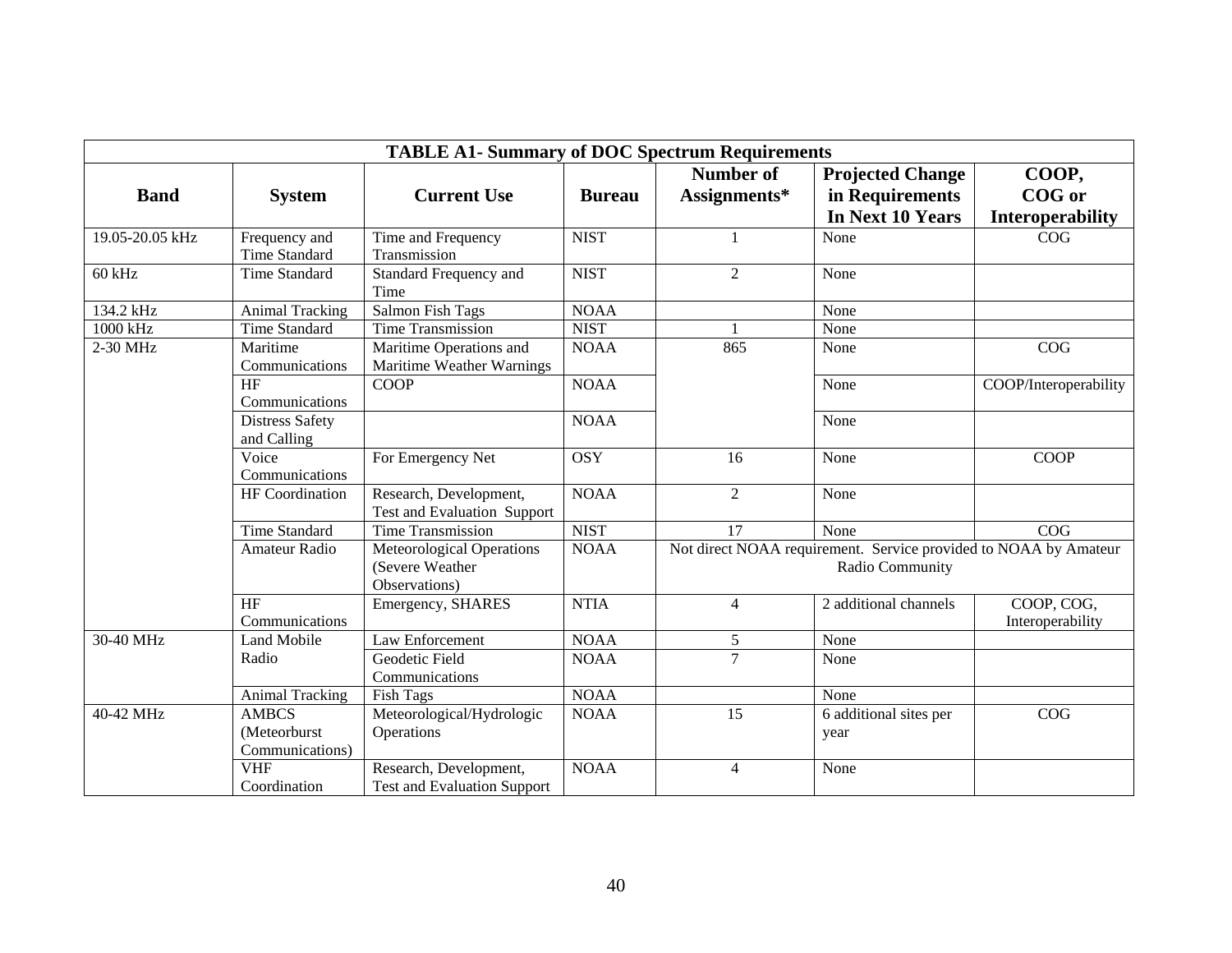**TABLE A1- Summary of DOC Spectrum Requirements**

| Band | System | Current Use | Bureau | Number of Assignments* | Projected Change in Requirements In Next 10 Years | COOP, COG or Interoperability |
|---|---|---|---|---|---|---|
| 19.05-20.05 kHz | Frequency and Time Standard | Time and Frequency Transmission | NIST | 1 | None | COG |
| 60 kHz | Time Standard | Standard Frequency and Time | NIST | 2 | None | |
| 134.2 kHz | Animal Tracking | Salmon Fish Tags | NOAA | | None | |
| 1000 kHz | Time Standard | Time Transmission | NIST | 1 | None | |
| 2-30 MHz | Maritime Communications | Maritime Operations and Maritime Weather Warnings | NOAA | 865 | None | COG |
| | HF Communications | COOP | NOAA | | None | COOP/Interoperability |
| | Distress Safety and Calling | | NOAA | | None | |
| | Voice Communications | For Emergency Net | OSY | 16 | None | COOP |
| | HF Coordination | Research, Development, Test and Evaluation Support | NOAA | 2 | None | |
| | Time Standard | Time Transmission | NIST | 17 | None | COG |
| | Amateur Radio | Meteorological Operations (Severe Weather Observations) | NOAA | Not direct NOAA requirement. Service provided to NOAA by Amateur Radio Community | | |
| | HF Communications | Emergency, SHARES | NTIA | 4 | 2 additional channels | COOP, COG, Interoperability |
| 30-40 MHz | Land Mobile Radio | Law Enforcement | NOAA | 5 | None | |
| | | Geodetic Field Communications | NOAA | 7 | None | |
| | Animal Tracking | Fish Tags | NOAA | | None | |
| 40-42 MHz | AMBCS (Meteorburst Communications) | Meteorological/Hydrologic Operations | NOAA | 15 | 6 additional sites per year | COG |
| | VHF Coordination | Research, Development, Test and Evaluation Support | NOAA | 4 | None | |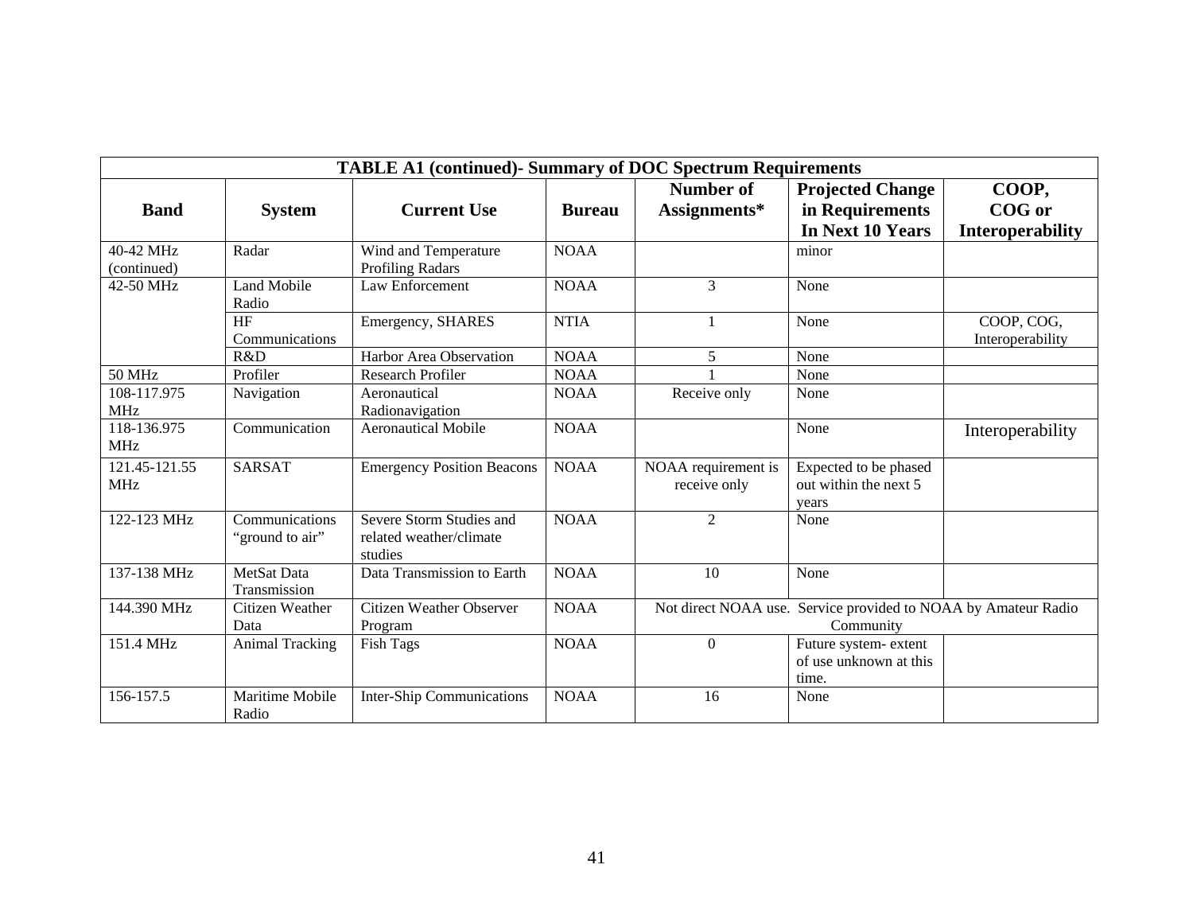**TABLE A1 (continued)- Summary of DOC Spectrum Requirements**

| Band | System | Current Use | Bureau | Number of Assignments* | Projected Change in Requirements In Next 10 Years | COOP, COG or Interoperability |
|---|---|---|---|---|---|---|
| 40-42 MHz (continued) | Radar | Wind and Temperature Profiling Radars | NOAA | | minor | |
| 42-50 MHz | Land Mobile Radio | Law Enforcement | NOAA | 3 | None | |
| | HF Communications | Emergency, SHARES | NTIA | 1 | None | COOP, COG, Interoperability |
| | R&D | Harbor Area Observation | NOAA | 5 | None | |
| 50 MHz | Profiler | Research Profiler | NOAA | 1 | None | |
| 108-117.975 MHz | Navigation | Aeronautical Radionavigation | NOAA | Receive only | None | |
| 118-136.975 MHz | Communication | Aeronautical Mobile | NOAA | | None | Interoperability |
| 121.45-121.55 MHz | SARSAT | Emergency Position Beacons | NOAA | NOAA requirement is receive only | Expected to be phased out within the next 5 years | |
| 122-123 MHz | Communications "ground to air" | Severe Storm Studies and related weather/climate studies | NOAA | 2 | None | |
| 137-138 MHz | MetSat Data Transmission | Data Transmission to Earth | NOAA | 10 | None | |
| 144.390 MHz | Citizen Weather Data | Citizen Weather Observer Program | NOAA | Not direct NOAA use. Service provided to NOAA by Amateur Radio Community | | |
| 151.4 MHz | Animal Tracking | Fish Tags | NOAA | 0 | Future system- extent of use unknown at this time. | |
| 156-157.5 | Maritime Mobile Radio | Inter-Ship Communications | NOAA | 16 | None | |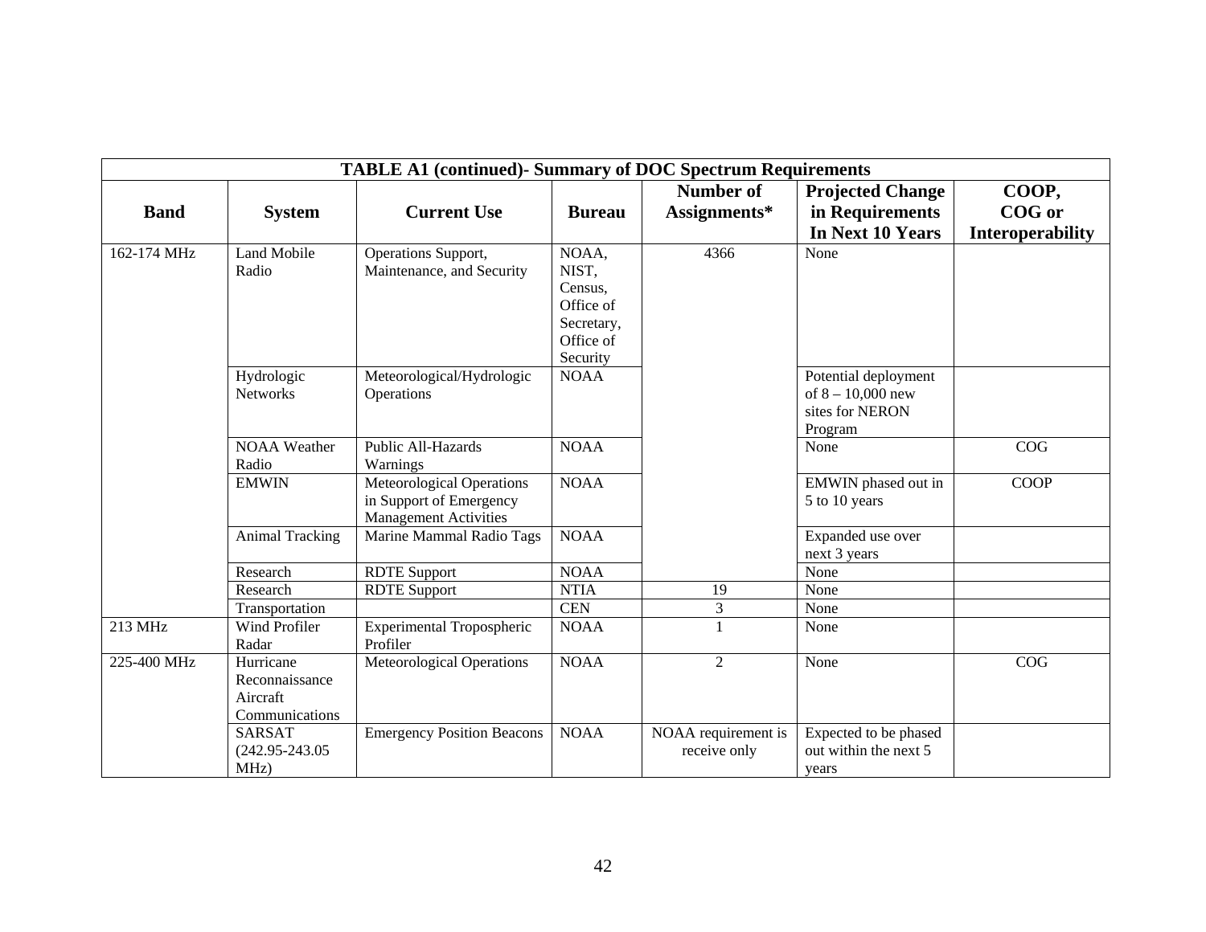| TABLE A1 (continued)- Summary of DOC Spectrum Requirements | | | | | | |
|---|---|---|---|---|---|---|
| **Band** | **System** | **Current Use** | **Bureau** | **Number of Assignments*** | **Projected Change in Requirements In Next 10 Years** | **COOP, COG or Interoperability** |
| 162-174 MHz | Land Mobile Radio | Operations Support, Maintenance, and Security | NOAA, NIST, Census, Office of Secretary, Office of Security | 4366 | None | |
| | Hydrologic Networks | Meteorological/Hydrologic Operations | NOAA | | Potential deployment of 8 – 10,000 new sites for NERON Program | |
| | NOAA Weather Radio | Public All-Hazards Warnings | NOAA | | None | COG |
| | EMWIN | Meteorological Operations in Support of Emergency Management Activities | NOAA | | EMWIN phased out in 5 to 10 years | COOP |
| | Animal Tracking | Marine Mammal Radio Tags | NOAA | | Expanded use over next 3 years | |
| | Research | RDTE Support | NOAA | | None | |
| | Research | RDTE Support | NTIA | 19 | None | |
| | Transportation | | CEN | 3 | None | |
| 213 MHz | Wind Profiler Radar | Experimental Tropospheric Profiler | NOAA | 1 | None | |
| 225-400 MHz | Hurricane Reconnaissance Aircraft Communications | Meteorological Operations | NOAA | 2 | None | COG |
| | SARSAT (242.95-243.05 MHz) | Emergency Position Beacons | NOAA | NOAA requirement is receive only | Expected to be phased out within the next 5 years | |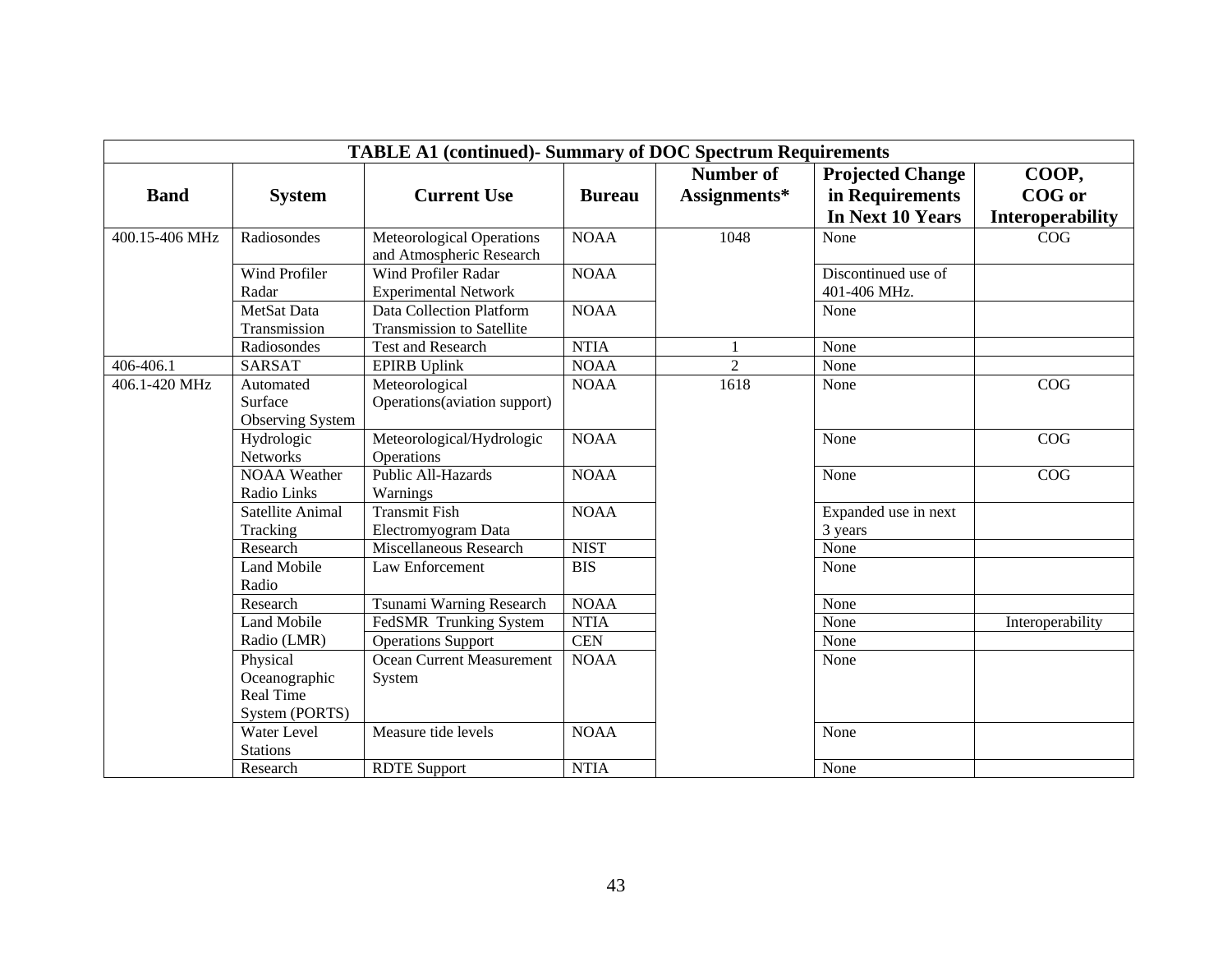| TABLE A1 (continued)- Summary of DOC Spectrum Requirements | | | | | | |
|---|---|---|---|---|---|---|
| **Band** | **System** | **Current Use** | **Bureau** | **Number of Assignments*** | **Projected Change in Requirements In Next 10 Years** | **COOP, COG or Interoperability** |
| 400.15-406 MHz | Radiosondes | Meteorological Operations and Atmospheric Research | NOAA | 1048 | None | COG |
| | Wind Profiler Radar | Wind Profiler Radar Experimental Network | NOAA | | Discontinued use of 401-406 MHz. | |
| | MetSat Data Transmission | Data Collection Platform Transmission to Satellite | NOAA | | None | |
| | Radiosondes | Test and Research | NTIA | 1 | None | |
| 406-406.1 | SARSAT | EPIRB Uplink | NOAA | 2 | None | |
| 406.1-420 MHz | Automated Surface Observing System | Meteorological Operations(aviation support) | NOAA | 1618 | None | COG |
| | Hydrologic Networks | Meteorological/Hydrologic Operations | NOAA | | None | COG |
| | NOAA Weather Radio Links | Public All-Hazards Warnings | NOAA | | None | COG |
| | Satellite Animal Tracking | Transmit Fish Electromyogram Data | NOAA | | Expanded use in next 3 years | |
| | Research | Miscellaneous Research | NIST | | None | |
| | Land Mobile Radio | Law Enforcement | BIS | | None | |
| | Research | Tsunami Warning Research | NOAA | | None | |
| | Land Mobile Radio (LMR) | FedSMR Trunking System | NTIA | | None | Interoperability |
| | | Operations Support | CEN | | None | |
| | Physical Oceanographic Real Time System (PORTS) | Ocean Current Measurement System | NOAA | | None | |
| | Water Level Stations | Measure tide levels | NOAA | | None | |
| | Research | RDTE Support | NTIA | | None | |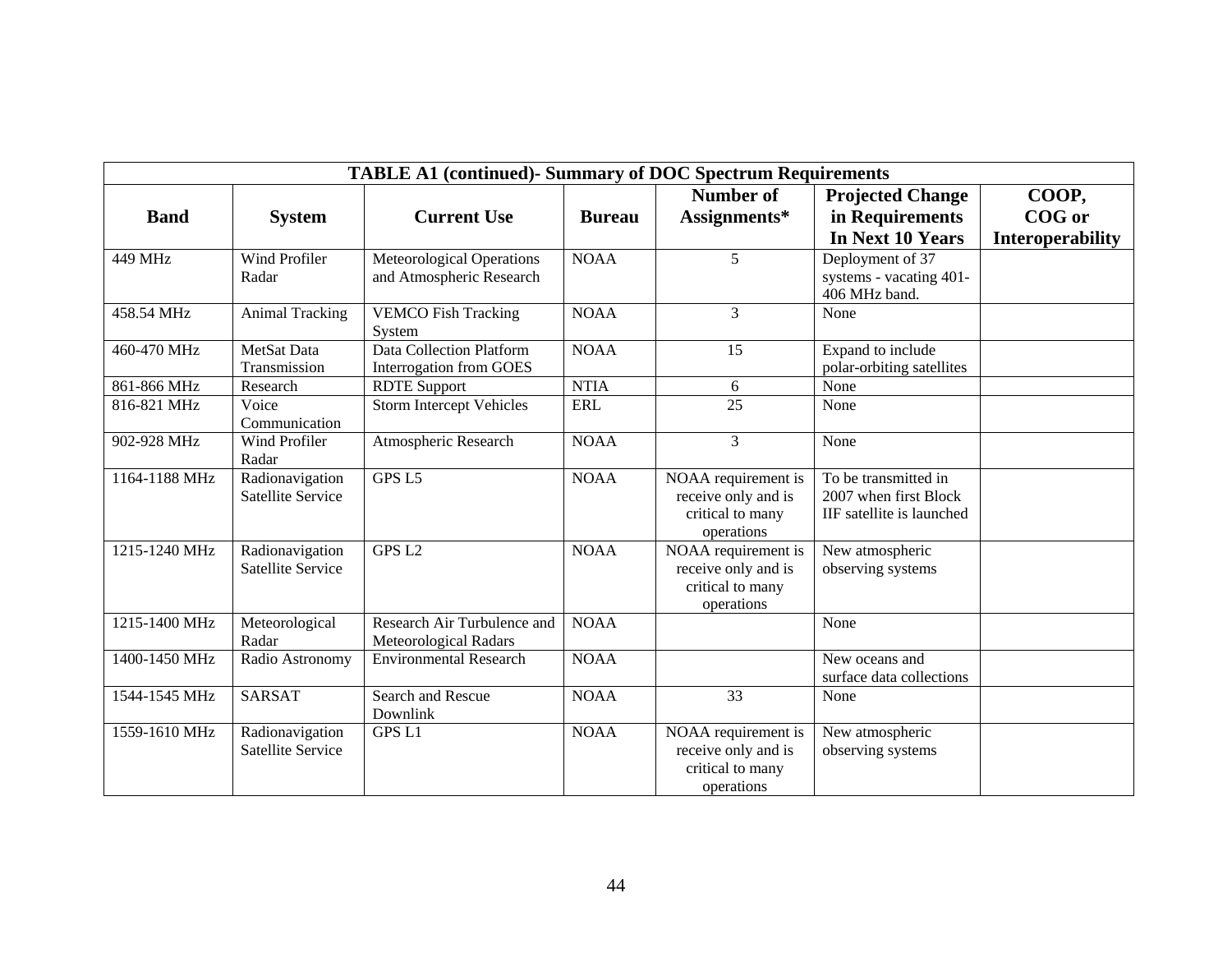| TABLE A1 (continued)- Summary of DOC Spectrum Requirements | | | | | | |
|---|---|---|---|---|---|---|
| **Band** | **System** | **Current Use** | **Bureau** | **Number of Assignments*** | **Projected Change in Requirements In Next 10 Years** | **COOP, COG or Interoperability** |
| 449 MHz | Wind Profiler Radar | Meteorological Operations and Atmospheric Research | NOAA | 5 | Deployment of 37 systems - vacating 401-406 MHz band. | |
| 458.54 MHz | Animal Tracking | VEMCO Fish Tracking System | NOAA | 3 | None | |
| 460-470 MHz | MetSat Data Transmission | Data Collection Platform Interrogation from GOES | NOAA | 15 | Expand to include polar-orbiting satellites | |
| 861-866 MHz | Research | RDTE Support | NTIA | 6 | None | |
| 816-821 MHz | Voice Communication | Storm Intercept Vehicles | ERL | 25 | None | |
| 902-928 MHz | Wind Profiler Radar | Atmospheric Research | NOAA | 3 | None | |
| 1164-1188 MHz | Radionavigation Satellite Service | GPS L5 | NOAA | NOAA requirement is receive only and is critical to many operations | To be transmitted in 2007 when first Block IIF satellite is launched | |
| 1215-1240 MHz | Radionavigation Satellite Service | GPS L2 | NOAA | NOAA requirement is receive only and is critical to many operations | New atmospheric observing systems | |
| 1215-1400 MHz | Meteorological Radar | Research Air Turbulence and Meteorological Radars | NOAA | | None | |
| 1400-1450 MHz | Radio Astronomy | Environmental Research | NOAA | | New oceans and surface data collections | |
| 1544-1545 MHz | SARSAT | Search and Rescue Downlink | NOAA | 33 | None | |
| 1559-1610 MHz | Radionavigation Satellite Service | GPS L1 | NOAA | NOAA requirement is receive only and is critical to many operations | New atmospheric observing systems | |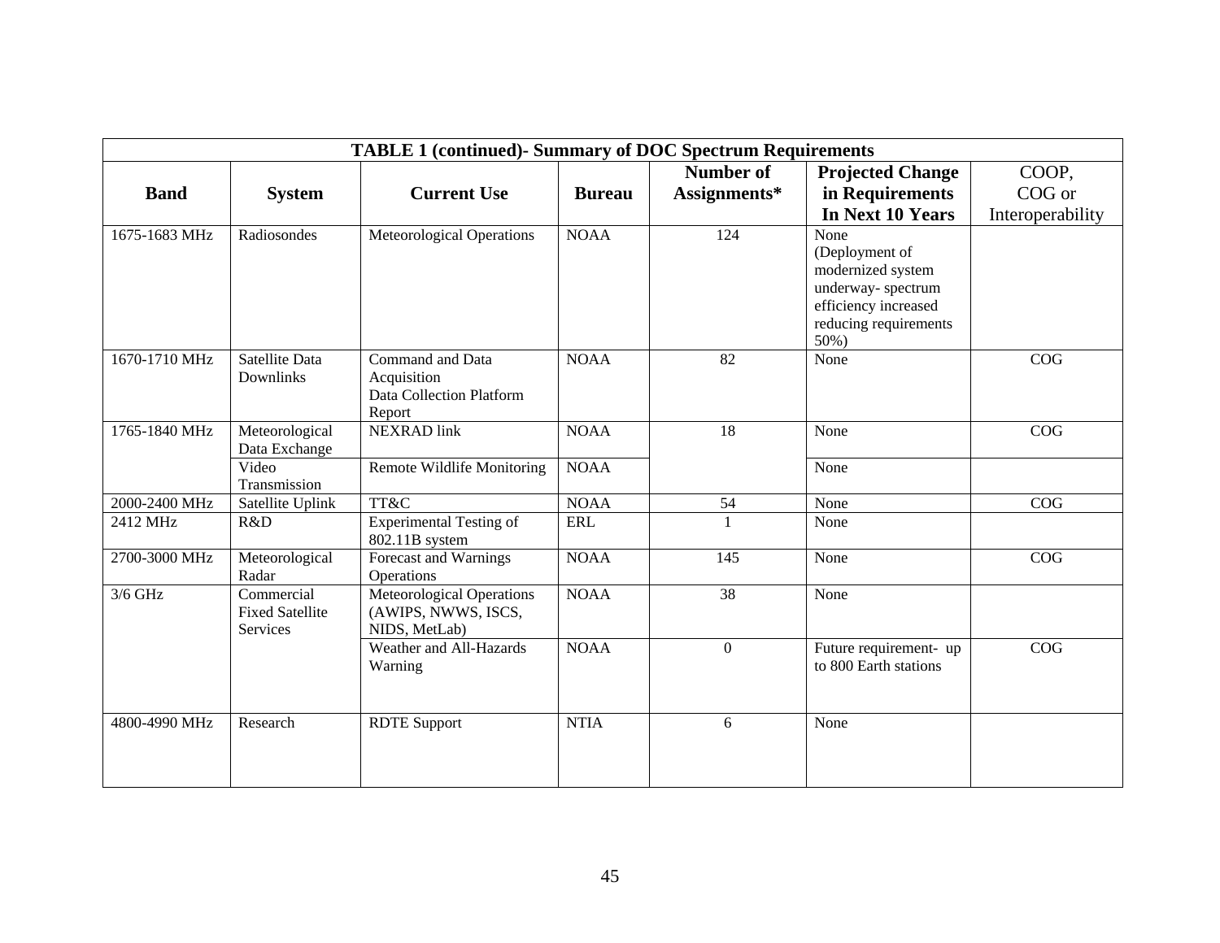| TABLE 1 (continued)- Summary of DOC Spectrum Requirements | | | | | | |
|---|---|---|---|---|---|---|
| **Band** | **System** | **Current Use** | **Bureau** | **Number of Assignments*** | **Projected Change in Requirements In Next 10 Years** | COOP, COG or Interoperability |
| 1675-1683 MHz | Radiosondes | Meteorological Operations | NOAA | 124 | None (Deployment of modernized system underway- spectrum efficiency increased reducing requirements 50%) | |
| 1670-1710 MHz | Satellite Data Downlinks | Command and Data Acquisition Data Collection Platform Report | NOAA | 82 | None | COG |
| 1765-1840 MHz | Meteorological Data Exchange | NEXRAD link | NOAA | 18 | None | COG |
| | Video Transmission | Remote Wildlife Monitoring | NOAA | | None | |
| 2000-2400 MHz | Satellite Uplink | TT&C | NOAA | 54 | None | COG |
| 2412 MHz | R&D | Experimental Testing of 802.11B system | ERL | 1 | None | |
| 2700-3000 MHz | Meteorological Radar | Forecast and Warnings Operations | NOAA | 145 | None | COG |
| 3/6 GHz | Commercial Fixed Satellite Services | Meteorological Operations (AWIPS, NWWS, ISCS, NIDS, MetLab) | NOAA | 38 | None | |
| | | Weather and All-Hazards Warning | NOAA | 0 | Future requirement- up to 800 Earth stations | COG |
| 4800-4990 MHz | Research | RDTE Support | NTIA | 6 | None | |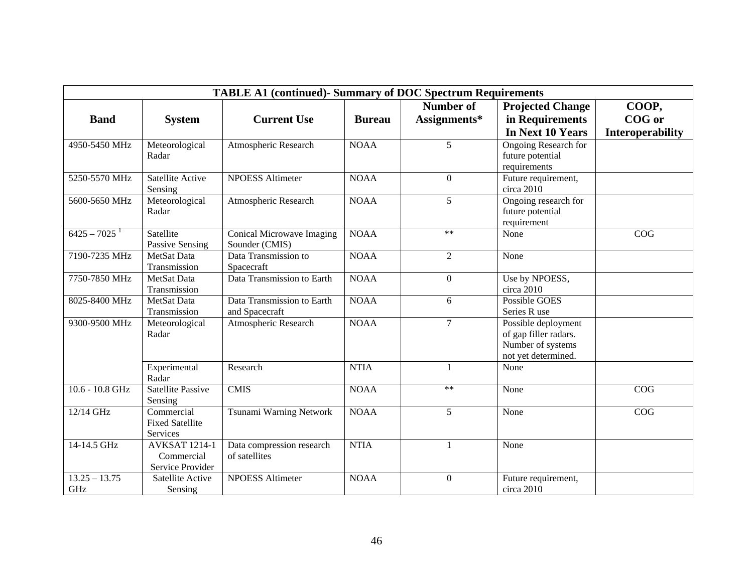| TABLE A1 (continued)- Summary of DOC Spectrum Requirements | | | | | | |
|---|---|---|---|---|---|---|
| **Band** | **System** | **Current Use** | **Bureau** | **Number of Assignments*** | **Projected Change in Requirements In Next 10 Years** | **COOP, COG or Interoperability** |
| 4950-5450 MHz | Meteorological Radar | Atmospheric Research | NOAA | 5 | Ongoing Research for future potential requirements | |
| 5250-5570 MHz | Satellite Active Sensing | NPOESS Altimeter | NOAA | 0 | Future requirement, circa 2010 | |
| 5600-5650 MHz | Meteorological Radar | Atmospheric Research | NOAA | 5 | Ongoing research for future potential requirement | |
| 6425 – 7025 [1] | Satellite Passive Sensing | Conical Microwave Imaging Sounder (CMIS) | NOAA | ** | None | COG |
| 7190-7235 MHz | MetSat Data Transmission | Data Transmission to Spacecraft | NOAA | 2 | None | |
| 7750-7850 MHz | MetSat Data Transmission | Data Transmission to Earth | NOAA | 0 | Use by NPOESS, circa 2010 | |
| 8025-8400 MHz | MetSat Data Transmission | Data Transmission to Earth and Spacecraft | NOAA | 6 | Possible GOES Series R use | |
| 9300-9500 MHz | Meteorological Radar | Atmospheric Research | NOAA | 7 | Possible deployment of gap filler radars. Number of systems not yet determined. | |
| | Experimental Radar | Research | NTIA | 1 | None | |
| 10.6 - 10.8 GHz | Satellite Passive Sensing | CMIS | NOAA | ** | None | COG |
| 12/14 GHz | Commercial Fixed Satellite Services | Tsunami Warning Network | NOAA | 5 | None | COG |
| 14-14.5 GHz | AVKSAT 1214-1 Commercial Service Provider | Data compression research of satellites | NTIA | 1 | None | |
| 13.25 – 13.75 GHz | Satellite Active Sensing | NPOESS Altimeter | NOAA | 0 | Future requirement, circa 2010 | |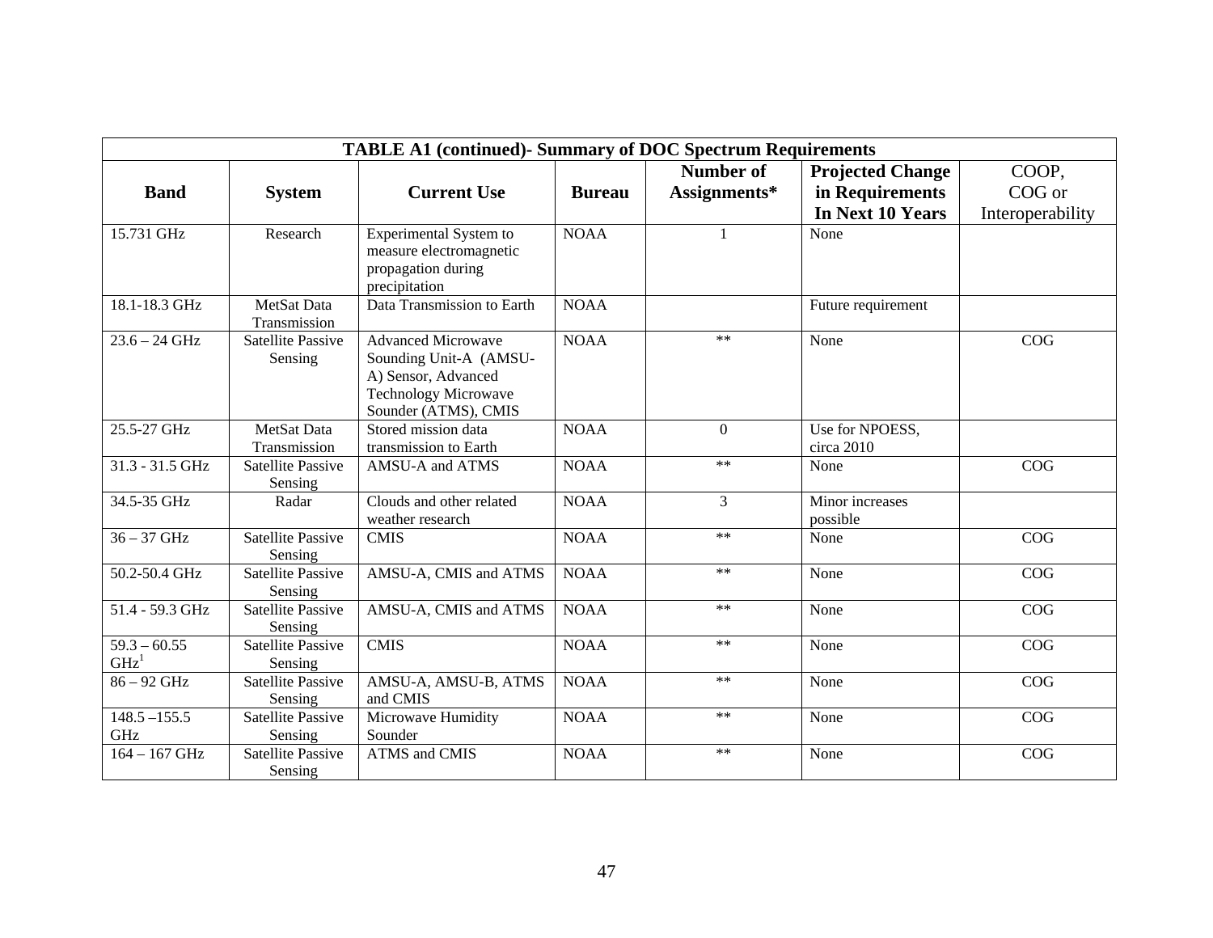| TABLE A1 (continued)- Summary of DOC Spectrum Requirements | | | | | | |
|---|---|---|---|---|---|---|
| **Band** | **System** | **Current Use** | **Bureau** | **Number of Assignments*** | **Projected Change in Requirements In Next 10 Years** | COOP, COG or Interoperability |
| 15.731 GHz | Research | Experimental System to measure electromagnetic propagation during precipitation | NOAA | 1 | None | |
| 18.1-18.3 GHz | MetSat Data Transmission | Data Transmission to Earth | NOAA | | Future requirement | |
| 23.6 – 24 GHz | Satellite Passive Sensing | Advanced Microwave Sounding Unit-A (AMSU-A) Sensor, Advanced Technology Microwave Sounder (ATMS), CMIS | NOAA | ** | None | COG |
| 25.5-27 GHz | MetSat Data Transmission | Stored mission data transmission to Earth | NOAA | 0 | Use for NPOESS, circa 2010 | |
| 31.3 - 31.5 GHz | Satellite Passive Sensing | AMSU-A and ATMS | NOAA | ** | None | COG |
| 34.5-35 GHz | Radar | Clouds and other related weather research | NOAA | 3 | Minor increases possible | |
| 36 – 37 GHz | Satellite Passive Sensing | CMIS | NOAA | ** | None | COG |
| 50.2-50.4 GHz | Satellite Passive Sensing | AMSU-A, CMIS and ATMS | NOAA | ** | None | COG |
| 51.4 - 59.3 GHz | Satellite Passive Sensing | AMSU-A, CMIS and ATMS | NOAA | ** | None | COG |
| 59.3 – 60.55 GHz[1] | Satellite Passive Sensing | CMIS | NOAA | ** | None | COG |
| 86 – 92 GHz | Satellite Passive Sensing | AMSU-A, AMSU-B, ATMS and CMIS | NOAA | ** | None | COG |
| 148.5 –155.5 GHz | Satellite Passive Sensing | Microwave Humidity Sounder | NOAA | ** | None | COG |
| 164 – 167 GHz | Satellite Passive Sensing | ATMS and CMIS | NOAA | ** | None | COG |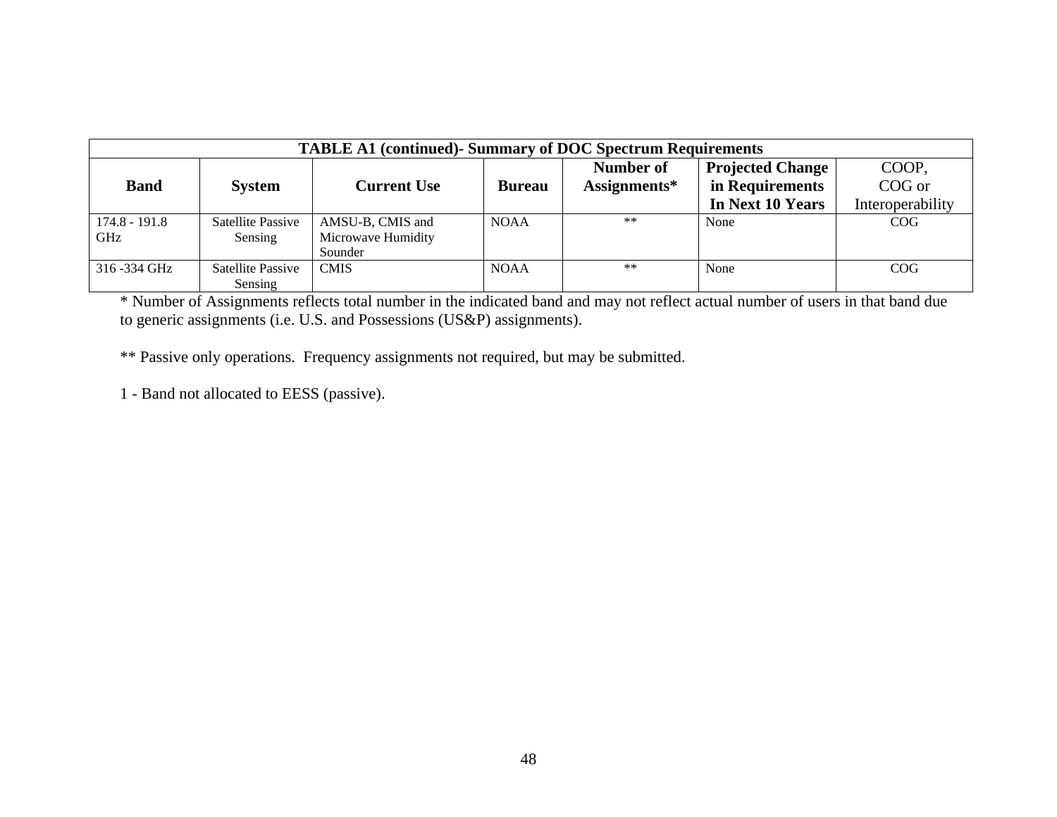| TABLE A1 (continued)- Summary of DOC Spectrum Requirements | | | | | | |
|---|---|---|---|---|---|---|
| **Band** | **System** | **Current Use** | **Bureau** | **Number of Assignments*** | **Projected Change in Requirements In Next 10 Years** | COOP, COG or Interoperability |
| 174.8 - 191.8 GHz | Satellite Passive Sensing | AMSU-B, CMIS and Microwave Humidity Sounder | NOAA | ** | None | COG |
| 316 -334 GHz | Satellite Passive Sensing | CMIS | NOAA | ** | None | COG |

* Number of Assignments reflects total number in the indicated band and may not reflect actual number of users in that band due to generic assignments (i.e. U.S. and Possessions (US&P) assignments).

** Passive only operations. Frequency assignments not required, but may be submitted.

1 - Band not allocated to EESS (passive).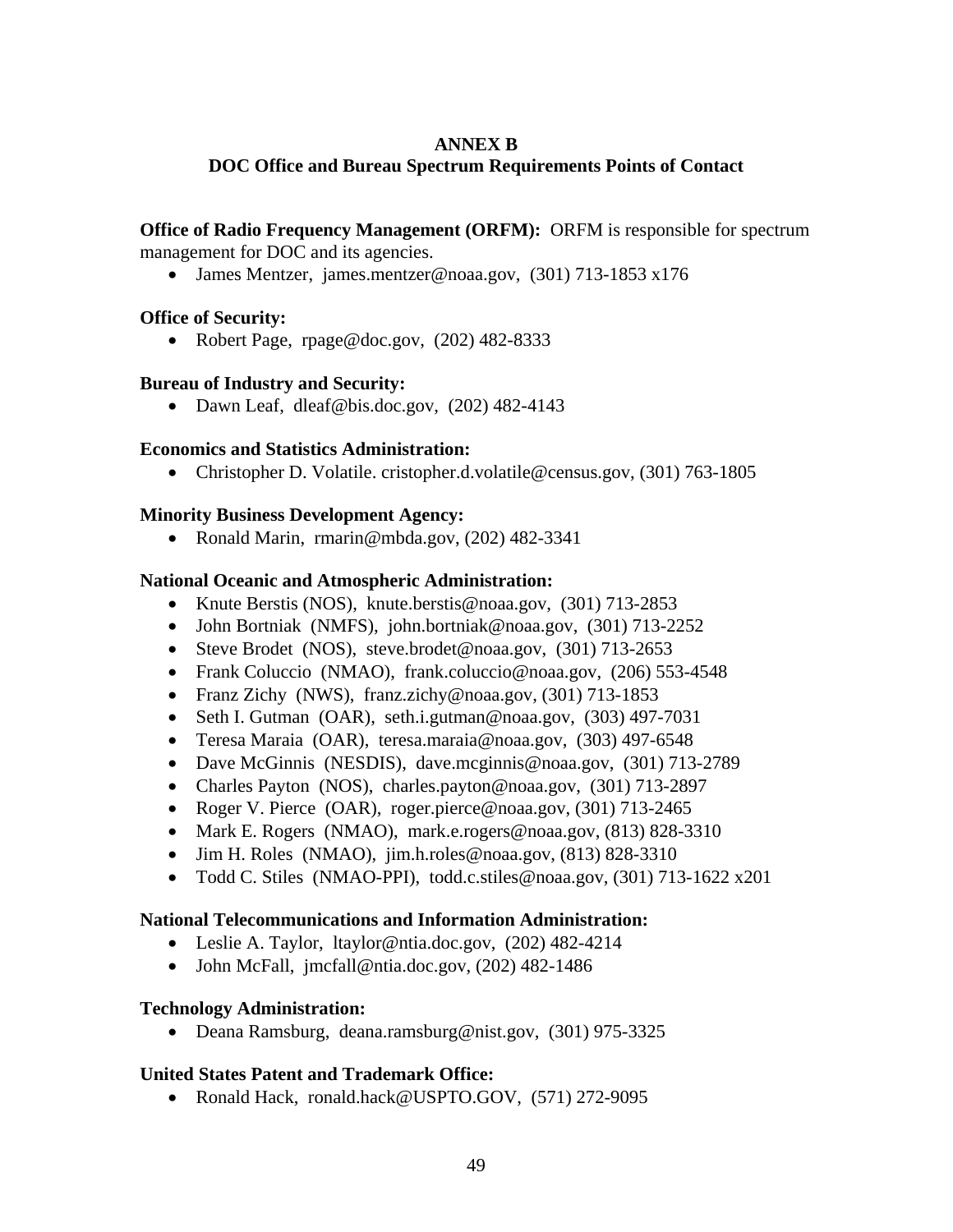# ANNEX B
## DOC Office and Bureau Spectrum Requirements Points of Contact

**Office of Radio Frequency Management (ORFM):** ORFM is responsible for spectrum management for DOC and its agencies.

- James Mentzer, james.mentzer@noaa.gov, (301) 713-1853 x176

**Office of Security:**

- Robert Page, rpage@doc.gov, (202) 482-8333

**Bureau of Industry and Security:**

- Dawn Leaf, dleaf@bis.doc.gov, (202) 482-4143

**Economics and Statistics Administration:**

- Christopher D. Volatile. cristopher.d.volatile@census.gov, (301) 763-1805

**Minority Business Development Agency:**

- Ronald Marin, rmarin@mbda.gov, (202) 482-3341

**National Oceanic and Atmospheric Administration:**

- Knute Berstis (NOS), knute.berstis@noaa.gov, (301) 713-2853
- John Bortniak (NMFS), john.bortniak@noaa.gov, (301) 713-2252
- Steve Brodet (NOS), steve.brodet@noaa.gov, (301) 713-2653
- Frank Coluccio (NMAO), frank.coluccio@noaa.gov, (206) 553-4548
- Franz Zichy (NWS), franz.zichy@noaa.gov, (301) 713-1853
- Seth I. Gutman (OAR), seth.i.gutman@noaa.gov, (303) 497-7031
- Teresa Maraia (OAR), teresa.maraia@noaa.gov, (303) 497-6548
- Dave McGinnis (NESDIS), dave.mcginnis@noaa.gov, (301) 713-2789
- Charles Payton (NOS), charles.payton@noaa.gov, (301) 713-2897
- Roger V. Pierce (OAR), roger.pierce@noaa.gov, (301) 713-2465
- Mark E. Rogers (NMAO), mark.e.rogers@noaa.gov, (813) 828-3310
- Jim H. Roles (NMAO), jim.h.roles@noaa.gov, (813) 828-3310
- Todd C. Stiles (NMAO-PPI), todd.c.stiles@noaa.gov, (301) 713-1622 x201

**National Telecommunications and Information Administration:**

- Leslie A. Taylor, ltaylor@ntia.doc.gov, (202) 482-4214
- John McFall, jmcfall@ntia.doc.gov, (202) 482-1486

**Technology Administration:**

- Deana Ramsburg, deana.ramsburg@nist.gov, (301) 975-3325

**United States Patent and Trademark Office:**

- Ronald Hack, ronald.hack@USPTO.GOV, (571) 272-9095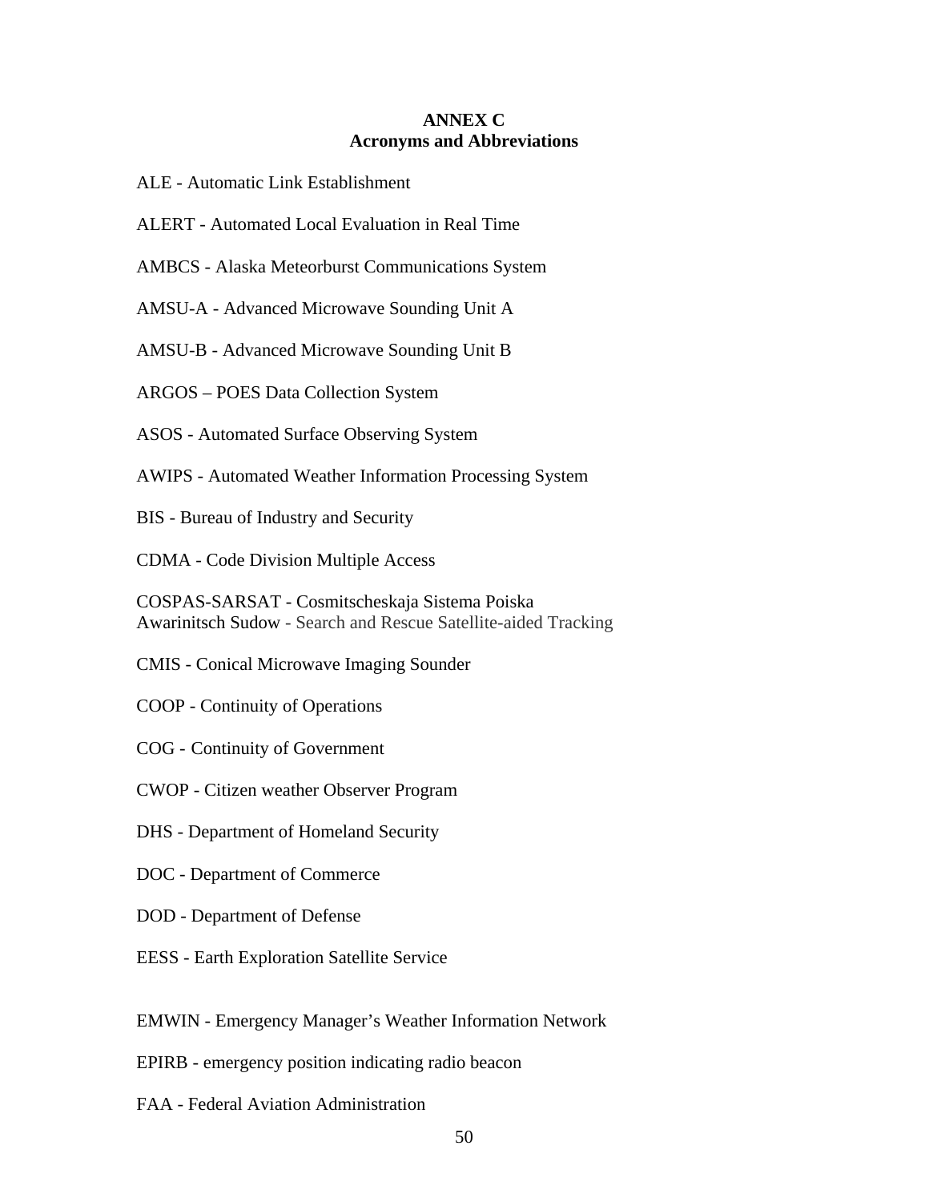# ANNEX C
## Acronyms and Abbreviations

ALE - Automatic Link Establishment

ALERT - Automated Local Evaluation in Real Time

AMBCS - Alaska Meteorburst Communications System

AMSU-A - Advanced Microwave Sounding Unit A

AMSU-B - Advanced Microwave Sounding Unit B

ARGOS – POES Data Collection System

ASOS - Automated Surface Observing System

AWIPS - Automated Weather Information Processing System

BIS - Bureau of Industry and Security

CDMA - Code Division Multiple Access

COSPAS-SARSAT - Cosmitscheskaja Sistema Poiska Awarinitsch Sudow - Search and Rescue Satellite-aided Tracking

CMIS - Conical Microwave Imaging Sounder

COOP - Continuity of Operations

COG - Continuity of Government

CWOP - Citizen weather Observer Program

DHS - Department of Homeland Security

DOC - Department of Commerce

DOD - Department of Defense

EESS - Earth Exploration Satellite Service

EMWIN - Emergency Manager's Weather Information Network

EPIRB - emergency position indicating radio beacon

FAA - Federal Aviation Administration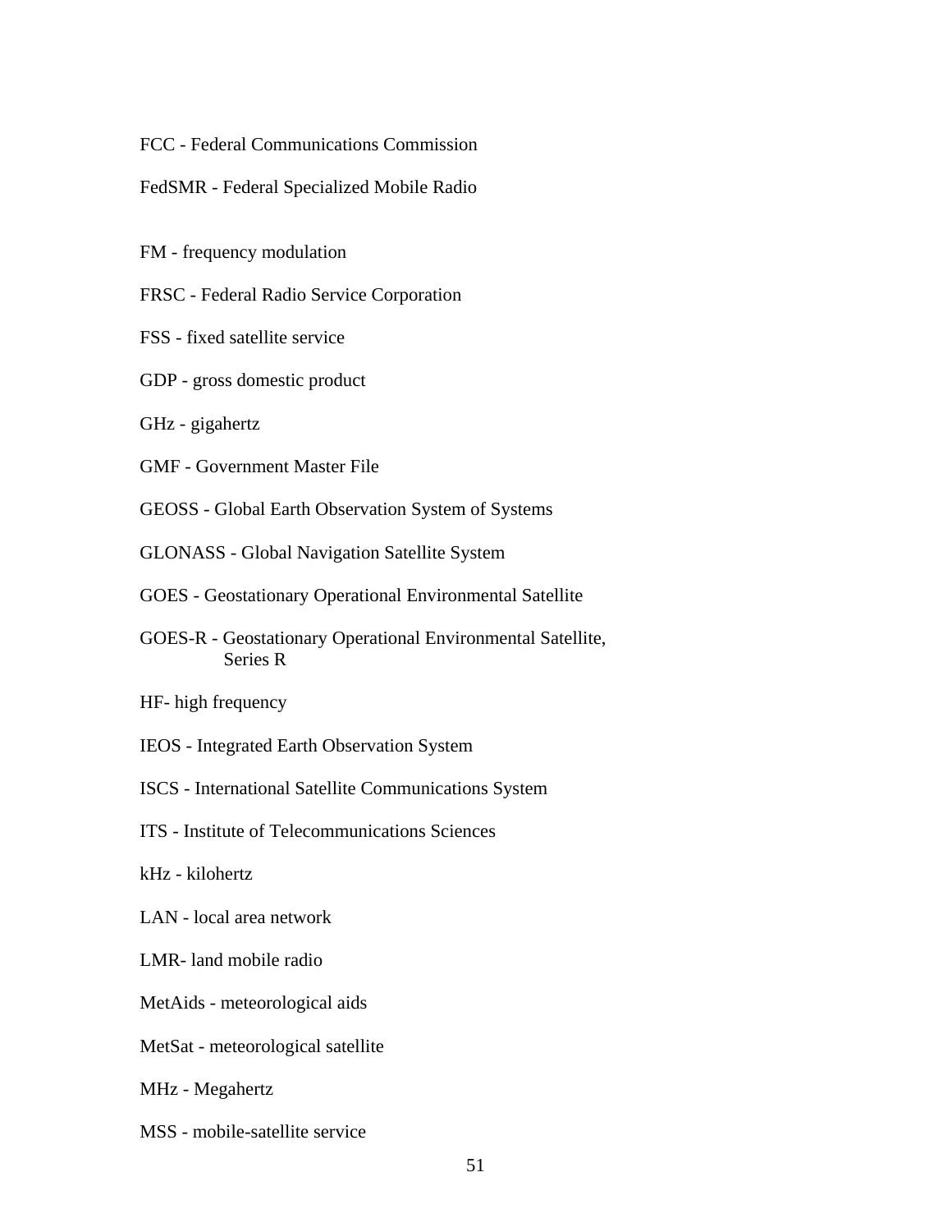FCC - Federal Communications Commission

FedSMR - Federal Specialized Mobile Radio

FM - frequency modulation

FRSC - Federal Radio Service Corporation

FSS - fixed satellite service

GDP - gross domestic product

GHz - gigahertz

GMF - Government Master File

GEOSS - Global Earth Observation System of Systems

GLONASS - Global Navigation Satellite System

GOES - Geostationary Operational Environmental Satellite

GOES-R - Geostationary Operational Environmental Satellite, Series R

HF- high frequency

IEOS - Integrated Earth Observation System

ISCS - International Satellite Communications System

ITS - Institute of Telecommunications Sciences

kHz - kilohertz

LAN - local area network

LMR- land mobile radio

MetAids - meteorological aids

MetSat - meteorological satellite

MHz - Megahertz

MSS - mobile-satellite service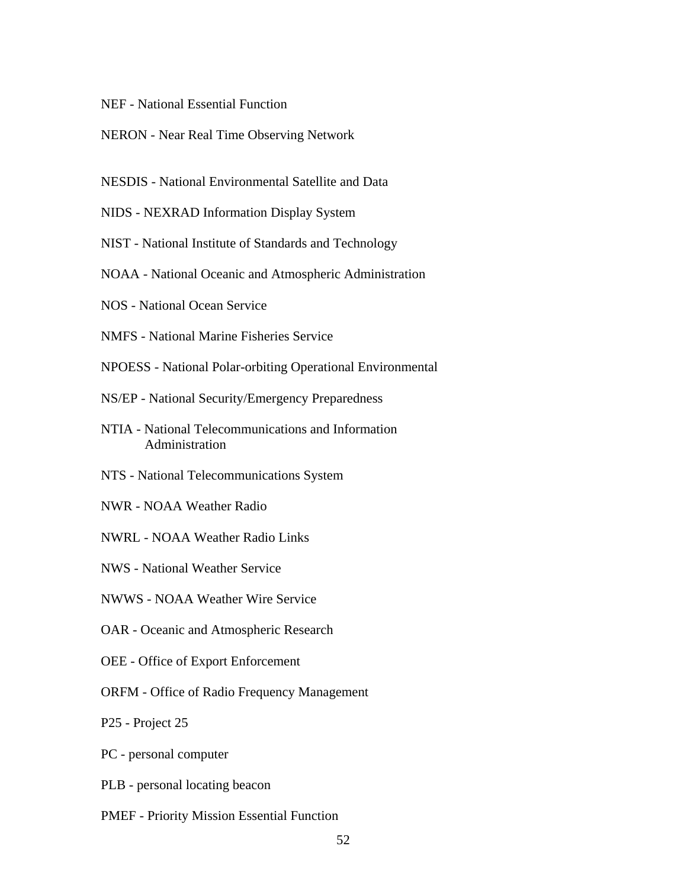NEF - National Essential Function

NERON - Near Real Time Observing Network

NESDIS - National Environmental Satellite and Data

NIDS - NEXRAD Information Display System

NIST - National Institute of Standards and Technology

NOAA - National Oceanic and Atmospheric Administration

NOS - National Ocean Service

NMFS - National Marine Fisheries Service

NPOESS - National Polar-orbiting Operational Environmental

NS/EP - National Security/Emergency Preparedness

NTIA - National Telecommunications and Information Administration

NTS - National Telecommunications System

NWR - NOAA Weather Radio

NWRL - NOAA Weather Radio Links

NWS - National Weather Service

NWWS - NOAA Weather Wire Service

OAR - Oceanic and Atmospheric Research

OEE - Office of Export Enforcement

ORFM - Office of Radio Frequency Management

P25 - Project 25

PC - personal computer

PLB - personal locating beacon

PMEF - Priority Mission Essential Function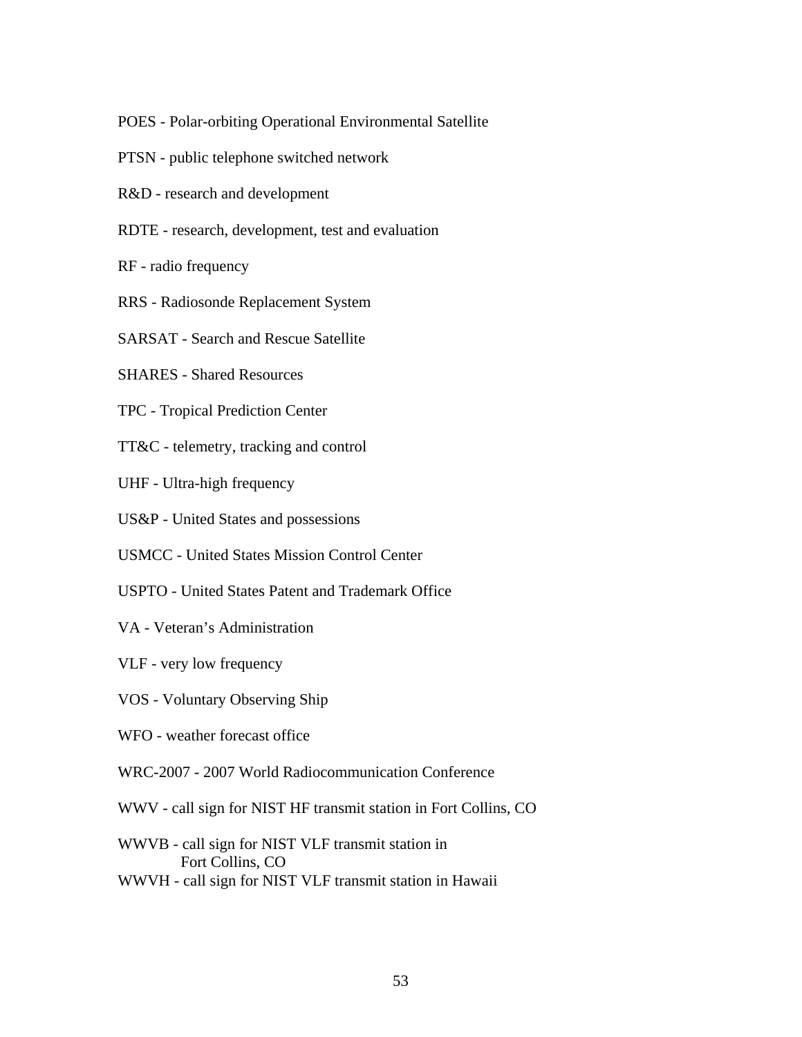POES - Polar-orbiting Operational Environmental Satellite

PTSN - public telephone switched network

R&D - research and development

RDTE - research, development, test and evaluation

RF - radio frequency

RRS - Radiosonde Replacement System

SARSAT - Search and Rescue Satellite

SHARES - Shared Resources

TPC - Tropical Prediction Center

TT&C - telemetry, tracking and control

UHF - Ultra-high frequency

US&P - United States and possessions

USMCC - United States Mission Control Center

USPTO - United States Patent and Trademark Office

VA - Veteran's Administration

VLF - very low frequency

VOS - Voluntary Observing Ship

WFO - weather forecast office

WRC-2007 - 2007 World Radiocommunication Conference

WWV - call sign for NIST HF transmit station in Fort Collins, CO

WWVB - call sign for NIST VLF transmit station in Fort Collins, CO

WWVH - call sign for NIST VLF transmit station in Hawaii